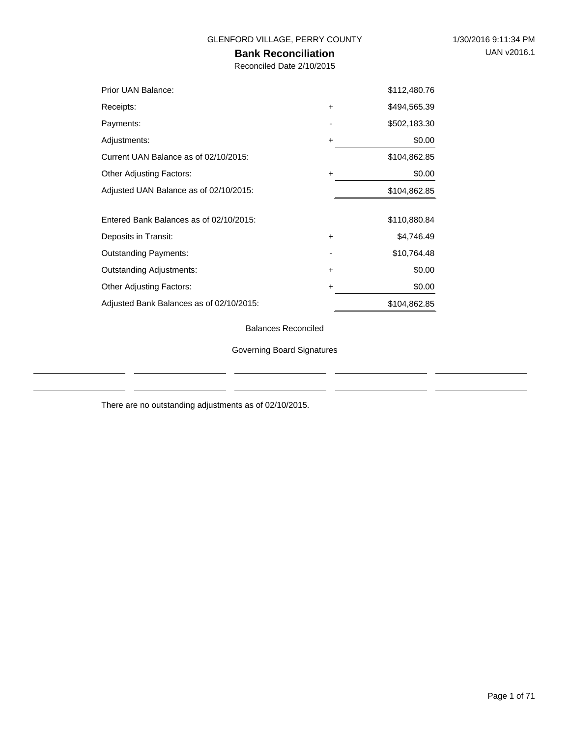GLENFORD VILLAGE, PERRY COUNTY

1/30/2016 9:11:34 PM

UAN v2016.1

# Bank Reconciliation

Reconciled Date 2/10/2015

| | | |
|---|---|---|
| Prior UAN Balance: | | $112,480.76 |
| Receipts: | + | $494,565.39 |
| Payments: | - | $502,183.30 |
| Adjustments: | + | $0.00 |
| Current UAN Balance as of 02/10/2015: | | $104,862.85 |
| Other Adjusting Factors: | + | $0.00 |
| Adjusted UAN Balance as of 02/10/2015: | | $104,862.85 |
| | | |
| Entered Bank Balances as of 02/10/2015: | | $110,880.84 |
| Deposits in Transit: | + | $4,746.49 |
| Outstanding Payments: | - | $10,764.48 |
| Outstanding Adjustments: | + | $0.00 |
| Other Adjusting Factors: | + | $0.00 |
| Adjusted Bank Balances as of 02/10/2015: | | $104,862.85 |

Balances Reconciled

Governing Board Signatures

\_\_\_\_\_\_\_\_\_\_\_\_\_\_\_\_ \_\_\_\_\_\_\_\_\_\_\_\_\_\_\_\_ \_\_\_\_\_\_\_\_\_\_\_\_\_\_\_\_ \_\_\_\_\_\_\_\_\_\_\_\_\_\_\_\_ \_\_\_\_\_\_\_\_\_\_\_\_\_\_\_\_

\_\_\_\_\_\_\_\_\_\_\_\_\_\_\_\_ \_\_\_\_\_\_\_\_\_\_\_\_\_\_\_\_ \_\_\_\_\_\_\_\_\_\_\_\_\_\_\_\_ \_\_\_\_\_\_\_\_\_\_\_\_\_\_\_\_ \_\_\_\_\_\_\_\_\_\_\_\_\_\_\_\_

There are no outstanding adjustments as of 02/10/2015.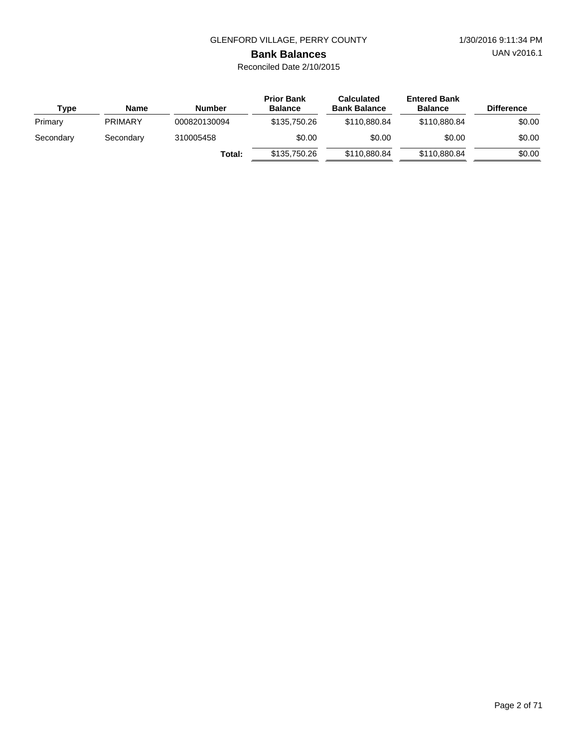GLENFORD VILLAGE, PERRY COUNTY

1/30/2016 9:11:34 PM

UAN v2016.1

# Bank Balances

Reconciled Date 2/10/2015

| Type | Name | Number | Prior Bank Balance | Calculated Bank Balance | Entered Bank Balance | Difference |
|---|---|---|---|---|---|---|
| Primary | PRIMARY | 000820130094 | $135,750.26 | $110,880.84 | $110,880.84 | $0.00 |
| Secondary | Secondary | 310005458 | $0.00 | $0.00 | $0.00 | $0.00 |
| | | **Total:** | $135,750.26 | $110,880.84 | $110,880.84 | $0.00 |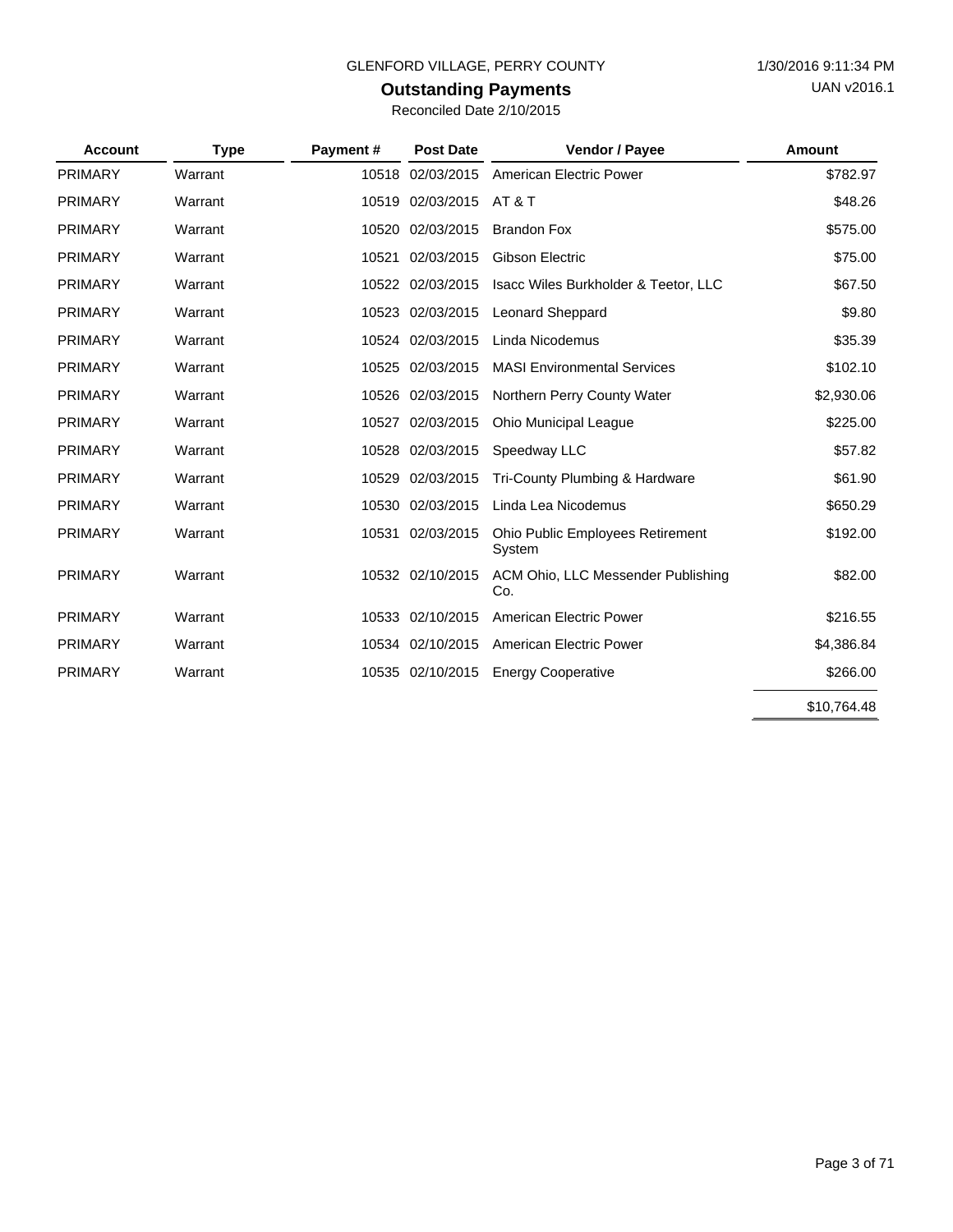GLENFORD VILLAGE, PERRY COUNTY

1/30/2016 9:11:34 PM

UAN v2016.1

# Outstanding Payments

Reconciled Date 2/10/2015

| Account | Type | Payment # | Post Date | Vendor / Payee | Amount |
|---|---|---|---|---|---|
| PRIMARY | Warrant | 10518 | 02/03/2015 | American Electric Power | $782.97 |
| PRIMARY | Warrant | 10519 | 02/03/2015 | AT & T | $48.26 |
| PRIMARY | Warrant | 10520 | 02/03/2015 | Brandon Fox | $575.00 |
| PRIMARY | Warrant | 10521 | 02/03/2015 | Gibson Electric | $75.00 |
| PRIMARY | Warrant | 10522 | 02/03/2015 | Isacc Wiles Burkholder & Teetor, LLC | $67.50 |
| PRIMARY | Warrant | 10523 | 02/03/2015 | Leonard Sheppard | $9.80 |
| PRIMARY | Warrant | 10524 | 02/03/2015 | Linda Nicodemus | $35.39 |
| PRIMARY | Warrant | 10525 | 02/03/2015 | MASI Environmental Services | $102.10 |
| PRIMARY | Warrant | 10526 | 02/03/2015 | Northern Perry County Water | $2,930.06 |
| PRIMARY | Warrant | 10527 | 02/03/2015 | Ohio Municipal League | $225.00 |
| PRIMARY | Warrant | 10528 | 02/03/2015 | Speedway LLC | $57.82 |
| PRIMARY | Warrant | 10529 | 02/03/2015 | Tri-County Plumbing & Hardware | $61.90 |
| PRIMARY | Warrant | 10530 | 02/03/2015 | Linda Lea Nicodemus | $650.29 |
| PRIMARY | Warrant | 10531 | 02/03/2015 | Ohio Public Employees Retirement System | $192.00 |
| PRIMARY | Warrant | 10532 | 02/10/2015 | ACM Ohio, LLC Messender Publishing Co. | $82.00 |
| PRIMARY | Warrant | 10533 | 02/10/2015 | American Electric Power | $216.55 |
| PRIMARY | Warrant | 10534 | 02/10/2015 | American Electric Power | $4,386.84 |
| PRIMARY | Warrant | 10535 | 02/10/2015 | Energy Cooperative | $266.00 |
| | | | | | $10,764.48 |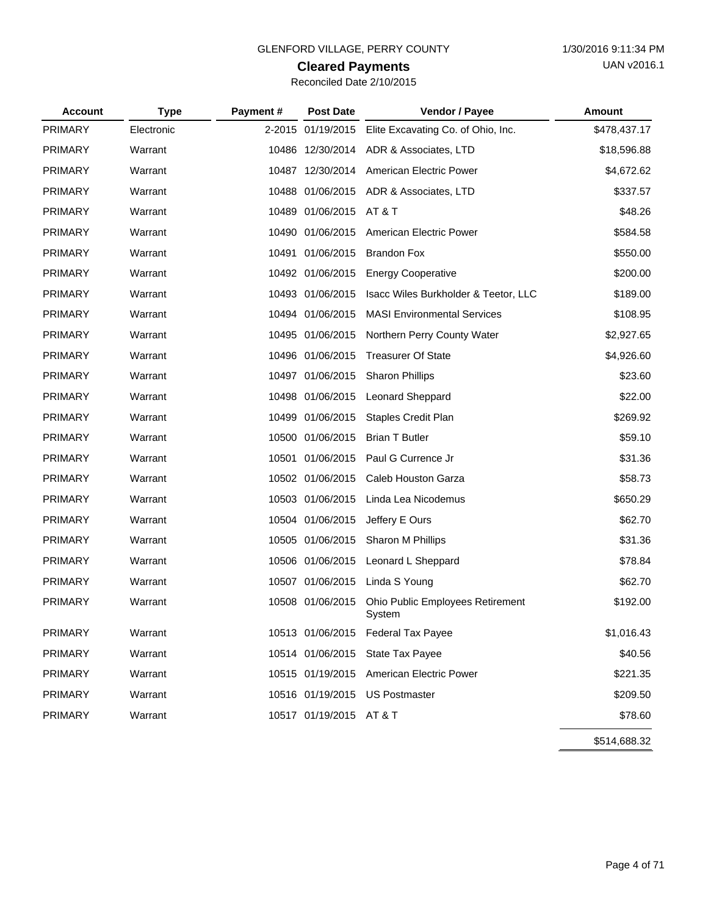GLENFORD VILLAGE, PERRY COUNTY

1/30/2016 9:11:34 PM

UAN v2016.1

# Cleared Payments

Reconciled Date 2/10/2015

| Account | Type | Payment # | Post Date | Vendor / Payee | Amount |
|---|---|---|---|---|---|
| PRIMARY | Electronic | 2-2015 | 01/19/2015 | Elite Excavating Co. of Ohio, Inc. | $478,437.17 |
| PRIMARY | Warrant | 10486 | 12/30/2014 | ADR & Associates, LTD | $18,596.88 |
| PRIMARY | Warrant | 10487 | 12/30/2014 | American Electric Power | $4,672.62 |
| PRIMARY | Warrant | 10488 | 01/06/2015 | ADR & Associates, LTD | $337.57 |
| PRIMARY | Warrant | 10489 | 01/06/2015 | AT & T | $48.26 |
| PRIMARY | Warrant | 10490 | 01/06/2015 | American Electric Power | $584.58 |
| PRIMARY | Warrant | 10491 | 01/06/2015 | Brandon Fox | $550.00 |
| PRIMARY | Warrant | 10492 | 01/06/2015 | Energy Cooperative | $200.00 |
| PRIMARY | Warrant | 10493 | 01/06/2015 | Isacc Wiles Burkholder & Teetor, LLC | $189.00 |
| PRIMARY | Warrant | 10494 | 01/06/2015 | MASI Environmental Services | $108.95 |
| PRIMARY | Warrant | 10495 | 01/06/2015 | Northern Perry County Water | $2,927.65 |
| PRIMARY | Warrant | 10496 | 01/06/2015 | Treasurer Of State | $4,926.60 |
| PRIMARY | Warrant | 10497 | 01/06/2015 | Sharon Phillips | $23.60 |
| PRIMARY | Warrant | 10498 | 01/06/2015 | Leonard Sheppard | $22.00 |
| PRIMARY | Warrant | 10499 | 01/06/2015 | Staples Credit Plan | $269.92 |
| PRIMARY | Warrant | 10500 | 01/06/2015 | Brian T Butler | $59.10 |
| PRIMARY | Warrant | 10501 | 01/06/2015 | Paul G Currence Jr | $31.36 |
| PRIMARY | Warrant | 10502 | 01/06/2015 | Caleb Houston Garza | $58.73 |
| PRIMARY | Warrant | 10503 | 01/06/2015 | Linda Lea Nicodemus | $650.29 |
| PRIMARY | Warrant | 10504 | 01/06/2015 | Jeffery E Ours | $62.70 |
| PRIMARY | Warrant | 10505 | 01/06/2015 | Sharon M Phillips | $31.36 |
| PRIMARY | Warrant | 10506 | 01/06/2015 | Leonard L Sheppard | $78.84 |
| PRIMARY | Warrant | 10507 | 01/06/2015 | Linda S Young | $62.70 |
| PRIMARY | Warrant | 10508 | 01/06/2015 | Ohio Public Employees Retirement System | $192.00 |
| PRIMARY | Warrant | 10513 | 01/06/2015 | Federal Tax Payee | $1,016.43 |
| PRIMARY | Warrant | 10514 | 01/06/2015 | State Tax Payee | $40.56 |
| PRIMARY | Warrant | 10515 | 01/19/2015 | American Electric Power | $221.35 |
| PRIMARY | Warrant | 10516 | 01/19/2015 | US Postmaster | $209.50 |
| PRIMARY | Warrant | 10517 | 01/19/2015 | AT & T | $78.60 |
| | | | | | $514,688.32 |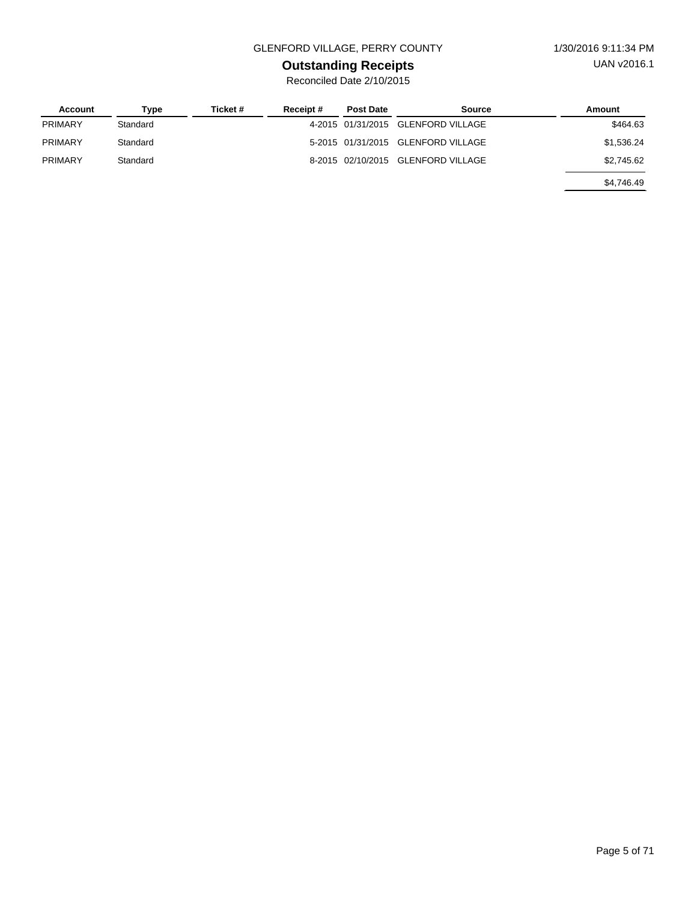GLENFORD VILLAGE, PERRY COUNTY

# Outstanding Receipts

Reconciled Date 2/10/2015

| Account | Type | Ticket # | Receipt # | Post Date | Source | Amount |
|---|---|---|---|---|---|---|
| PRIMARY | Standard | | 4-2015 | 01/31/2015 | GLENFORD VILLAGE | $464.63 |
| PRIMARY | Standard | | 5-2015 | 01/31/2015 | GLENFORD VILLAGE | $1,536.24 |
| PRIMARY | Standard | | 8-2015 | 02/10/2015 | GLENFORD VILLAGE | $2,745.62 |
| | | | | | | $4,746.49 |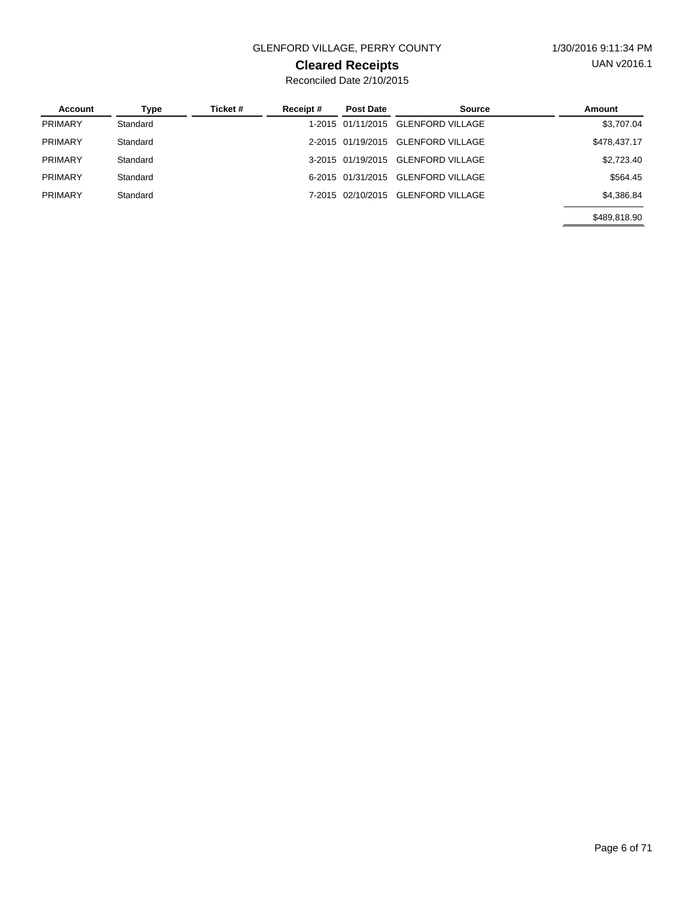GLENFORD VILLAGE, PERRY COUNTY

1/30/2016 9:11:34 PM

UAN v2016.1

# Cleared Receipts

Reconciled Date 2/10/2015

| Account | Type | Ticket # | Receipt # | Post Date | Source | Amount |
|---|---|---|---|---|---|---|
| PRIMARY | Standard | | 1-2015 | 01/11/2015 | GLENFORD VILLAGE | $3,707.04 |
| PRIMARY | Standard | | 2-2015 | 01/19/2015 | GLENFORD VILLAGE | $478,437.17 |
| PRIMARY | Standard | | 3-2015 | 01/19/2015 | GLENFORD VILLAGE | $2,723.40 |
| PRIMARY | Standard | | 6-2015 | 01/31/2015 | GLENFORD VILLAGE | $564.45 |
| PRIMARY | Standard | | 7-2015 | 02/10/2015 | GLENFORD VILLAGE | $4,386.84 |
| | | | | | | $489,818.90 |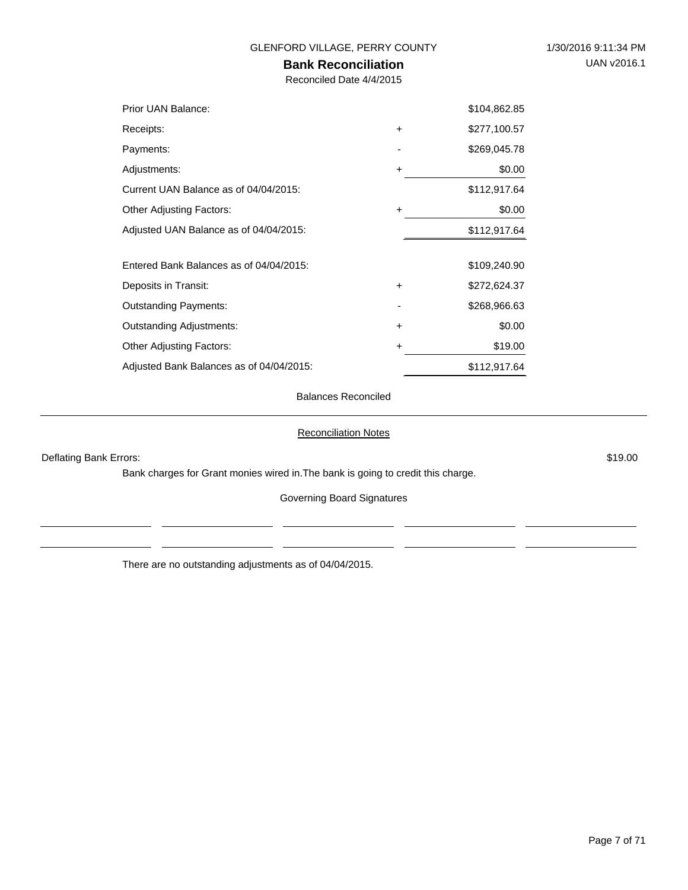GLENFORD VILLAGE, PERRY COUNTY

# Bank Reconciliation

Reconciled Date 4/4/2015

| | | |
|---|---|---|
| Prior UAN Balance: | | $104,862.85 |
| Receipts: | + | $277,100.57 |
| Payments: | - | $269,045.78 |
| Adjustments: | + | $0.00 |
| Current UAN Balance as of 04/04/2015: | | $112,917.64 |
| Other Adjusting Factors: | + | $0.00 |
| Adjusted UAN Balance as of 04/04/2015: | | $112,917.64 |
| | | |
| Entered Bank Balances as of 04/04/2015: | | $109,240.90 |
| Deposits in Transit: | + | $272,624.37 |
| Outstanding Payments: | - | $268,966.63 |
| Outstanding Adjustments: | + | $0.00 |
| Other Adjusting Factors: | + | $19.00 |
| Adjusted Bank Balances as of 04/04/2015: | | $112,917.64 |

Balances Reconciled

## Reconciliation Notes

Deflating Bank Errors: $19.00

Bank charges for Grant monies wired in.The bank is going to credit this charge.

Governing Board Signatures

There are no outstanding adjustments as of 04/04/2015.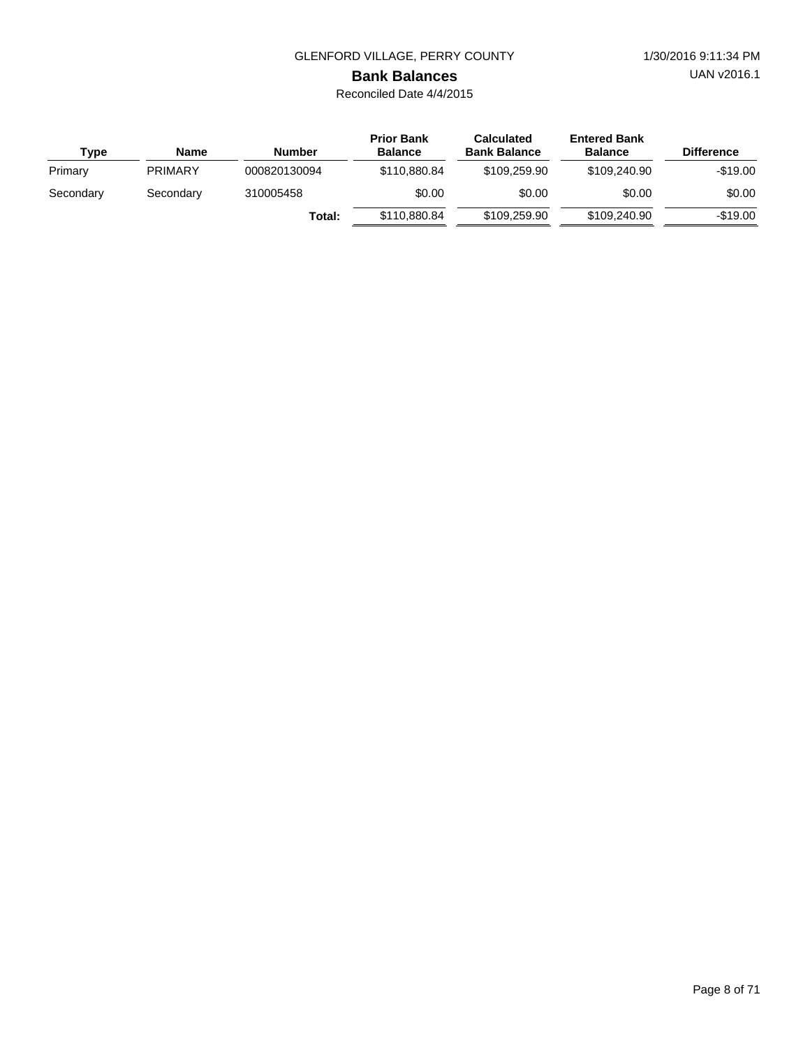GLENFORD VILLAGE, PERRY COUNTY

# Bank Balances

Reconciled Date 4/4/2015

| Type | Name | Number | Prior Bank Balance | Calculated Bank Balance | Entered Bank Balance | Difference |
|---|---|---|---|---|---|---|
| Primary | PRIMARY | 000820130094 | $110,880.84 | $109,259.90 | $109,240.90 | -$19.00 |
| Secondary | Secondary | 310005458 | $0.00 | $0.00 | $0.00 | $0.00 |
| | | **Total:** | $110,880.84 | $109,259.90 | $109,240.90 | -$19.00 |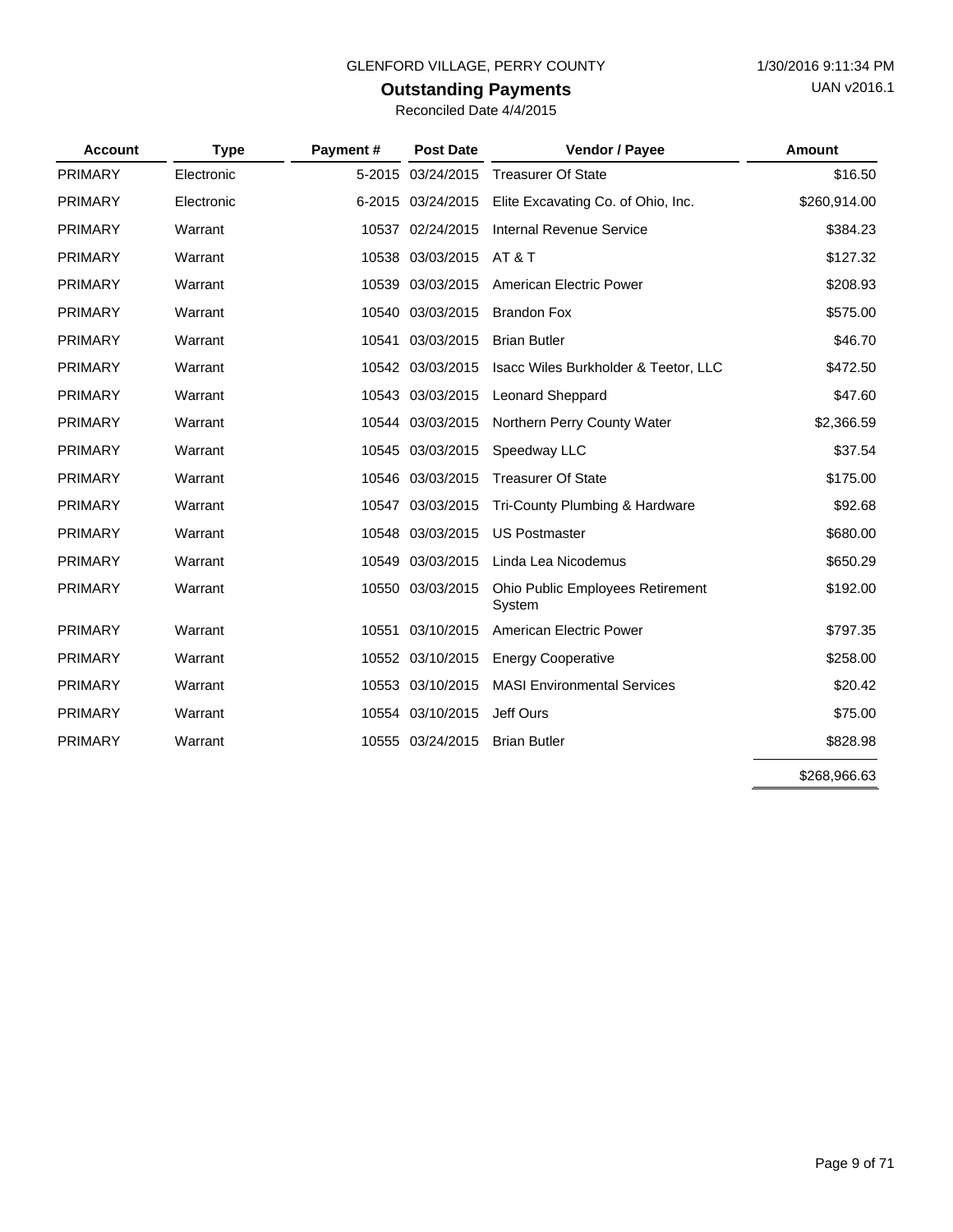GLENFORD VILLAGE, PERRY COUNTY

1/30/2016 9:11:34 PM

UAN v2016.1

# Outstanding Payments

Reconciled Date 4/4/2015

| Account | Type | Payment # | Post Date | Vendor / Payee | Amount |
|---|---|---|---|---|---|
| PRIMARY | Electronic | 5-2015 | 03/24/2015 | Treasurer Of State | $16.50 |
| PRIMARY | Electronic | 6-2015 | 03/24/2015 | Elite Excavating Co. of Ohio, Inc. | $260,914.00 |
| PRIMARY | Warrant | 10537 | 02/24/2015 | Internal Revenue Service | $384.23 |
| PRIMARY | Warrant | 10538 | 03/03/2015 | AT & T | $127.32 |
| PRIMARY | Warrant | 10539 | 03/03/2015 | American Electric Power | $208.93 |
| PRIMARY | Warrant | 10540 | 03/03/2015 | Brandon Fox | $575.00 |
| PRIMARY | Warrant | 10541 | 03/03/2015 | Brian Butler | $46.70 |
| PRIMARY | Warrant | 10542 | 03/03/2015 | Isacc Wiles Burkholder & Teetor, LLC | $472.50 |
| PRIMARY | Warrant | 10543 | 03/03/2015 | Leonard Sheppard | $47.60 |
| PRIMARY | Warrant | 10544 | 03/03/2015 | Northern Perry County Water | $2,366.59 |
| PRIMARY | Warrant | 10545 | 03/03/2015 | Speedway LLC | $37.54 |
| PRIMARY | Warrant | 10546 | 03/03/2015 | Treasurer Of State | $175.00 |
| PRIMARY | Warrant | 10547 | 03/03/2015 | Tri-County Plumbing & Hardware | $92.68 |
| PRIMARY | Warrant | 10548 | 03/03/2015 | US Postmaster | $680.00 |
| PRIMARY | Warrant | 10549 | 03/03/2015 | Linda Lea Nicodemus | $650.29 |
| PRIMARY | Warrant | 10550 | 03/03/2015 | Ohio Public Employees Retirement System | $192.00 |
| PRIMARY | Warrant | 10551 | 03/10/2015 | American Electric Power | $797.35 |
| PRIMARY | Warrant | 10552 | 03/10/2015 | Energy Cooperative | $258.00 |
| PRIMARY | Warrant | 10553 | 03/10/2015 | MASI Environmental Services | $20.42 |
| PRIMARY | Warrant | 10554 | 03/10/2015 | Jeff Ours | $75.00 |
| PRIMARY | Warrant | 10555 | 03/24/2015 | Brian Butler | $828.98 |
| | | | | | $268,966.63 |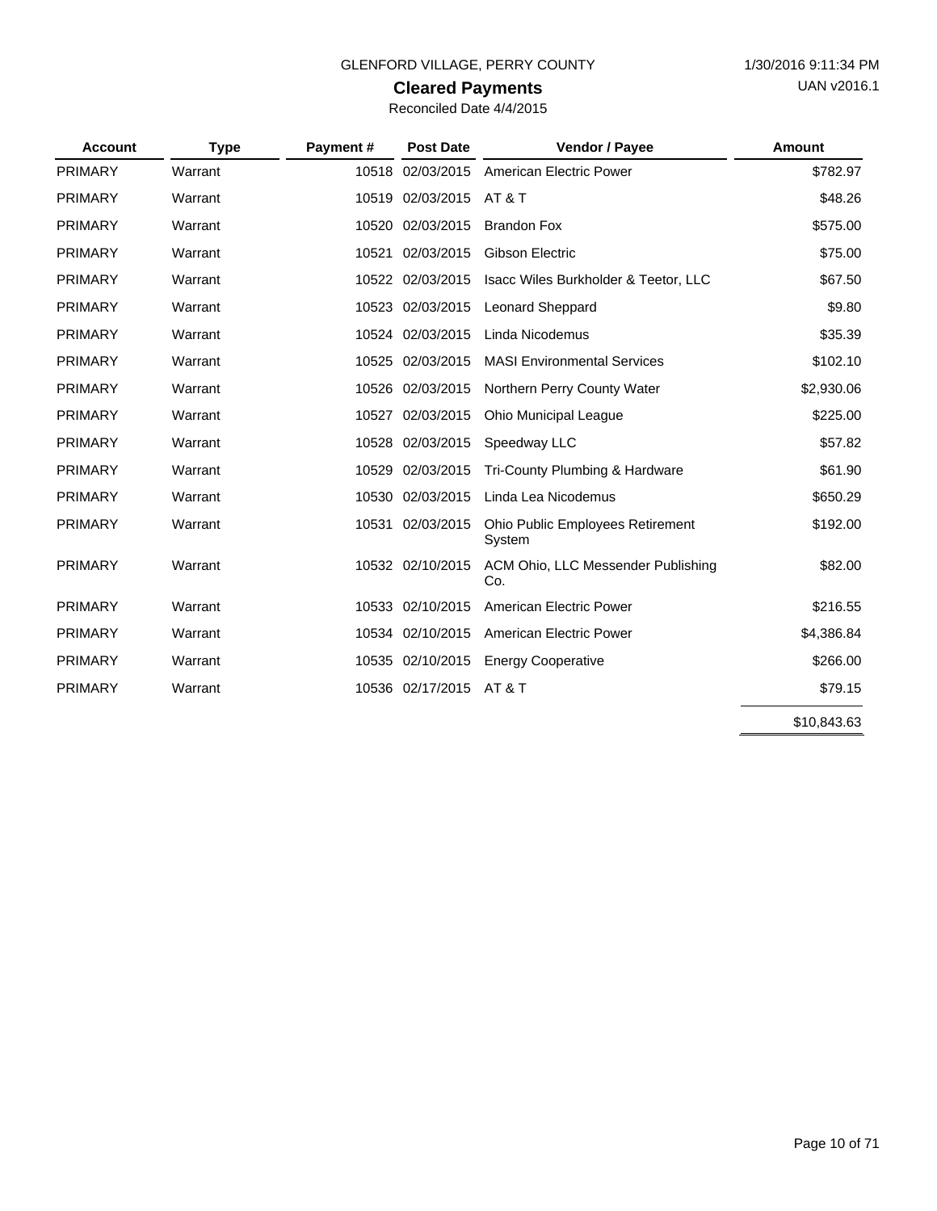GLENFORD VILLAGE, PERRY COUNTY

## Cleared Payments

Reconciled Date 4/4/2015

| Account | Type | Payment # | Post Date | Vendor / Payee | Amount |
|---|---|---|---|---|---|
| PRIMARY | Warrant | 10518 | 02/03/2015 | American Electric Power | $782.97 |
| PRIMARY | Warrant | 10519 | 02/03/2015 | AT & T | $48.26 |
| PRIMARY | Warrant | 10520 | 02/03/2015 | Brandon Fox | $575.00 |
| PRIMARY | Warrant | 10521 | 02/03/2015 | Gibson Electric | $75.00 |
| PRIMARY | Warrant | 10522 | 02/03/2015 | Isacc Wiles Burkholder & Teetor, LLC | $67.50 |
| PRIMARY | Warrant | 10523 | 02/03/2015 | Leonard Sheppard | $9.80 |
| PRIMARY | Warrant | 10524 | 02/03/2015 | Linda Nicodemus | $35.39 |
| PRIMARY | Warrant | 10525 | 02/03/2015 | MASI Environmental Services | $102.10 |
| PRIMARY | Warrant | 10526 | 02/03/2015 | Northern Perry County Water | $2,930.06 |
| PRIMARY | Warrant | 10527 | 02/03/2015 | Ohio Municipal League | $225.00 |
| PRIMARY | Warrant | 10528 | 02/03/2015 | Speedway LLC | $57.82 |
| PRIMARY | Warrant | 10529 | 02/03/2015 | Tri-County Plumbing & Hardware | $61.90 |
| PRIMARY | Warrant | 10530 | 02/03/2015 | Linda Lea Nicodemus | $650.29 |
| PRIMARY | Warrant | 10531 | 02/03/2015 | Ohio Public Employees Retirement System | $192.00 |
| PRIMARY | Warrant | 10532 | 02/10/2015 | ACM Ohio, LLC Messender Publishing Co. | $82.00 |
| PRIMARY | Warrant | 10533 | 02/10/2015 | American Electric Power | $216.55 |
| PRIMARY | Warrant | 10534 | 02/10/2015 | American Electric Power | $4,386.84 |
| PRIMARY | Warrant | 10535 | 02/10/2015 | Energy Cooperative | $266.00 |
| PRIMARY | Warrant | 10536 | 02/17/2015 | AT & T | $79.15 |
| | | | | | $10,843.63 |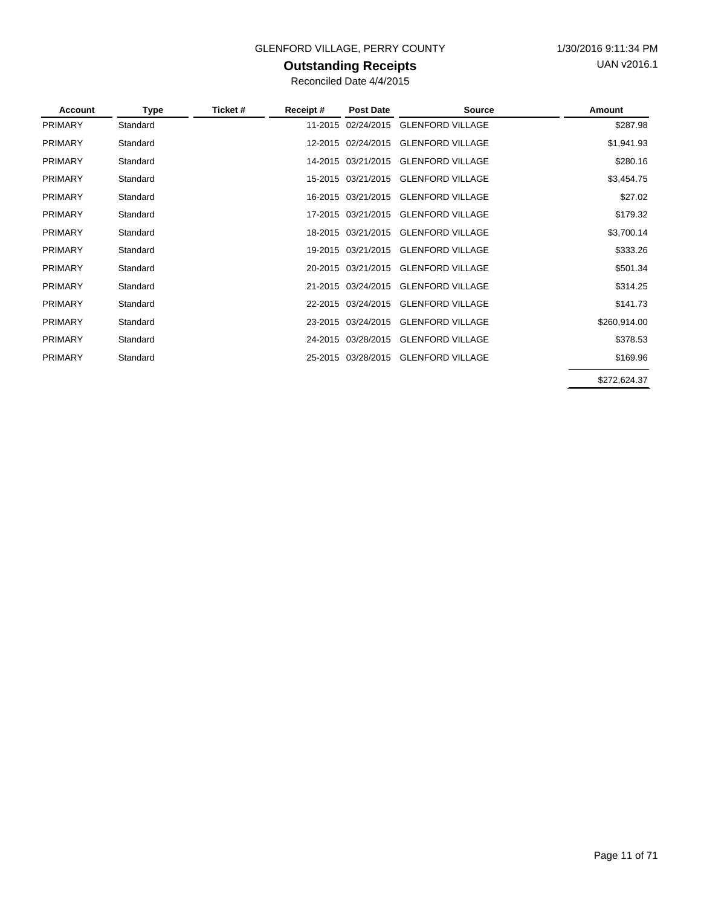GLENFORD VILLAGE, PERRY COUNTY

1/30/2016 9:11:34 PM

UAN v2016.1

# Outstanding Receipts

Reconciled Date 4/4/2015

| Account | Type | Ticket # | Receipt # | Post Date | Source | Amount |
|---|---|---|---|---|---|---|
| PRIMARY | Standard | | 11-2015 | 02/24/2015 | GLENFORD VILLAGE | $287.98 |
| PRIMARY | Standard | | 12-2015 | 02/24/2015 | GLENFORD VILLAGE | $1,941.93 |
| PRIMARY | Standard | | 14-2015 | 03/21/2015 | GLENFORD VILLAGE | $280.16 |
| PRIMARY | Standard | | 15-2015 | 03/21/2015 | GLENFORD VILLAGE | $3,454.75 |
| PRIMARY | Standard | | 16-2015 | 03/21/2015 | GLENFORD VILLAGE | $27.02 |
| PRIMARY | Standard | | 17-2015 | 03/21/2015 | GLENFORD VILLAGE | $179.32 |
| PRIMARY | Standard | | 18-2015 | 03/21/2015 | GLENFORD VILLAGE | $3,700.14 |
| PRIMARY | Standard | | 19-2015 | 03/21/2015 | GLENFORD VILLAGE | $333.26 |
| PRIMARY | Standard | | 20-2015 | 03/21/2015 | GLENFORD VILLAGE | $501.34 |
| PRIMARY | Standard | | 21-2015 | 03/24/2015 | GLENFORD VILLAGE | $314.25 |
| PRIMARY | Standard | | 22-2015 | 03/24/2015 | GLENFORD VILLAGE | $141.73 |
| PRIMARY | Standard | | 23-2015 | 03/24/2015 | GLENFORD VILLAGE | $260,914.00 |
| PRIMARY | Standard | | 24-2015 | 03/28/2015 | GLENFORD VILLAGE | $378.53 |
| PRIMARY | Standard | | 25-2015 | 03/28/2015 | GLENFORD VILLAGE | $169.96 |
| | | | | | | $272,624.37 |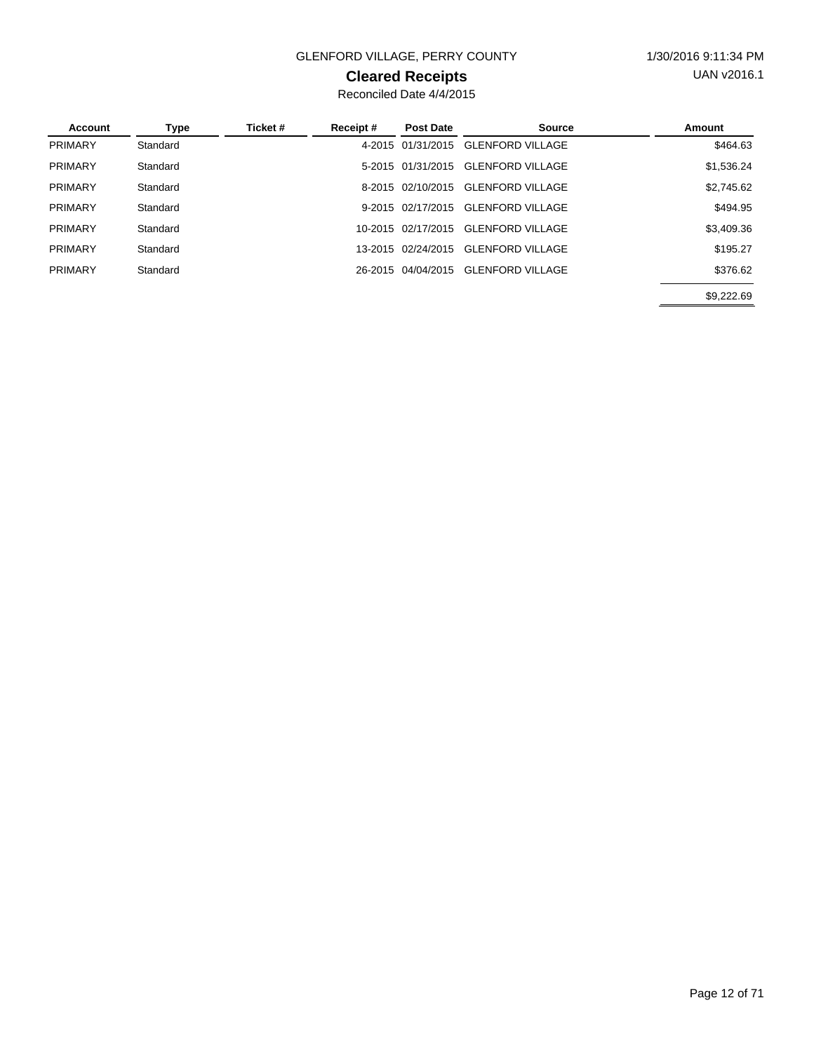GLENFORD VILLAGE, PERRY COUNTY

1/30/2016 9:11:34 PM

UAN v2016.1

# Cleared Receipts

Reconciled Date 4/4/2015

| Account | Type | Ticket # | Receipt # | Post Date | Source | Amount |
|---|---|---|---|---|---|---|
| PRIMARY | Standard | | 4-2015 | 01/31/2015 | GLENFORD VILLAGE | $464.63 |
| PRIMARY | Standard | | 5-2015 | 01/31/2015 | GLENFORD VILLAGE | $1,536.24 |
| PRIMARY | Standard | | 8-2015 | 02/10/2015 | GLENFORD VILLAGE | $2,745.62 |
| PRIMARY | Standard | | 9-2015 | 02/17/2015 | GLENFORD VILLAGE | $494.95 |
| PRIMARY | Standard | | 10-2015 | 02/17/2015 | GLENFORD VILLAGE | $3,409.36 |
| PRIMARY | Standard | | 13-2015 | 02/24/2015 | GLENFORD VILLAGE | $195.27 |
| PRIMARY | Standard | | 26-2015 | 04/04/2015 | GLENFORD VILLAGE | $376.62 |
| | | | | | | $9,222.69 |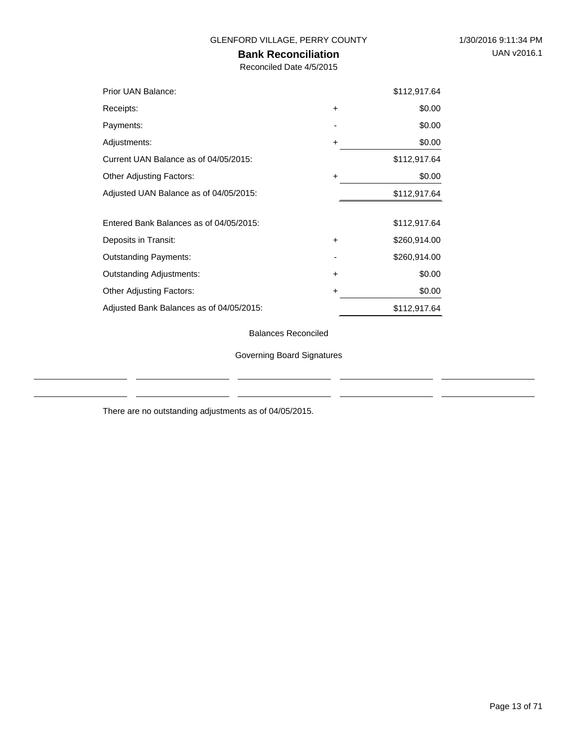GLENFORD VILLAGE, PERRY COUNTY

1/30/2016 9:11:34 PM

UAN v2016.1

# Bank Reconciliation

Reconciled Date 4/5/2015

| | | |
|---|---|---|
| Prior UAN Balance: | | $112,917.64 |
| Receipts: | + | $0.00 |
| Payments: | - | $0.00 |
| Adjustments: | + | $0.00 |
| Current UAN Balance as of 04/05/2015: | | $112,917.64 |
| Other Adjusting Factors: | + | $0.00 |
| Adjusted UAN Balance as of 04/05/2015: | | $112,917.64 |
| | | |
| Entered Bank Balances as of 04/05/2015: | | $112,917.64 |
| Deposits in Transit: | + | $260,914.00 |
| Outstanding Payments: | - | $260,914.00 |
| Outstanding Adjustments: | + | $0.00 |
| Other Adjusting Factors: | + | $0.00 |
| Adjusted Bank Balances as of 04/05/2015: | | $112,917.64 |

Balances Reconciled

Governing Board Signatures

There are no outstanding adjustments as of 04/05/2015.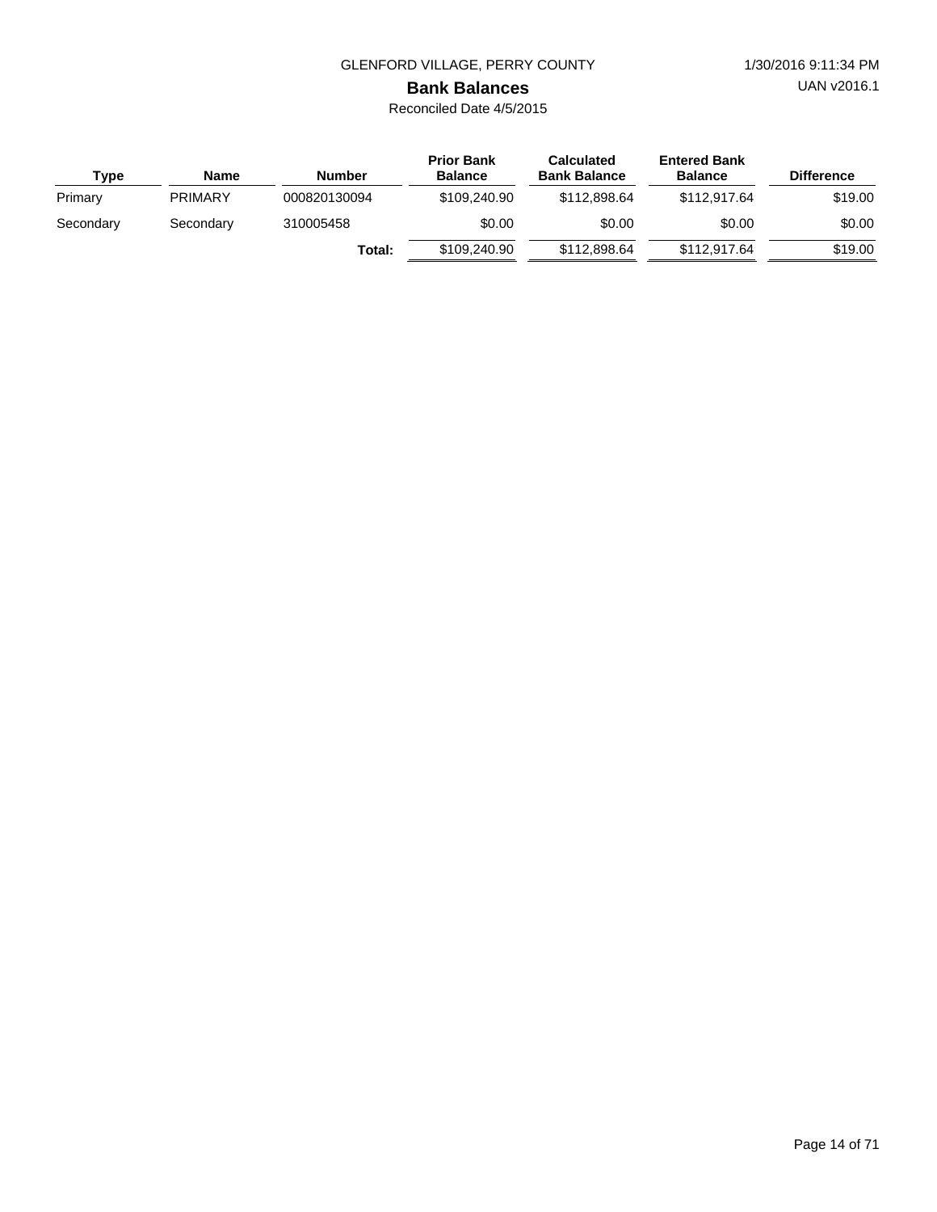GLENFORD VILLAGE, PERRY COUNTY

# Bank Balances

Reconciled Date 4/5/2015

| Type | Name | Number | Prior Bank Balance | Calculated Bank Balance | Entered Bank Balance | Difference |
|---|---|---|---|---|---|---|
| Primary | PRIMARY | 000820130094 | $109,240.90 | $112,898.64 | $112,917.64 | $19.00 |
| Secondary | Secondary | 310005458 | $0.00 | $0.00 | $0.00 | $0.00 |
| | | **Total:** | $109,240.90 | $112,898.64 | $112,917.64 | $19.00 |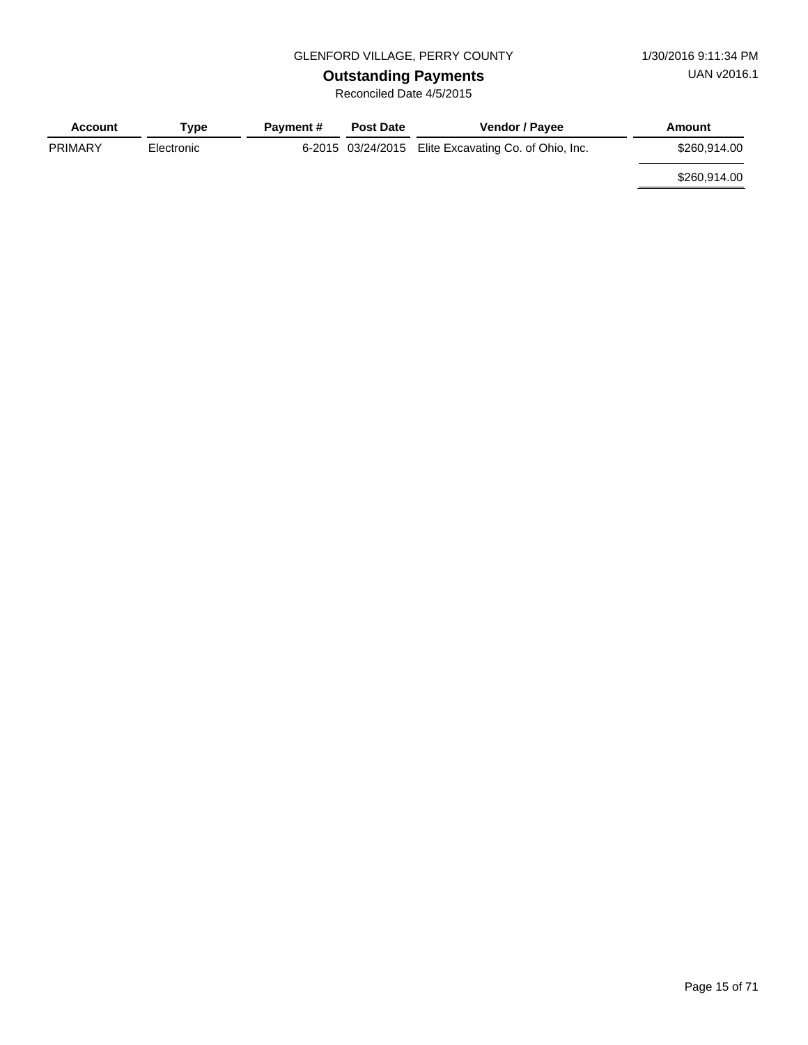GLENFORD VILLAGE, PERRY COUNTY

1/30/2016 9:11:34 PM

UAN v2016.1

## Outstanding Payments

Reconciled Date 4/5/2015

| Account | Type | Payment # | Post Date | Vendor / Payee | Amount |
|---|---|---|---|---|---|
| PRIMARY | Electronic | 6-2015 | 03/24/2015 | Elite Excavating Co. of Ohio, Inc. | $260,914.00 |
| | | | | | $260,914.00 |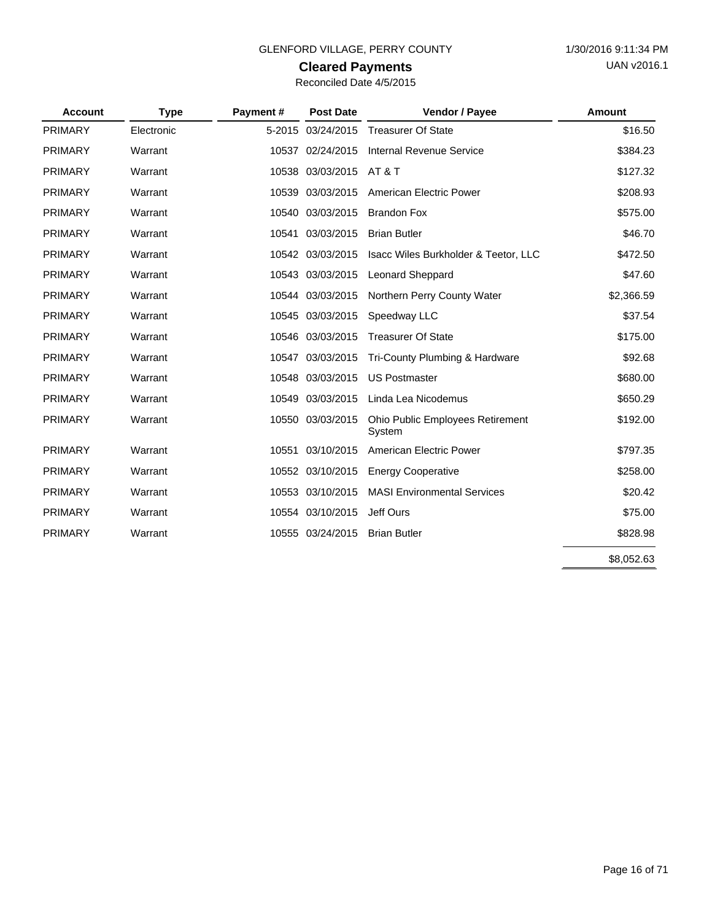GLENFORD VILLAGE, PERRY COUNTY

1/30/2016 9:11:34 PM

UAN v2016.1

## Cleared Payments

Reconciled Date 4/5/2015

| Account | Type | Payment # | Post Date | Vendor / Payee | Amount |
|---|---|---|---|---|---|
| PRIMARY | Electronic | 5-2015 | 03/24/2015 | Treasurer Of State | $16.50 |
| PRIMARY | Warrant | 10537 | 02/24/2015 | Internal Revenue Service | $384.23 |
| PRIMARY | Warrant | 10538 | 03/03/2015 | AT & T | $127.32 |
| PRIMARY | Warrant | 10539 | 03/03/2015 | American Electric Power | $208.93 |
| PRIMARY | Warrant | 10540 | 03/03/2015 | Brandon Fox | $575.00 |
| PRIMARY | Warrant | 10541 | 03/03/2015 | Brian Butler | $46.70 |
| PRIMARY | Warrant | 10542 | 03/03/2015 | Isacc Wiles Burkholder & Teetor, LLC | $472.50 |
| PRIMARY | Warrant | 10543 | 03/03/2015 | Leonard Sheppard | $47.60 |
| PRIMARY | Warrant | 10544 | 03/03/2015 | Northern Perry County Water | $2,366.59 |
| PRIMARY | Warrant | 10545 | 03/03/2015 | Speedway LLC | $37.54 |
| PRIMARY | Warrant | 10546 | 03/03/2015 | Treasurer Of State | $175.00 |
| PRIMARY | Warrant | 10547 | 03/03/2015 | Tri-County Plumbing & Hardware | $92.68 |
| PRIMARY | Warrant | 10548 | 03/03/2015 | US Postmaster | $680.00 |
| PRIMARY | Warrant | 10549 | 03/03/2015 | Linda Lea Nicodemus | $650.29 |
| PRIMARY | Warrant | 10550 | 03/03/2015 | Ohio Public Employees Retirement System | $192.00 |
| PRIMARY | Warrant | 10551 | 03/10/2015 | American Electric Power | $797.35 |
| PRIMARY | Warrant | 10552 | 03/10/2015 | Energy Cooperative | $258.00 |
| PRIMARY | Warrant | 10553 | 03/10/2015 | MASI Environmental Services | $20.42 |
| PRIMARY | Warrant | 10554 | 03/10/2015 | Jeff Ours | $75.00 |
| PRIMARY | Warrant | 10555 | 03/24/2015 | Brian Butler | $828.98 |
| | | | | | $8,052.63 |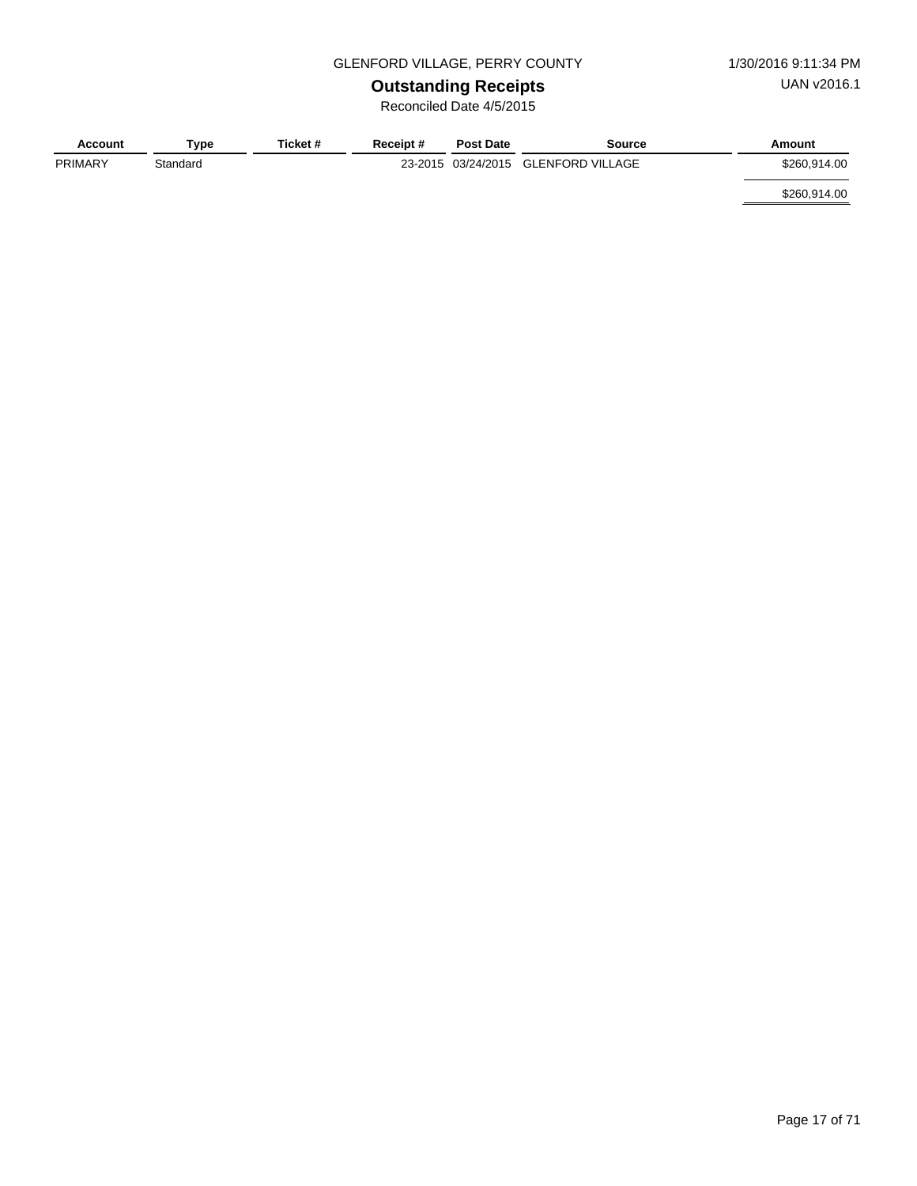GLENFORD VILLAGE, PERRY COUNTY

1/30/2016 9:11:34 PM

UAN v2016.1

## Outstanding Receipts

Reconciled Date 4/5/2015

| Account | Type | Ticket # | Receipt # | Post Date | Source | Amount |
|---|---|---|---|---|---|---|
| PRIMARY | Standard | | 23-2015 | 03/24/2015 | GLENFORD VILLAGE | $260,914.00 |
| | | | | | | $260,914.00 |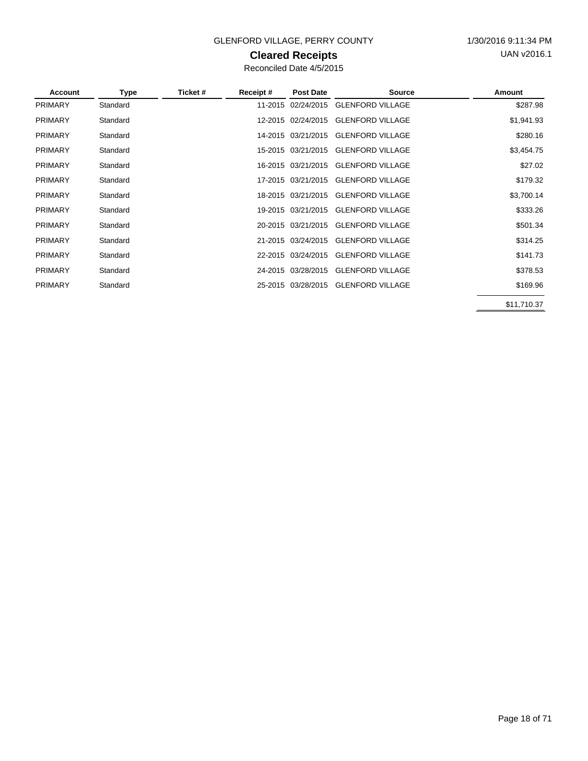GLENFORD VILLAGE, PERRY COUNTY

1/30/2016 9:11:34 PM

UAN v2016.1

# Cleared Receipts

Reconciled Date 4/5/2015

| Account | Type | Ticket # | Receipt # | Post Date | Source | Amount |
|---|---|---|---|---|---|---|
| PRIMARY | Standard | | 11-2015 | 02/24/2015 | GLENFORD VILLAGE | $287.98 |
| PRIMARY | Standard | | 12-2015 | 02/24/2015 | GLENFORD VILLAGE | $1,941.93 |
| PRIMARY | Standard | | 14-2015 | 03/21/2015 | GLENFORD VILLAGE | $280.16 |
| PRIMARY | Standard | | 15-2015 | 03/21/2015 | GLENFORD VILLAGE | $3,454.75 |
| PRIMARY | Standard | | 16-2015 | 03/21/2015 | GLENFORD VILLAGE | $27.02 |
| PRIMARY | Standard | | 17-2015 | 03/21/2015 | GLENFORD VILLAGE | $179.32 |
| PRIMARY | Standard | | 18-2015 | 03/21/2015 | GLENFORD VILLAGE | $3,700.14 |
| PRIMARY | Standard | | 19-2015 | 03/21/2015 | GLENFORD VILLAGE | $333.26 |
| PRIMARY | Standard | | 20-2015 | 03/21/2015 | GLENFORD VILLAGE | $501.34 |
| PRIMARY | Standard | | 21-2015 | 03/24/2015 | GLENFORD VILLAGE | $314.25 |
| PRIMARY | Standard | | 22-2015 | 03/24/2015 | GLENFORD VILLAGE | $141.73 |
| PRIMARY | Standard | | 24-2015 | 03/28/2015 | GLENFORD VILLAGE | $378.53 |
| PRIMARY | Standard | | 25-2015 | 03/28/2015 | GLENFORD VILLAGE | $169.96 |
| | | | | | | $11,710.37 |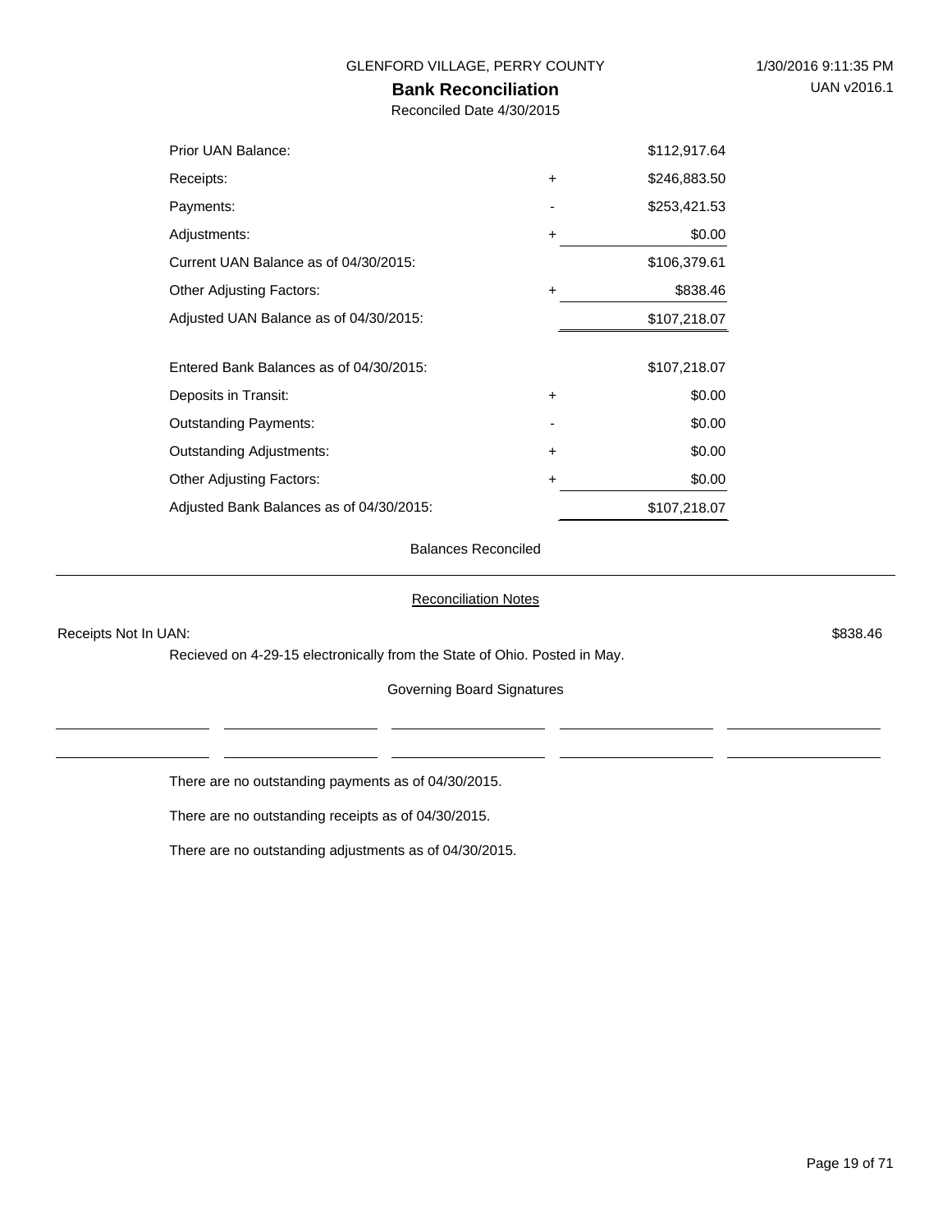GLENFORD VILLAGE, PERRY COUNTY

1/30/2016 9:11:35 PM

UAN v2016.1

# Bank Reconciliation

Reconciled Date 4/30/2015

| | | |
|---|---|---|
| Prior UAN Balance: | | $112,917.64 |
| Receipts: | + | $246,883.50 |
| Payments: | - | $253,421.53 |
| Adjustments: | + | $0.00 |
| Current UAN Balance as of 04/30/2015: | | $106,379.61 |
| Other Adjusting Factors: | + | $838.46 |
| Adjusted UAN Balance as of 04/30/2015: | | $107,218.07 |
| | | |
| Entered Bank Balances as of 04/30/2015: | | $107,218.07 |
| Deposits in Transit: | + | $0.00 |
| Outstanding Payments: | - | $0.00 |
| Outstanding Adjustments: | + | $0.00 |
| Other Adjusting Factors: | + | $0.00 |
| Adjusted Bank Balances as of 04/30/2015: | | $107,218.07 |

Balances Reconciled

## Reconciliation Notes

Receipts Not In UAN: $838.46

Recieved on 4-29-15 electronically from the State of Ohio. Posted in May.

Governing Board Signatures

There are no outstanding payments as of 04/30/2015.

There are no outstanding receipts as of 04/30/2015.

There are no outstanding adjustments as of 04/30/2015.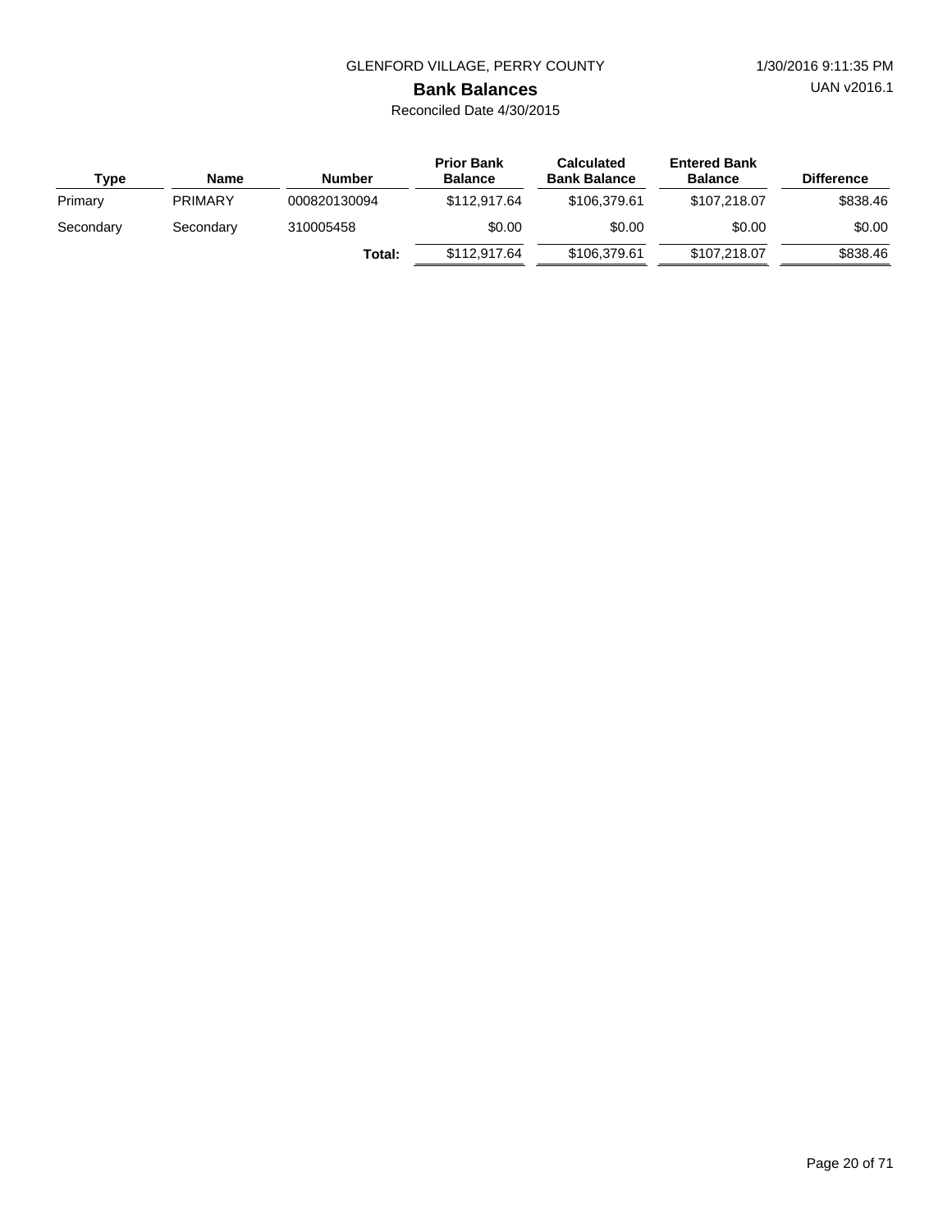GLENFORD VILLAGE, PERRY COUNTY

# Bank Balances

Reconciled Date 4/30/2015

| Type | Name | Number | Prior Bank Balance | Calculated Bank Balance | Entered Bank Balance | Difference |
|---|---|---|---|---|---|---|
| Primary | PRIMARY | 000820130094 | $112,917.64 | $106,379.61 | $107,218.07 | $838.46 |
| Secondary | Secondary | 310005458 | $0.00 | $0.00 | $0.00 | $0.00 |
| | | **Total:** | $112,917.64 | $106,379.61 | $107,218.07 | $838.46 |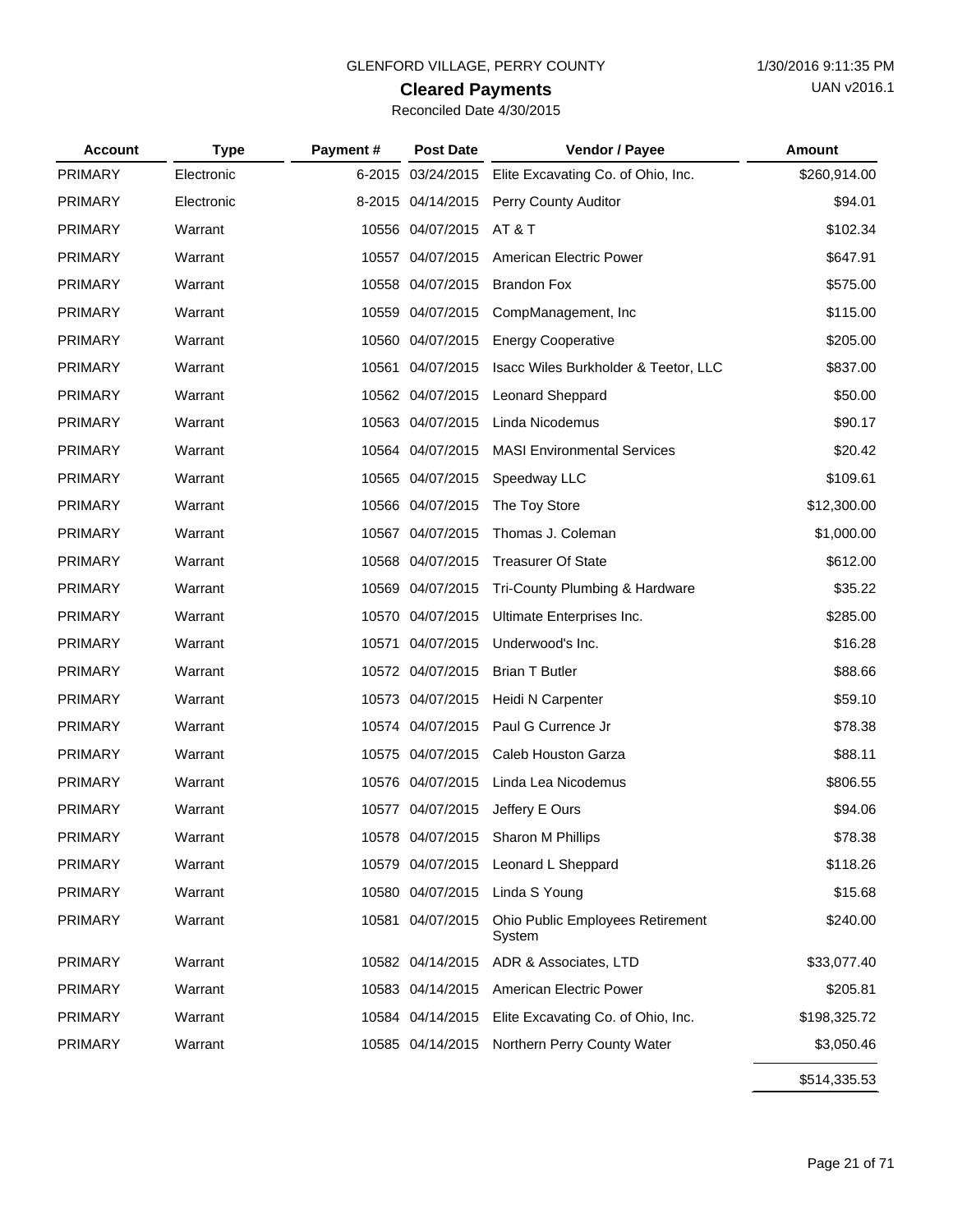GLENFORD VILLAGE, PERRY COUNTY

1/30/2016 9:11:35 PM

UAN v2016.1

## Cleared Payments

Reconciled Date 4/30/2015

| Account | Type | Payment # | Post Date | Vendor / Payee | Amount |
|---|---|---|---|---|---|
| PRIMARY | Electronic | 6-2015 | 03/24/2015 | Elite Excavating Co. of Ohio, Inc. | $260,914.00 |
| PRIMARY | Electronic | 8-2015 | 04/14/2015 | Perry County Auditor | $94.01 |
| PRIMARY | Warrant | 10556 | 04/07/2015 | AT & T | $102.34 |
| PRIMARY | Warrant | 10557 | 04/07/2015 | American Electric Power | $647.91 |
| PRIMARY | Warrant | 10558 | 04/07/2015 | Brandon Fox | $575.00 |
| PRIMARY | Warrant | 10559 | 04/07/2015 | CompManagement, Inc | $115.00 |
| PRIMARY | Warrant | 10560 | 04/07/2015 | Energy Cooperative | $205.00 |
| PRIMARY | Warrant | 10561 | 04/07/2015 | Isacc Wiles Burkholder & Teetor, LLC | $837.00 |
| PRIMARY | Warrant | 10562 | 04/07/2015 | Leonard Sheppard | $50.00 |
| PRIMARY | Warrant | 10563 | 04/07/2015 | Linda Nicodemus | $90.17 |
| PRIMARY | Warrant | 10564 | 04/07/2015 | MASI Environmental Services | $20.42 |
| PRIMARY | Warrant | 10565 | 04/07/2015 | Speedway LLC | $109.61 |
| PRIMARY | Warrant | 10566 | 04/07/2015 | The Toy Store | $12,300.00 |
| PRIMARY | Warrant | 10567 | 04/07/2015 | Thomas J. Coleman | $1,000.00 |
| PRIMARY | Warrant | 10568 | 04/07/2015 | Treasurer Of State | $612.00 |
| PRIMARY | Warrant | 10569 | 04/07/2015 | Tri-County Plumbing & Hardware | $35.22 |
| PRIMARY | Warrant | 10570 | 04/07/2015 | Ultimate Enterprises Inc. | $285.00 |
| PRIMARY | Warrant | 10571 | 04/07/2015 | Underwood's Inc. | $16.28 |
| PRIMARY | Warrant | 10572 | 04/07/2015 | Brian T Butler | $88.66 |
| PRIMARY | Warrant | 10573 | 04/07/2015 | Heidi N Carpenter | $59.10 |
| PRIMARY | Warrant | 10574 | 04/07/2015 | Paul G Currence Jr | $78.38 |
| PRIMARY | Warrant | 10575 | 04/07/2015 | Caleb Houston Garza | $88.11 |
| PRIMARY | Warrant | 10576 | 04/07/2015 | Linda Lea Nicodemus | $806.55 |
| PRIMARY | Warrant | 10577 | 04/07/2015 | Jeffery E Ours | $94.06 |
| PRIMARY | Warrant | 10578 | 04/07/2015 | Sharon M Phillips | $78.38 |
| PRIMARY | Warrant | 10579 | 04/07/2015 | Leonard L Sheppard | $118.26 |
| PRIMARY | Warrant | 10580 | 04/07/2015 | Linda S Young | $15.68 |
| PRIMARY | Warrant | 10581 | 04/07/2015 | Ohio Public Employees Retirement System | $240.00 |
| PRIMARY | Warrant | 10582 | 04/14/2015 | ADR & Associates, LTD | $33,077.40 |
| PRIMARY | Warrant | 10583 | 04/14/2015 | American Electric Power | $205.81 |
| PRIMARY | Warrant | 10584 | 04/14/2015 | Elite Excavating Co. of Ohio, Inc. | $198,325.72 |
| PRIMARY | Warrant | 10585 | 04/14/2015 | Northern Perry County Water | $3,050.46 |
| | | | | | $514,335.53 |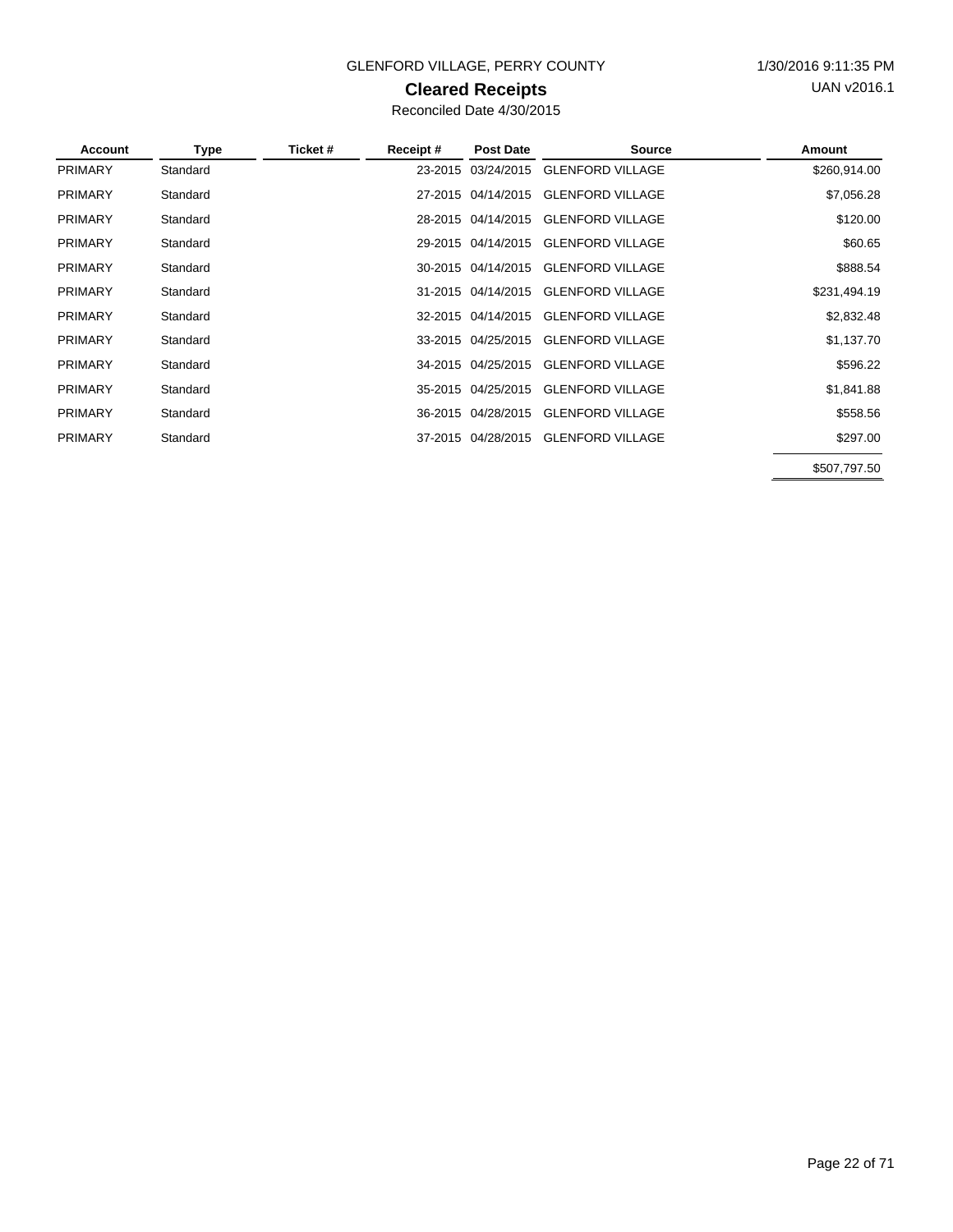GLENFORD VILLAGE, PERRY COUNTY

1/30/2016 9:11:35 PM

UAN v2016.1

# Cleared Receipts

Reconciled Date 4/30/2015

| Account | Type | Ticket # | Receipt # | Post Date | Source | Amount |
|---|---|---|---|---|---|---|
| PRIMARY | Standard | | 23-2015 | 03/24/2015 | GLENFORD VILLAGE | $260,914.00 |
| PRIMARY | Standard | | 27-2015 | 04/14/2015 | GLENFORD VILLAGE | $7,056.28 |
| PRIMARY | Standard | | 28-2015 | 04/14/2015 | GLENFORD VILLAGE | $120.00 |
| PRIMARY | Standard | | 29-2015 | 04/14/2015 | GLENFORD VILLAGE | $60.65 |
| PRIMARY | Standard | | 30-2015 | 04/14/2015 | GLENFORD VILLAGE | $888.54 |
| PRIMARY | Standard | | 31-2015 | 04/14/2015 | GLENFORD VILLAGE | $231,494.19 |
| PRIMARY | Standard | | 32-2015 | 04/14/2015 | GLENFORD VILLAGE | $2,832.48 |
| PRIMARY | Standard | | 33-2015 | 04/25/2015 | GLENFORD VILLAGE | $1,137.70 |
| PRIMARY | Standard | | 34-2015 | 04/25/2015 | GLENFORD VILLAGE | $596.22 |
| PRIMARY | Standard | | 35-2015 | 04/25/2015 | GLENFORD VILLAGE | $1,841.88 |
| PRIMARY | Standard | | 36-2015 | 04/28/2015 | GLENFORD VILLAGE | $558.56 |
| PRIMARY | Standard | | 37-2015 | 04/28/2015 | GLENFORD VILLAGE | $297.00 |
| | | | | | | $507,797.50 |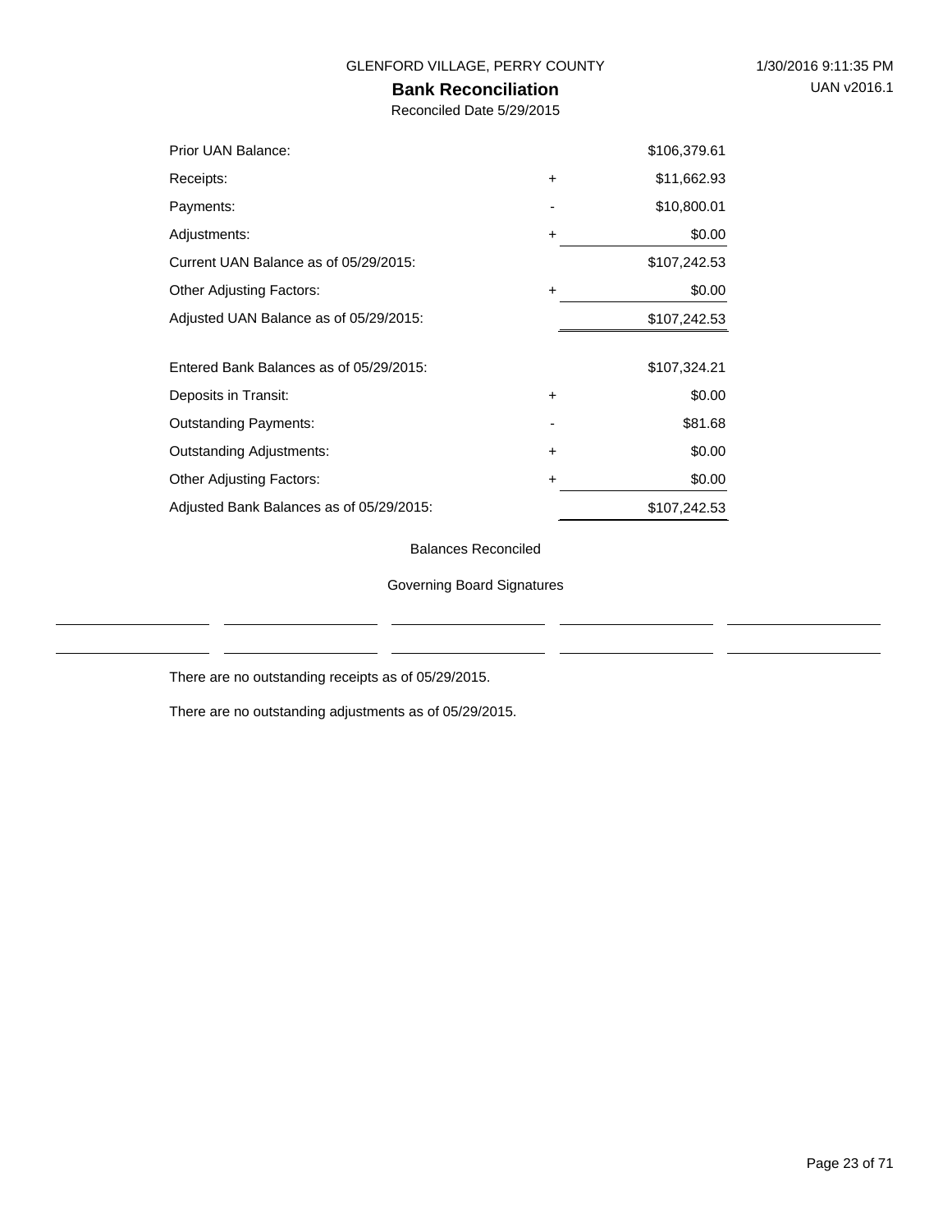GLENFORD VILLAGE, PERRY COUNTY

1/30/2016 9:11:35 PM

UAN v2016.1

## Bank Reconciliation

Reconciled Date 5/29/2015

| | | |
|---|---|---|
| Prior UAN Balance: | | $106,379.61 |
| Receipts: | + | $11,662.93 |
| Payments: | - | $10,800.01 |
| Adjustments: | + | $0.00 |
| Current UAN Balance as of 05/29/2015: | | $107,242.53 |
| Other Adjusting Factors: | + | $0.00 |
| Adjusted UAN Balance as of 05/29/2015: | | $107,242.53 |
| | | |
| Entered Bank Balances as of 05/29/2015: | | $107,324.21 |
| Deposits in Transit: | + | $0.00 |
| Outstanding Payments: | - | $81.68 |
| Outstanding Adjustments: | + | $0.00 |
| Other Adjusting Factors: | + | $0.00 |
| Adjusted Bank Balances as of 05/29/2015: | | $107,242.53 |

Balances Reconciled

Governing Board Signatures

\_\_\_\_\_\_\_\_\_\_\_\_\_\_\_\_ \_\_\_\_\_\_\_\_\_\_\_\_\_\_\_\_ \_\_\_\_\_\_\_\_\_\_\_\_\_\_\_\_ \_\_\_\_\_\_\_\_\_\_\_\_\_\_\_\_ \_\_\_\_\_\_\_\_\_\_\_\_\_\_\_\_

\_\_\_\_\_\_\_\_\_\_\_\_\_\_\_\_ \_\_\_\_\_\_\_\_\_\_\_\_\_\_\_\_ \_\_\_\_\_\_\_\_\_\_\_\_\_\_\_\_ \_\_\_\_\_\_\_\_\_\_\_\_\_\_\_\_ \_\_\_\_\_\_\_\_\_\_\_\_\_\_\_\_

There are no outstanding receipts as of 05/29/2015.

There are no outstanding adjustments as of 05/29/2015.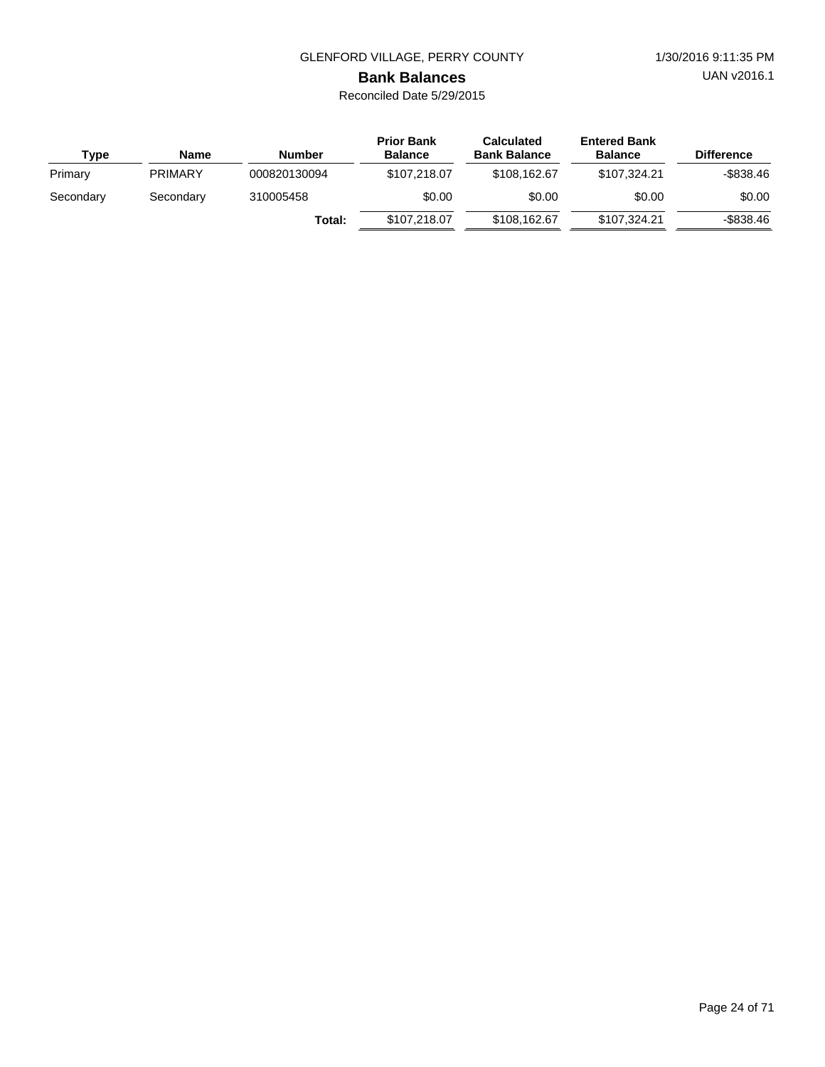GLENFORD VILLAGE, PERRY COUNTY

## Bank Balances

Reconciled Date 5/29/2015

| Type | Name | Number | Prior Bank Balance | Calculated Bank Balance | Entered Bank Balance | Difference |
|---|---|---|---|---|---|---|
| Primary | PRIMARY | 000820130094 | $107,218.07 | $108,162.67 | $107,324.21 | -$838.46 |
| Secondary | Secondary | 310005458 | $0.00 | $0.00 | $0.00 | $0.00 |
| | | **Total:** | $107,218.07 | $108,162.67 | $107,324.21 | -$838.46 |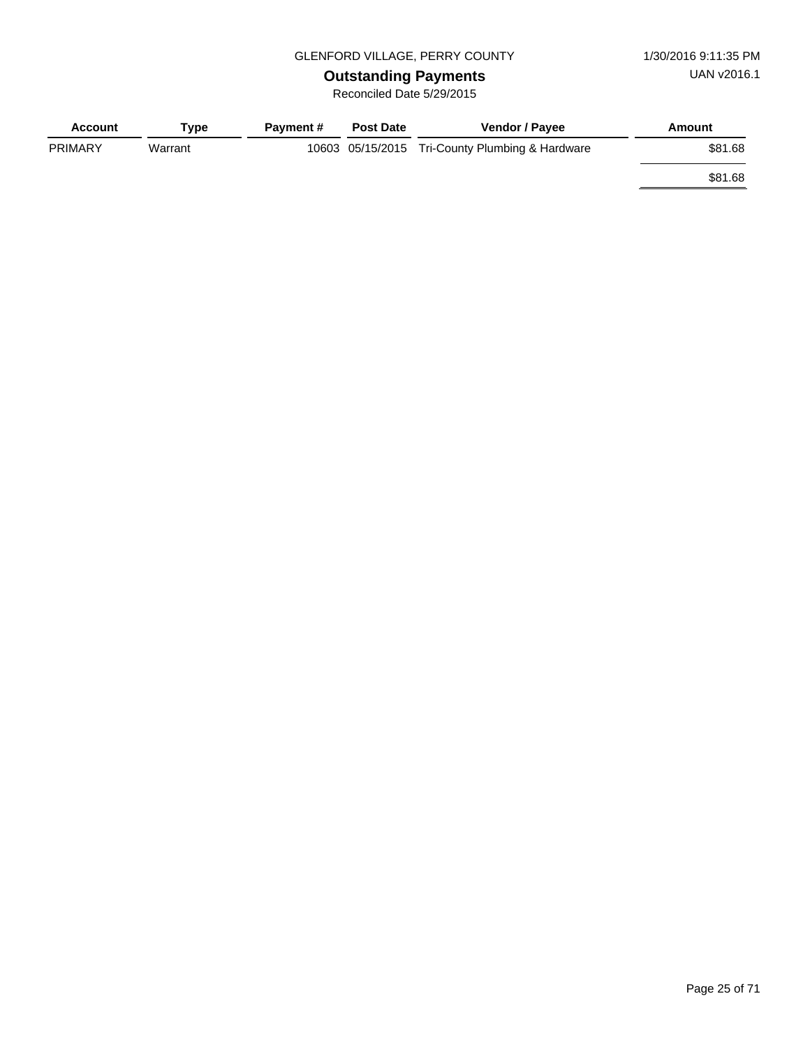GLENFORD VILLAGE, PERRY COUNTY

# Outstanding Payments

Reconciled Date 5/29/2015

| Account | Type | Payment # | Post Date | Vendor / Payee | Amount |
|---|---|---|---|---|---|
| PRIMARY | Warrant | 10603 | 05/15/2015 | Tri-County Plumbing & Hardware | $81.68 |
| | | | | | $81.68 |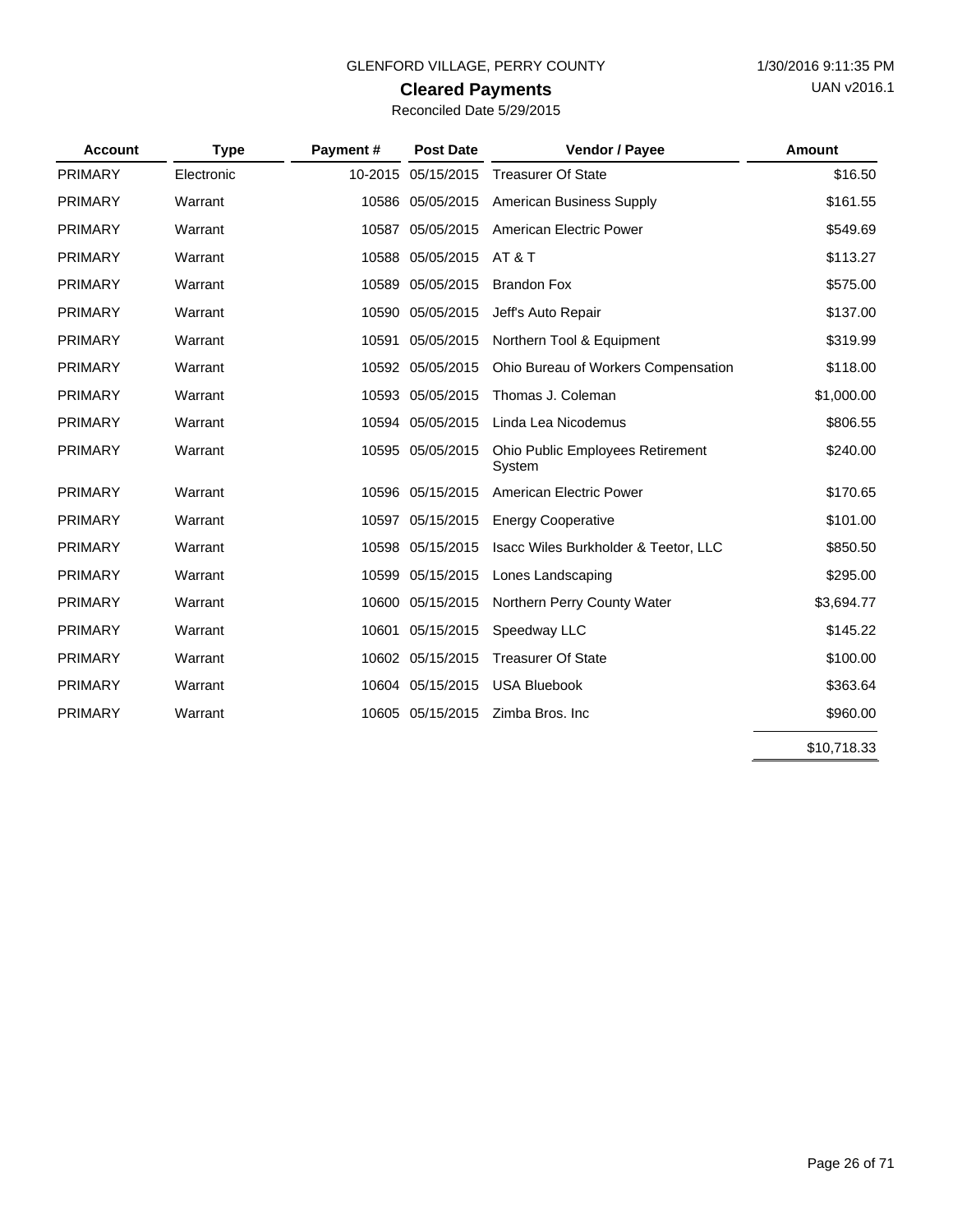GLENFORD VILLAGE, PERRY COUNTY

1/30/2016 9:11:35 PM

UAN v2016.1

## Cleared Payments

Reconciled Date 5/29/2015

| Account | Type | Payment # | Post Date | Vendor / Payee | Amount |
|---|---|---|---|---|---|
| PRIMARY | Electronic | 10-2015 | 05/15/2015 | Treasurer Of State | $16.50 |
| PRIMARY | Warrant | 10586 | 05/05/2015 | American Business Supply | $161.55 |
| PRIMARY | Warrant | 10587 | 05/05/2015 | American Electric Power | $549.69 |
| PRIMARY | Warrant | 10588 | 05/05/2015 | AT & T | $113.27 |
| PRIMARY | Warrant | 10589 | 05/05/2015 | Brandon Fox | $575.00 |
| PRIMARY | Warrant | 10590 | 05/05/2015 | Jeff's Auto Repair | $137.00 |
| PRIMARY | Warrant | 10591 | 05/05/2015 | Northern Tool & Equipment | $319.99 |
| PRIMARY | Warrant | 10592 | 05/05/2015 | Ohio Bureau of Workers Compensation | $118.00 |
| PRIMARY | Warrant | 10593 | 05/05/2015 | Thomas J. Coleman | $1,000.00 |
| PRIMARY | Warrant | 10594 | 05/05/2015 | Linda Lea Nicodemus | $806.55 |
| PRIMARY | Warrant | 10595 | 05/05/2015 | Ohio Public Employees Retirement System | $240.00 |
| PRIMARY | Warrant | 10596 | 05/15/2015 | American Electric Power | $170.65 |
| PRIMARY | Warrant | 10597 | 05/15/2015 | Energy Cooperative | $101.00 |
| PRIMARY | Warrant | 10598 | 05/15/2015 | Isacc Wiles Burkholder & Teetor, LLC | $850.50 |
| PRIMARY | Warrant | 10599 | 05/15/2015 | Lones Landscaping | $295.00 |
| PRIMARY | Warrant | 10600 | 05/15/2015 | Northern Perry County Water | $3,694.77 |
| PRIMARY | Warrant | 10601 | 05/15/2015 | Speedway LLC | $145.22 |
| PRIMARY | Warrant | 10602 | 05/15/2015 | Treasurer Of State | $100.00 |
| PRIMARY | Warrant | 10604 | 05/15/2015 | USA Bluebook | $363.64 |
| PRIMARY | Warrant | 10605 | 05/15/2015 | Zimba Bros. Inc | $960.00 |
| | | | | | $10,718.33 |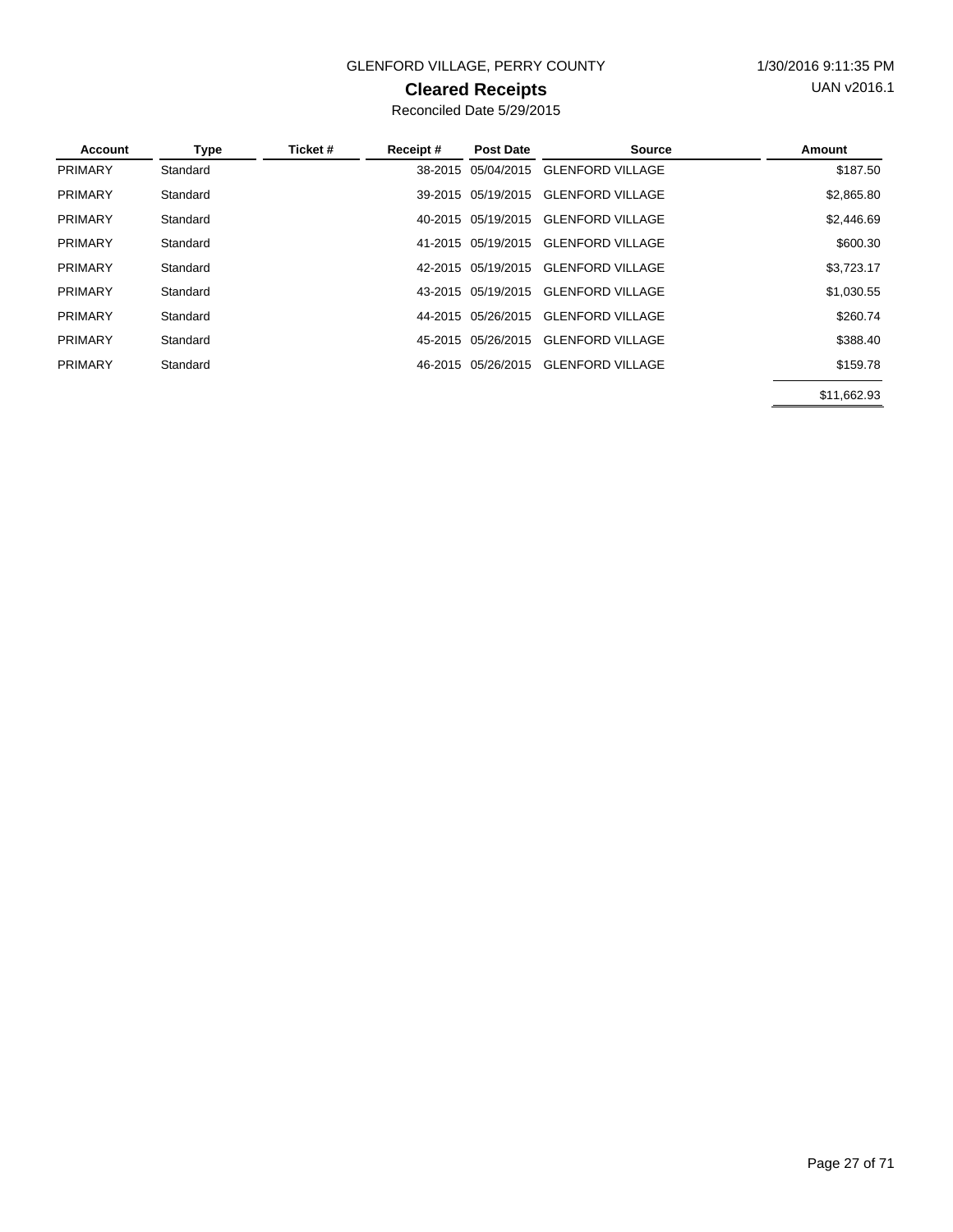GLENFORD VILLAGE, PERRY COUNTY

1/30/2016 9:11:35 PM

UAN v2016.1

## Cleared Receipts

Reconciled Date 5/29/2015

| Account | Type | Ticket # | Receipt # | Post Date | Source | Amount |
|---|---|---|---|---|---|---|
| PRIMARY | Standard | | 38-2015 | 05/04/2015 | GLENFORD VILLAGE | $187.50 |
| PRIMARY | Standard | | 39-2015 | 05/19/2015 | GLENFORD VILLAGE | $2,865.80 |
| PRIMARY | Standard | | 40-2015 | 05/19/2015 | GLENFORD VILLAGE | $2,446.69 |
| PRIMARY | Standard | | 41-2015 | 05/19/2015 | GLENFORD VILLAGE | $600.30 |
| PRIMARY | Standard | | 42-2015 | 05/19/2015 | GLENFORD VILLAGE | $3,723.17 |
| PRIMARY | Standard | | 43-2015 | 05/19/2015 | GLENFORD VILLAGE | $1,030.55 |
| PRIMARY | Standard | | 44-2015 | 05/26/2015 | GLENFORD VILLAGE | $260.74 |
| PRIMARY | Standard | | 45-2015 | 05/26/2015 | GLENFORD VILLAGE | $388.40 |
| PRIMARY | Standard | | 46-2015 | 05/26/2015 | GLENFORD VILLAGE | $159.78 |
| | | | | | | $11,662.93 |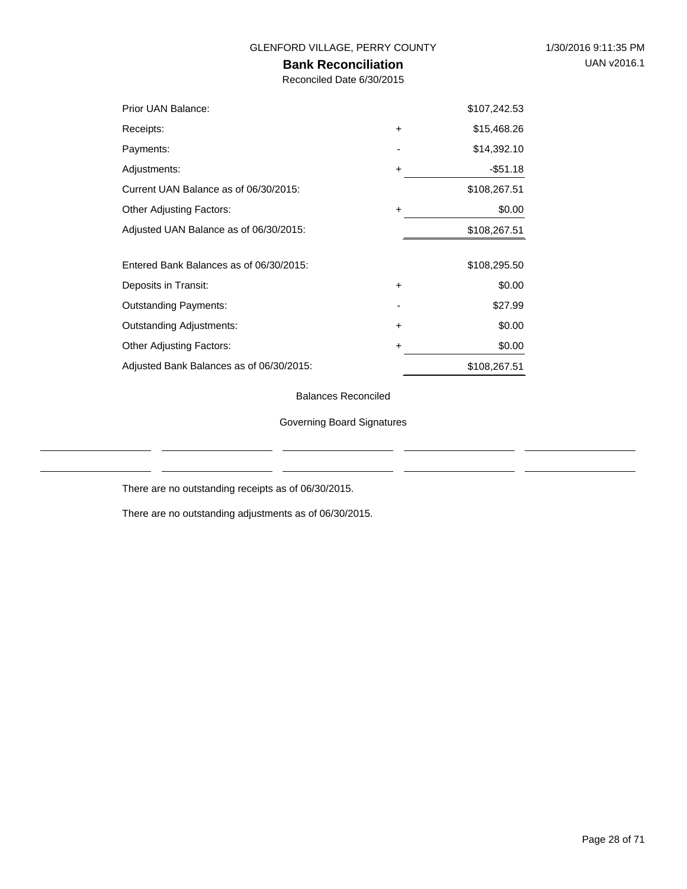GLENFORD VILLAGE, PERRY COUNTY

1/30/2016 9:11:35 PM

UAN v2016.1

# Bank Reconciliation

Reconciled Date 6/30/2015

| | | |
|---|---|---|
| Prior UAN Balance: | | $107,242.53 |
| Receipts: | + | $15,468.26 |
| Payments: | - | $14,392.10 |
| Adjustments: | + | -$51.18 |
| Current UAN Balance as of 06/30/2015: | | $108,267.51 |
| Other Adjusting Factors: | + | $0.00 |
| Adjusted UAN Balance as of 06/30/2015: | | $108,267.51 |
| | | |
| Entered Bank Balances as of 06/30/2015: | | $108,295.50 |
| Deposits in Transit: | + | $0.00 |
| Outstanding Payments: | - | $27.99 |
| Outstanding Adjustments: | + | $0.00 |
| Other Adjusting Factors: | + | $0.00 |
| Adjusted Bank Balances as of 06/30/2015: | | $108,267.51 |

Balances Reconciled

Governing Board Signatures

There are no outstanding receipts as of 06/30/2015.

There are no outstanding adjustments as of 06/30/2015.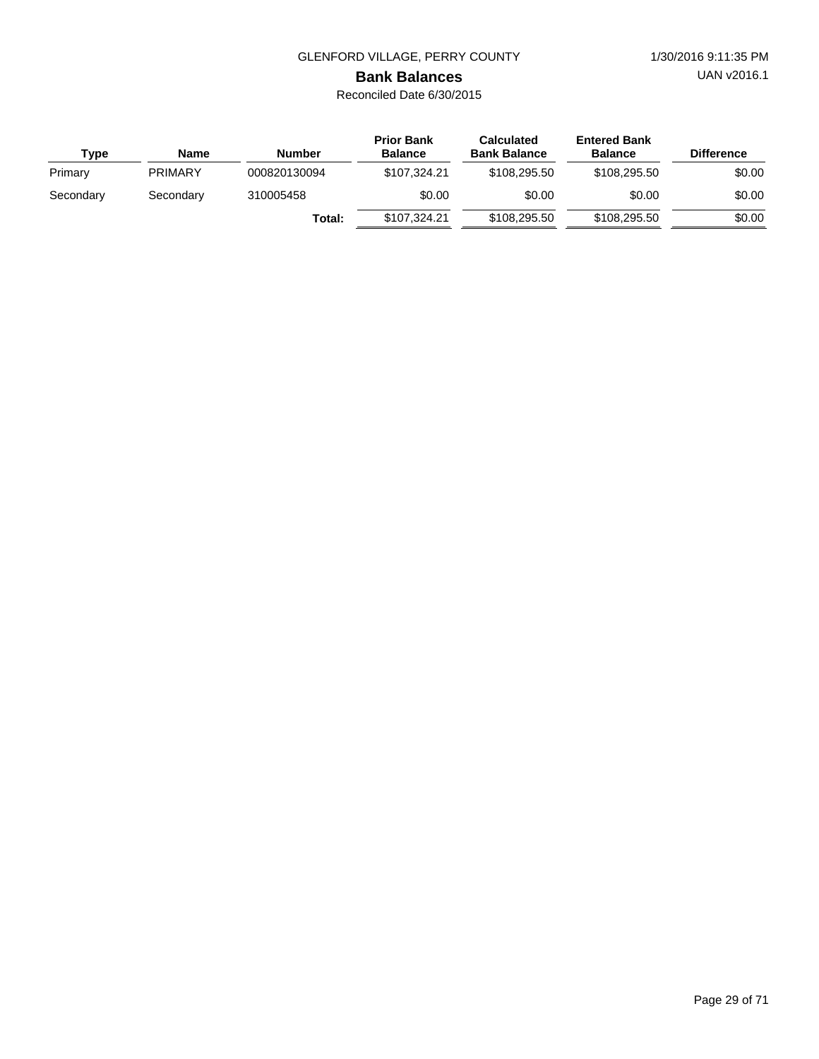GLENFORD VILLAGE, PERRY COUNTY

1/30/2016 9:11:35 PM

UAN v2016.1

# Bank Balances

Reconciled Date 6/30/2015

| Type | Name | Number | Prior Bank Balance | Calculated Bank Balance | Entered Bank Balance | Difference |
|---|---|---|---|---|---|---|
| Primary | PRIMARY | 000820130094 | $107,324.21 | $108,295.50 | $108,295.50 | $0.00 |
| Secondary | Secondary | 310005458 | $0.00 | $0.00 | $0.00 | $0.00 |
| | | **Total:** | $107,324.21 | $108,295.50 | $108,295.50 | $0.00 |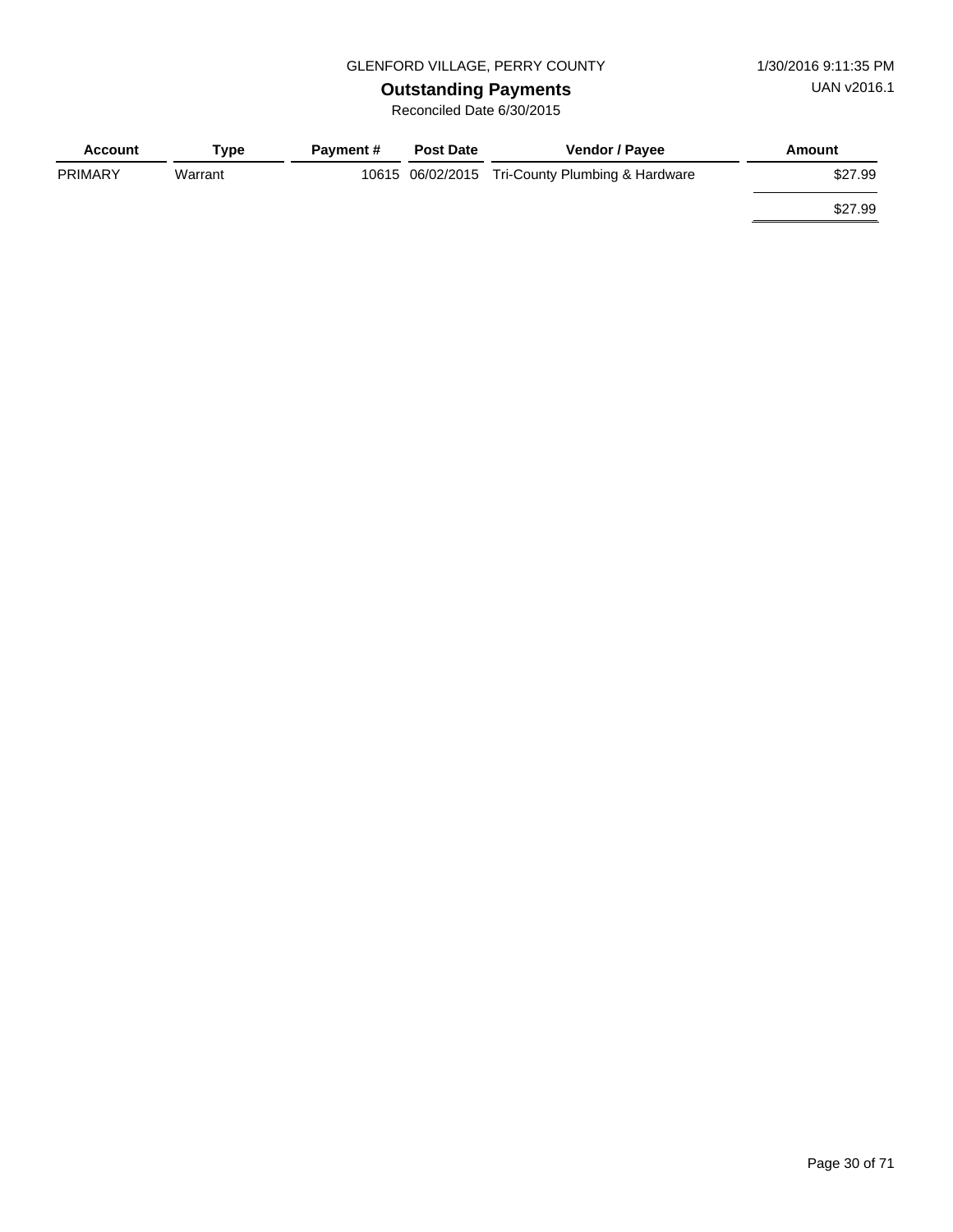GLENFORD VILLAGE, PERRY COUNTY

1/30/2016 9:11:35 PM

# Outstanding Payments

UAN v2016.1

Reconciled Date 6/30/2015

| Account | Type | Payment # | Post Date | Vendor / Payee | Amount |
|---|---|---|---|---|---|
| PRIMARY | Warrant | 10615 | 06/02/2015 | Tri-County Plumbing & Hardware | $27.99 |
| | | | | | $27.99 |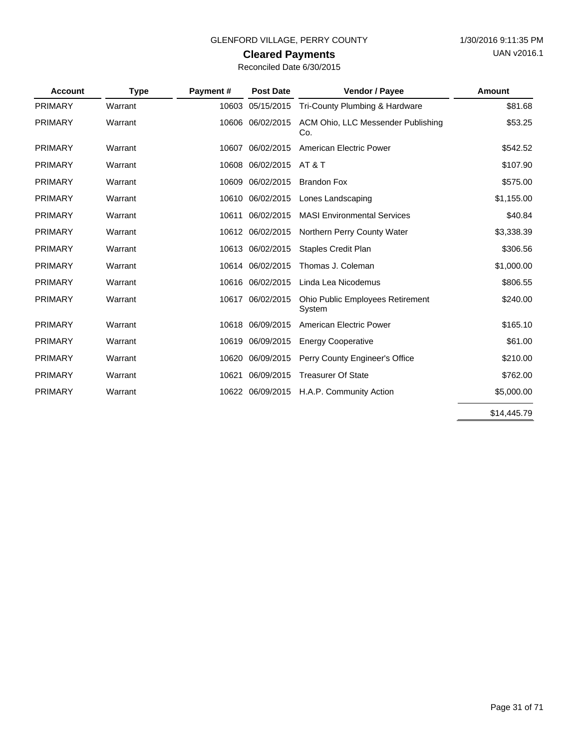GLENFORD VILLAGE, PERRY COUNTY

# Cleared Payments

Reconciled Date 6/30/2015

| Account | Type | Payment # | Post Date | Vendor / Payee | Amount |
|---|---|---|---|---|---|
| PRIMARY | Warrant | 10603 | 05/15/2015 | Tri-County Plumbing & Hardware | $81.68 |
| PRIMARY | Warrant | 10606 | 06/02/2015 | ACM Ohio, LLC Messender Publishing Co. | $53.25 |
| PRIMARY | Warrant | 10607 | 06/02/2015 | American Electric Power | $542.52 |
| PRIMARY | Warrant | 10608 | 06/02/2015 | AT & T | $107.90 |
| PRIMARY | Warrant | 10609 | 06/02/2015 | Brandon Fox | $575.00 |
| PRIMARY | Warrant | 10610 | 06/02/2015 | Lones Landscaping | $1,155.00 |
| PRIMARY | Warrant | 10611 | 06/02/2015 | MASI Environmental Services | $40.84 |
| PRIMARY | Warrant | 10612 | 06/02/2015 | Northern Perry County Water | $3,338.39 |
| PRIMARY | Warrant | 10613 | 06/02/2015 | Staples Credit Plan | $306.56 |
| PRIMARY | Warrant | 10614 | 06/02/2015 | Thomas J. Coleman | $1,000.00 |
| PRIMARY | Warrant | 10616 | 06/02/2015 | Linda Lea Nicodemus | $806.55 |
| PRIMARY | Warrant | 10617 | 06/02/2015 | Ohio Public Employees Retirement System | $240.00 |
| PRIMARY | Warrant | 10618 | 06/09/2015 | American Electric Power | $165.10 |
| PRIMARY | Warrant | 10619 | 06/09/2015 | Energy Cooperative | $61.00 |
| PRIMARY | Warrant | 10620 | 06/09/2015 | Perry County Engineer's Office | $210.00 |
| PRIMARY | Warrant | 10621 | 06/09/2015 | Treasurer Of State | $762.00 |
| PRIMARY | Warrant | 10622 | 06/09/2015 | H.A.P. Community Action | $5,000.00 |
| | | | | | $14,445.79 |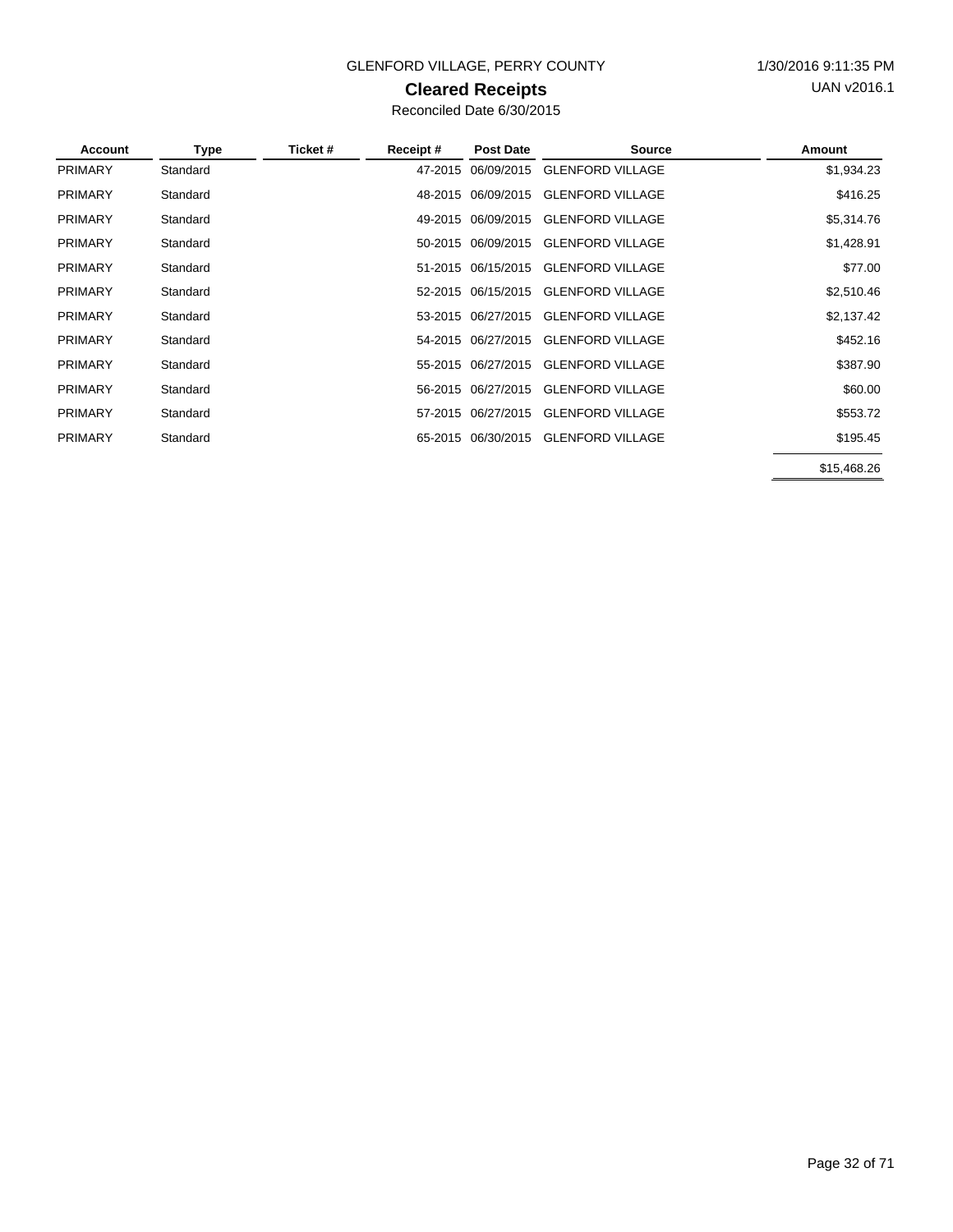GLENFORD VILLAGE, PERRY COUNTY

1/30/2016 9:11:35 PM

UAN v2016.1

# Cleared Receipts

Reconciled Date 6/30/2015

| Account | Type | Ticket # | Receipt # | Post Date | Source | Amount |
|---|---|---|---|---|---|---|
| PRIMARY | Standard | | 47-2015 | 06/09/2015 | GLENFORD VILLAGE | $1,934.23 |
| PRIMARY | Standard | | 48-2015 | 06/09/2015 | GLENFORD VILLAGE | $416.25 |
| PRIMARY | Standard | | 49-2015 | 06/09/2015 | GLENFORD VILLAGE | $5,314.76 |
| PRIMARY | Standard | | 50-2015 | 06/09/2015 | GLENFORD VILLAGE | $1,428.91 |
| PRIMARY | Standard | | 51-2015 | 06/15/2015 | GLENFORD VILLAGE | $77.00 |
| PRIMARY | Standard | | 52-2015 | 06/15/2015 | GLENFORD VILLAGE | $2,510.46 |
| PRIMARY | Standard | | 53-2015 | 06/27/2015 | GLENFORD VILLAGE | $2,137.42 |
| PRIMARY | Standard | | 54-2015 | 06/27/2015 | GLENFORD VILLAGE | $452.16 |
| PRIMARY | Standard | | 55-2015 | 06/27/2015 | GLENFORD VILLAGE | $387.90 |
| PRIMARY | Standard | | 56-2015 | 06/27/2015 | GLENFORD VILLAGE | $60.00 |
| PRIMARY | Standard | | 57-2015 | 06/27/2015 | GLENFORD VILLAGE | $553.72 |
| PRIMARY | Standard | | 65-2015 | 06/30/2015 | GLENFORD VILLAGE | $195.45 |
| | | | | | | $15,468.26 |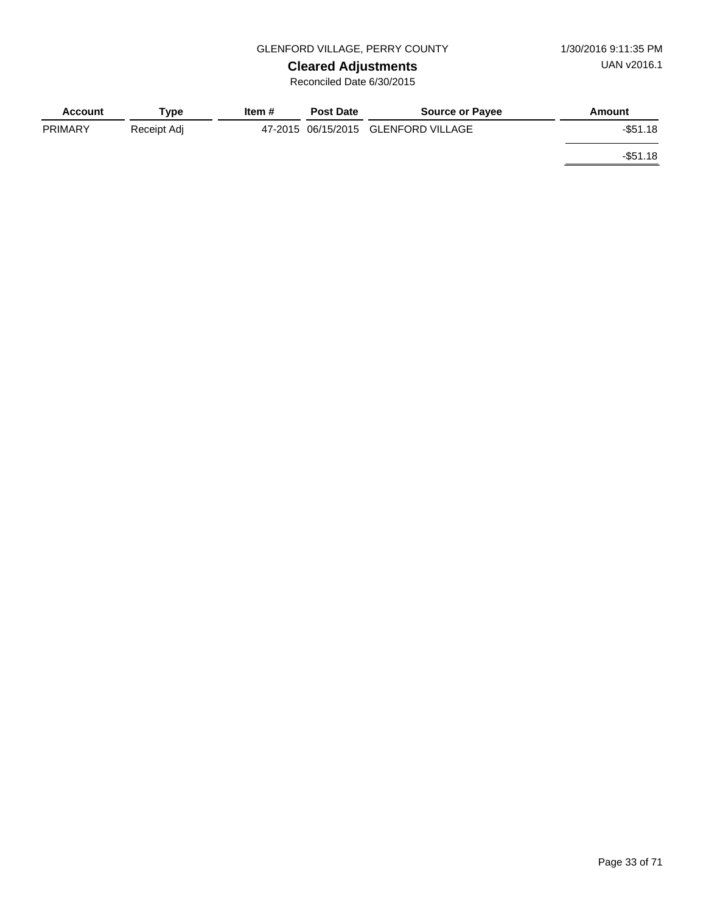GLENFORD VILLAGE, PERRY COUNTY

1/30/2016 9:11:35 PM

UAN v2016.1

## Cleared Adjustments

Reconciled Date 6/30/2015

| Account | Type | Item # | Post Date | Source or Payee | Amount |
|---|---|---|---|---|---|
| PRIMARY | Receipt Adj | 47-2015 | 06/15/2015 | GLENFORD VILLAGE | -$51.18 |
| | | | | | -$51.18 |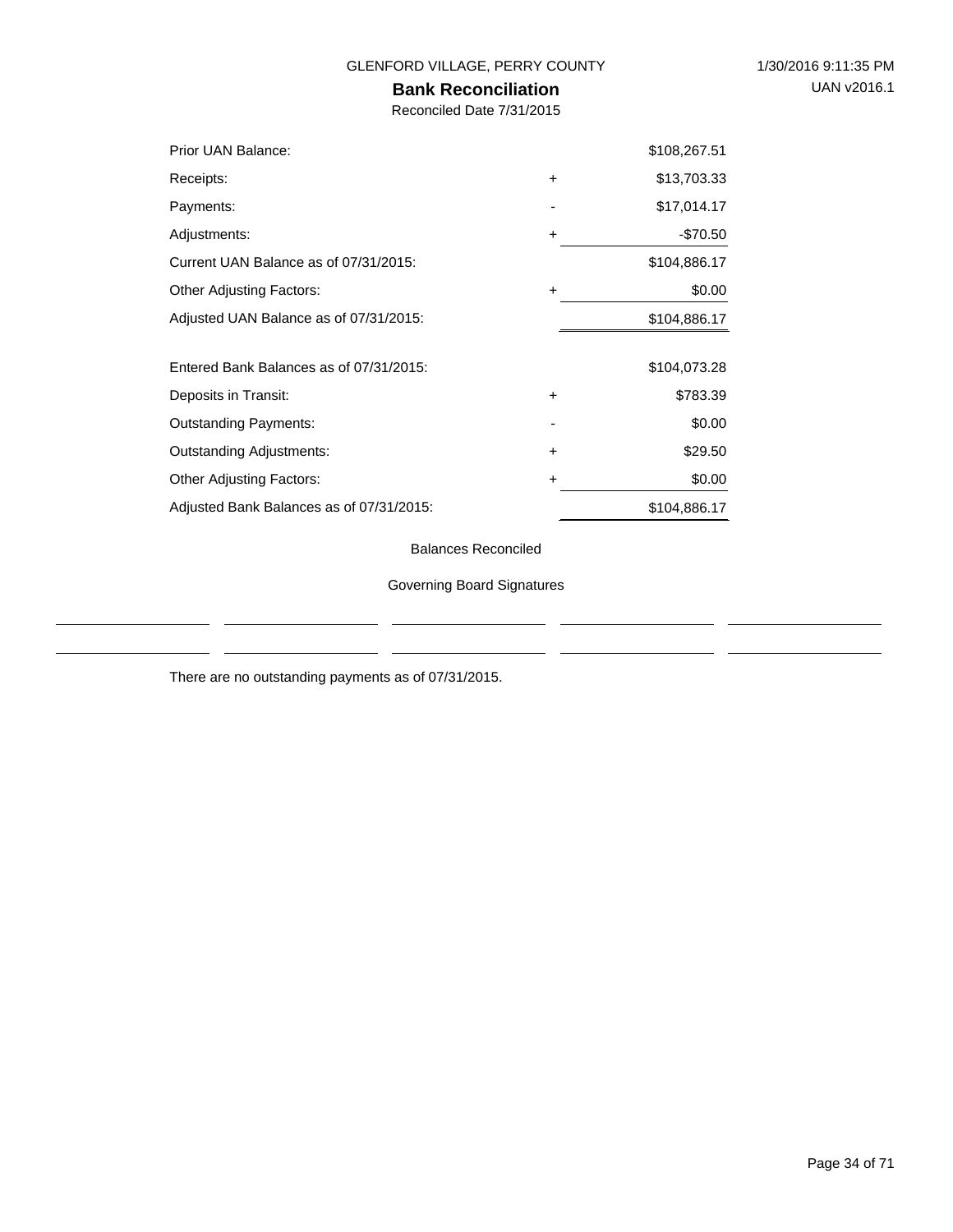GLENFORD VILLAGE, PERRY COUNTY

1/30/2016 9:11:35 PM

UAN v2016.1

# Bank Reconciliation

Reconciled Date 7/31/2015

| | | |
|---|---|---|
| Prior UAN Balance: | | $108,267.51 |
| Receipts: | + | $13,703.33 |
| Payments: | - | $17,014.17 |
| Adjustments: | + | -$70.50 |
| Current UAN Balance as of 07/31/2015: | | $104,886.17 |
| Other Adjusting Factors: | + | $0.00 |
| Adjusted UAN Balance as of 07/31/2015: | | $104,886.17 |
| | | |
| Entered Bank Balances as of 07/31/2015: | | $104,073.28 |
| Deposits in Transit: | + | $783.39 |
| Outstanding Payments: | - | $0.00 |
| Outstanding Adjustments: | + | $29.50 |
| Other Adjusting Factors: | + | $0.00 |
| Adjusted Bank Balances as of 07/31/2015: | | $104,886.17 |

Balances Reconciled

Governing Board Signatures

There are no outstanding payments as of 07/31/2015.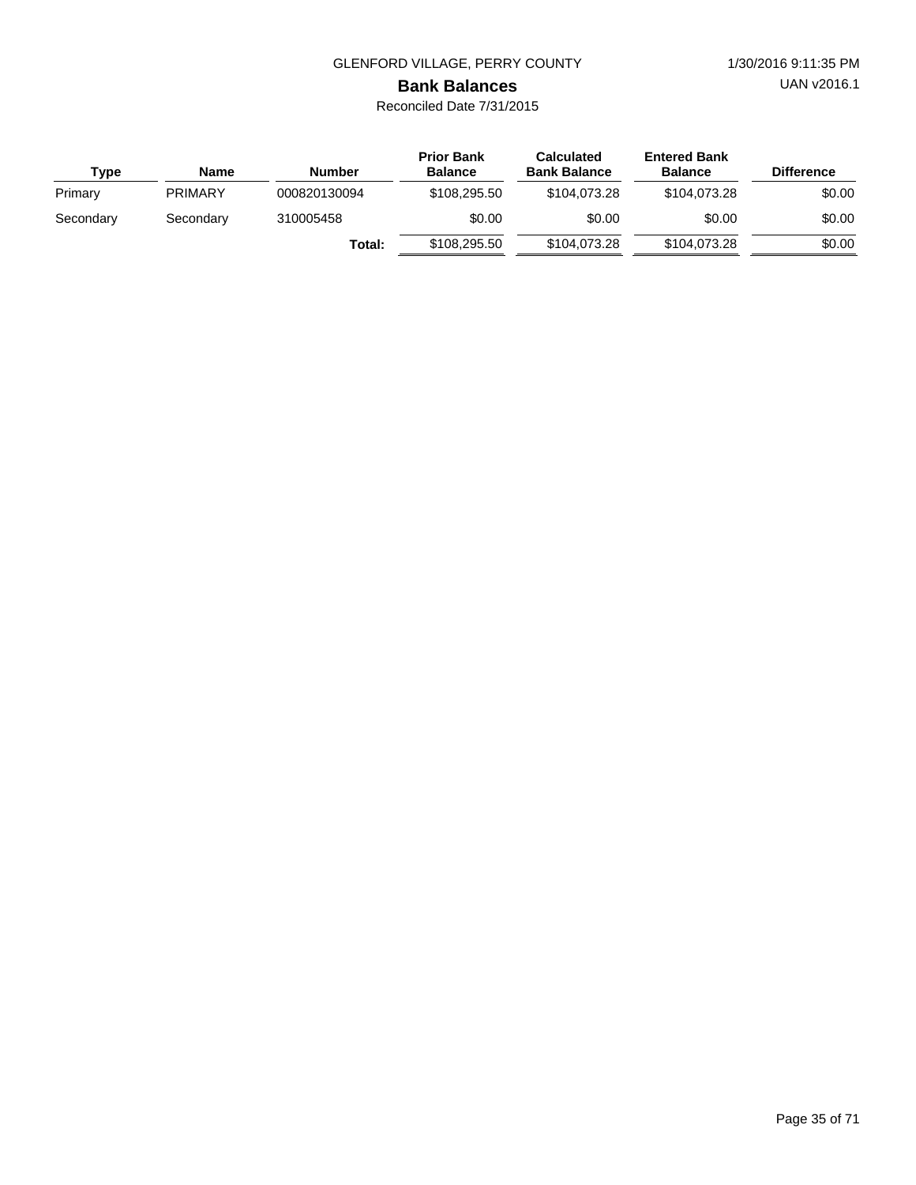GLENFORD VILLAGE, PERRY COUNTY

1/30/2016 9:11:35 PM

UAN v2016.1

## Bank Balances

Reconciled Date 7/31/2015

| Type | Name | Number | Prior Bank Balance | Calculated Bank Balance | Entered Bank Balance | Difference |
|---|---|---|---|---|---|---|
| Primary | PRIMARY | 000820130094 | $108,295.50 | $104,073.28 | $104,073.28 | $0.00 |
| Secondary | Secondary | 310005458 | $0.00 | $0.00 | $0.00 | $0.00 |
| | | **Total:** | $108,295.50 | $104,073.28 | $104,073.28 | $0.00 |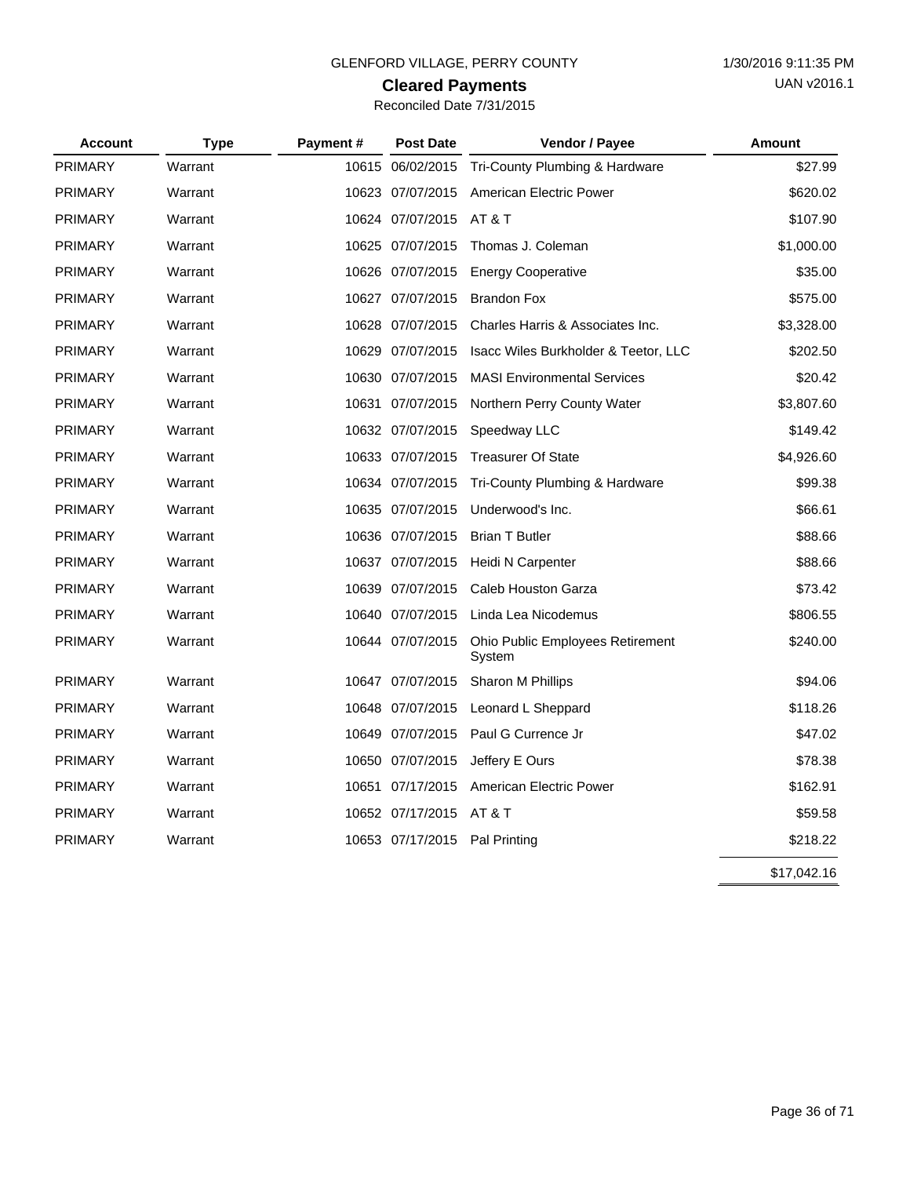GLENFORD VILLAGE, PERRY COUNTY

1/30/2016 9:11:35 PM

UAN v2016.1

# Cleared Payments

Reconciled Date 7/31/2015

| Account | Type | Payment # | Post Date | Vendor / Payee | Amount |
|---|---|---|---|---|---|
| PRIMARY | Warrant | 10615 | 06/02/2015 | Tri-County Plumbing & Hardware | $27.99 |
| PRIMARY | Warrant | 10623 | 07/07/2015 | American Electric Power | $620.02 |
| PRIMARY | Warrant | 10624 | 07/07/2015 | AT & T | $107.90 |
| PRIMARY | Warrant | 10625 | 07/07/2015 | Thomas J. Coleman | $1,000.00 |
| PRIMARY | Warrant | 10626 | 07/07/2015 | Energy Cooperative | $35.00 |
| PRIMARY | Warrant | 10627 | 07/07/2015 | Brandon Fox | $575.00 |
| PRIMARY | Warrant | 10628 | 07/07/2015 | Charles Harris & Associates Inc. | $3,328.00 |
| PRIMARY | Warrant | 10629 | 07/07/2015 | Isacc Wiles Burkholder & Teetor, LLC | $202.50 |
| PRIMARY | Warrant | 10630 | 07/07/2015 | MASI Environmental Services | $20.42 |
| PRIMARY | Warrant | 10631 | 07/07/2015 | Northern Perry County Water | $3,807.60 |
| PRIMARY | Warrant | 10632 | 07/07/2015 | Speedway LLC | $149.42 |
| PRIMARY | Warrant | 10633 | 07/07/2015 | Treasurer Of State | $4,926.60 |
| PRIMARY | Warrant | 10634 | 07/07/2015 | Tri-County Plumbing & Hardware | $99.38 |
| PRIMARY | Warrant | 10635 | 07/07/2015 | Underwood's Inc. | $66.61 |
| PRIMARY | Warrant | 10636 | 07/07/2015 | Brian T Butler | $88.66 |
| PRIMARY | Warrant | 10637 | 07/07/2015 | Heidi N Carpenter | $88.66 |
| PRIMARY | Warrant | 10639 | 07/07/2015 | Caleb Houston Garza | $73.42 |
| PRIMARY | Warrant | 10640 | 07/07/2015 | Linda Lea Nicodemus | $806.55 |
| PRIMARY | Warrant | 10644 | 07/07/2015 | Ohio Public Employees Retirement System | $240.00 |
| PRIMARY | Warrant | 10647 | 07/07/2015 | Sharon M Phillips | $94.06 |
| PRIMARY | Warrant | 10648 | 07/07/2015 | Leonard L Sheppard | $118.26 |
| PRIMARY | Warrant | 10649 | 07/07/2015 | Paul G Currence Jr | $47.02 |
| PRIMARY | Warrant | 10650 | 07/07/2015 | Jeffery E Ours | $78.38 |
| PRIMARY | Warrant | 10651 | 07/17/2015 | American Electric Power | $162.91 |
| PRIMARY | Warrant | 10652 | 07/17/2015 | AT & T | $59.58 |
| PRIMARY | Warrant | 10653 | 07/17/2015 | Pal Printing | $218.22 |
| | | | | | $17,042.16 |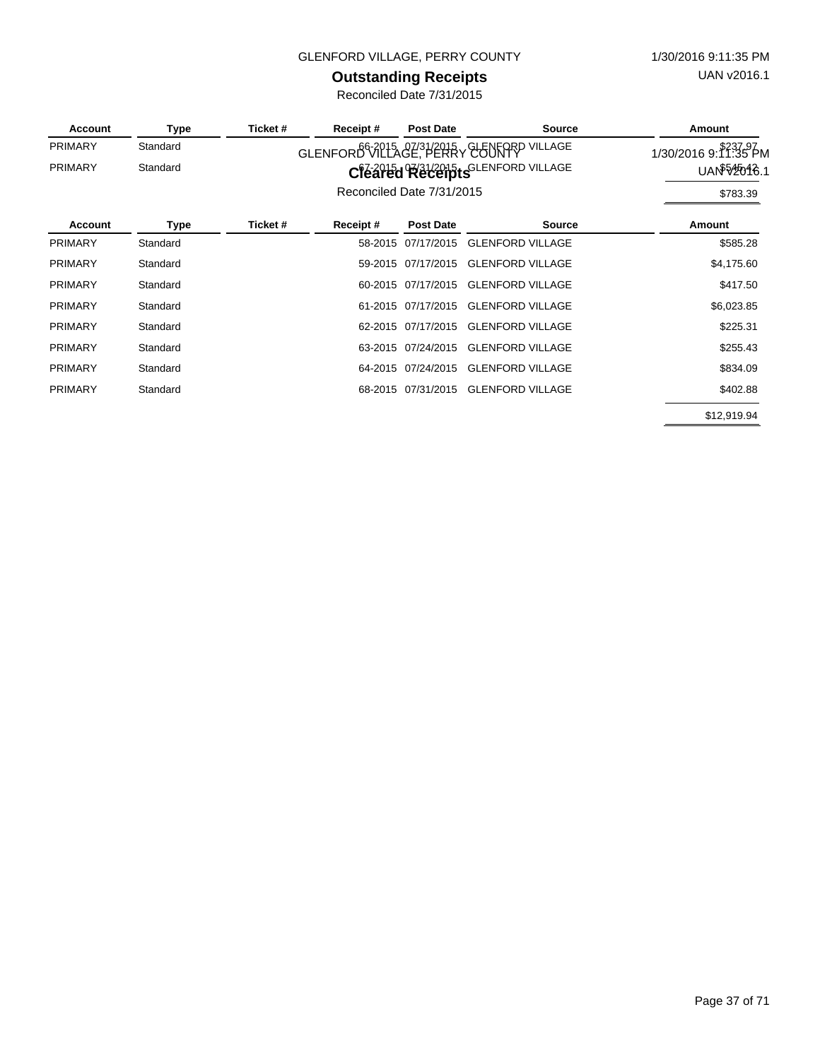# Outstanding Receipts

Reconciled Date 7/31/2015

| Account | Type | Ticket # | Receipt # | Post Date | Source | Amount |
|---|---|---|---|---|---|---|
| PRIMARY | Standard | | 66-2015 | 07/31/2015 | GLENFORD VILLAGE | $237.97 |
| PRIMARY | Standard | | 67-2015 | 07/31/2015 | GLENFORD VILLAGE | $545.42 |
| | | | | | | $783.39 |

# Cleared Receipts

Reconciled Date 7/31/2015

| Account | Type | Ticket # | Receipt # | Post Date | Source | Amount |
|---|---|---|---|---|---|---|
| PRIMARY | Standard | | 58-2015 | 07/17/2015 | GLENFORD VILLAGE | $585.28 |
| PRIMARY | Standard | | 59-2015 | 07/17/2015 | GLENFORD VILLAGE | $4,175.60 |
| PRIMARY | Standard | | 60-2015 | 07/17/2015 | GLENFORD VILLAGE | $417.50 |
| PRIMARY | Standard | | 61-2015 | 07/17/2015 | GLENFORD VILLAGE | $6,023.85 |
| PRIMARY | Standard | | 62-2015 | 07/17/2015 | GLENFORD VILLAGE | $225.31 |
| PRIMARY | Standard | | 63-2015 | 07/24/2015 | GLENFORD VILLAGE | $255.43 |
| PRIMARY | Standard | | 64-2015 | 07/24/2015 | GLENFORD VILLAGE | $834.09 |
| PRIMARY | Standard | | 68-2015 | 07/31/2015 | GLENFORD VILLAGE | $402.88 |
| | | | | | | $12,919.94 |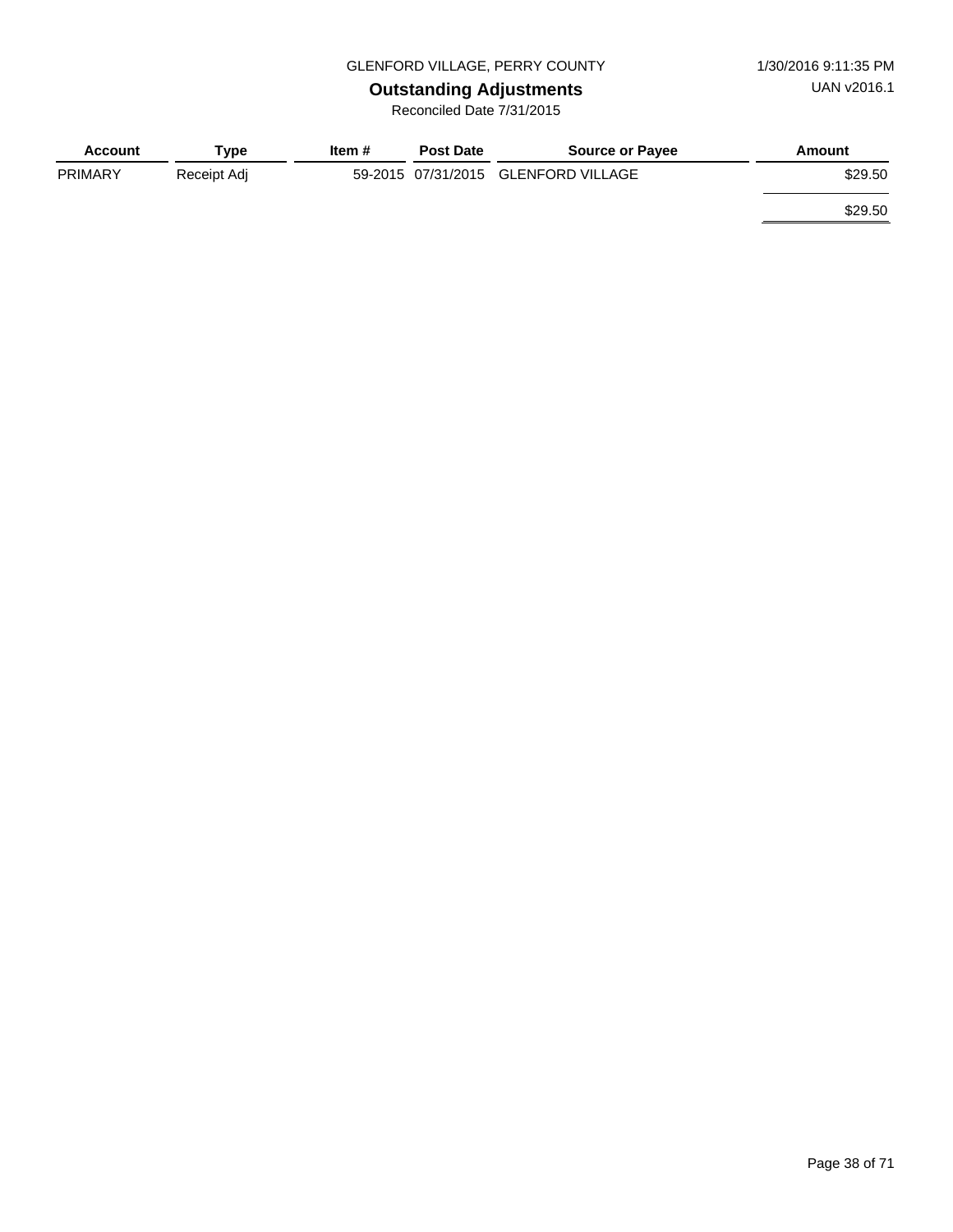GLENFORD VILLAGE, PERRY COUNTY

1/30/2016 9:11:35 PM

# Outstanding Adjustments

UAN v2016.1

Reconciled Date 7/31/2015

| Account | Type | Item # | Post Date | Source or Payee | Amount |
|---|---|---|---|---|---|
| PRIMARY | Receipt Adj | 59-2015 | 07/31/2015 | GLENFORD VILLAGE | $29.50 |
| | | | | | $29.50 |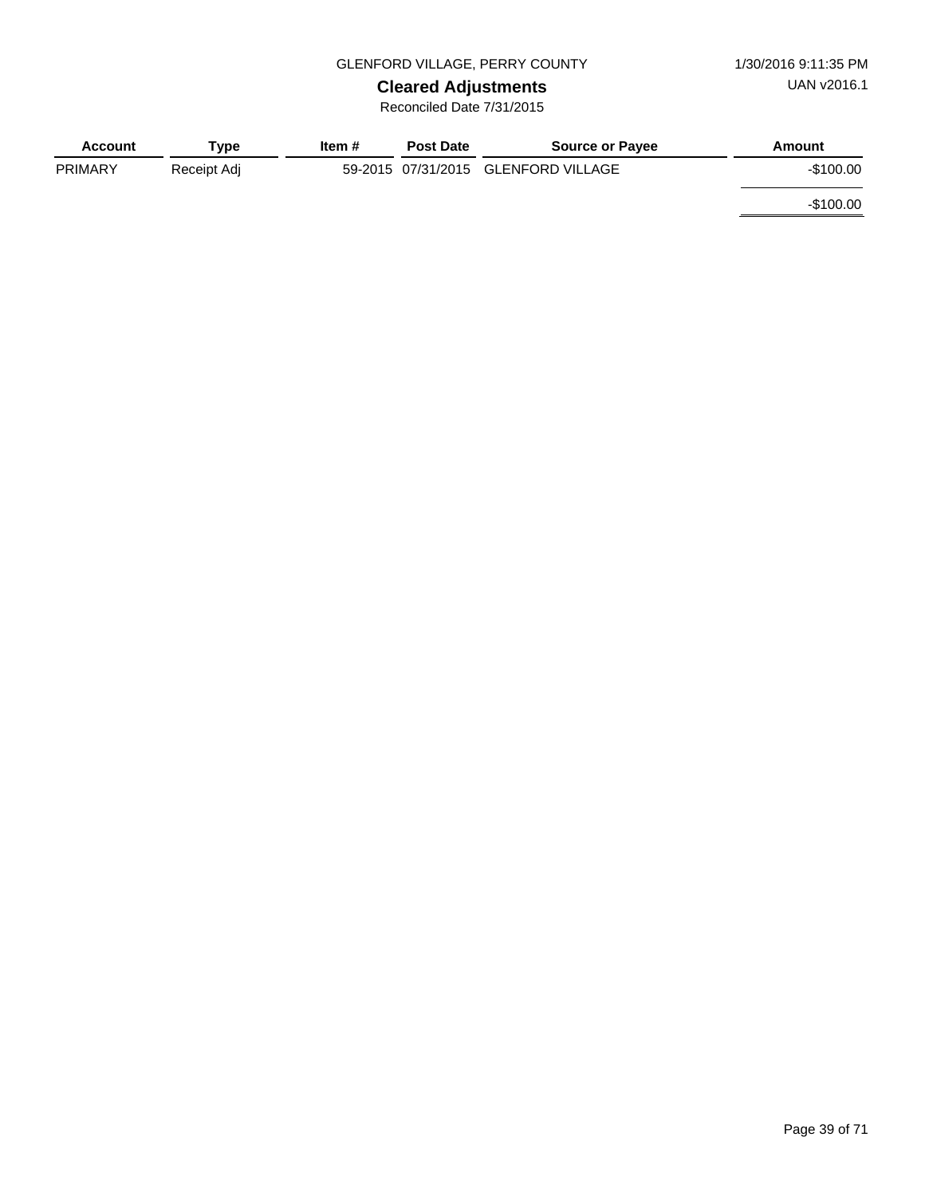GLENFORD VILLAGE, PERRY COUNTY

1/30/2016 9:11:35 PM

UAN v2016.1

# Cleared Adjustments

Reconciled Date 7/31/2015

| Account | Type | Item # | Post Date | Source or Payee | Amount |
|---|---|---|---|---|---|
| PRIMARY | Receipt Adj | 59-2015 | 07/31/2015 | GLENFORD VILLAGE | -$100.00 |
| | | | | | -$100.00 |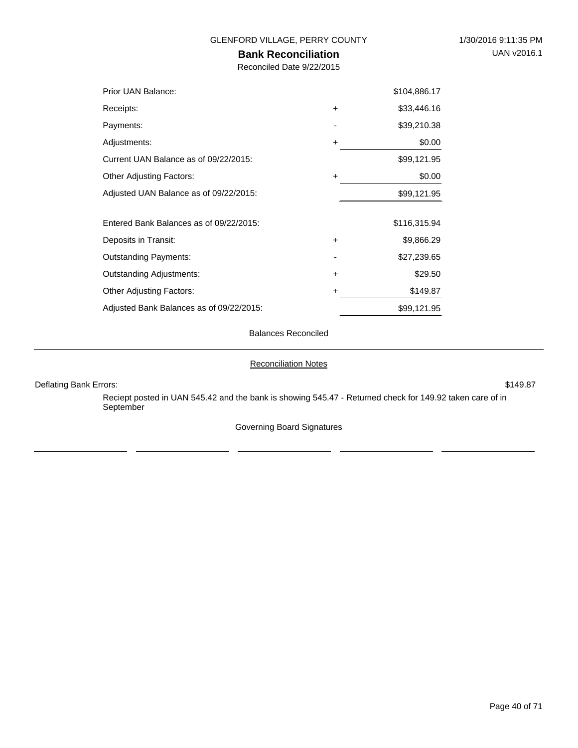GLENFORD VILLAGE, PERRY COUNTY

1/30/2016 9:11:35 PM

UAN v2016.1

# Bank Reconciliation

Reconciled Date 9/22/2015

| | | |
|---|---|---|
| Prior UAN Balance: | | $104,886.17 |
| Receipts: | + | $33,446.16 |
| Payments: | - | $39,210.38 |
| Adjustments: | + | $0.00 |
| Current UAN Balance as of 09/22/2015: | | $99,121.95 |
| Other Adjusting Factors: | + | $0.00 |
| Adjusted UAN Balance as of 09/22/2015: | | $99,121.95 |
| | | |
| Entered Bank Balances as of 09/22/2015: | | $116,315.94 |
| Deposits in Transit: | + | $9,866.29 |
| Outstanding Payments: | - | $27,239.65 |
| Outstanding Adjustments: | + | $29.50 |
| Other Adjusting Factors: | + | $149.87 |
| Adjusted Bank Balances as of 09/22/2015: | | $99,121.95 |

Balances Reconciled

## Reconciliation Notes

Deflating Bank Errors: $149.87

Reciept posted in UAN 545.42 and the bank is showing 545.47 - Returned check for 149.92 taken care of in September

Governing Board Signatures

| | | | | |
|---|---|---|---|---|
| | | | | |
| | | | | |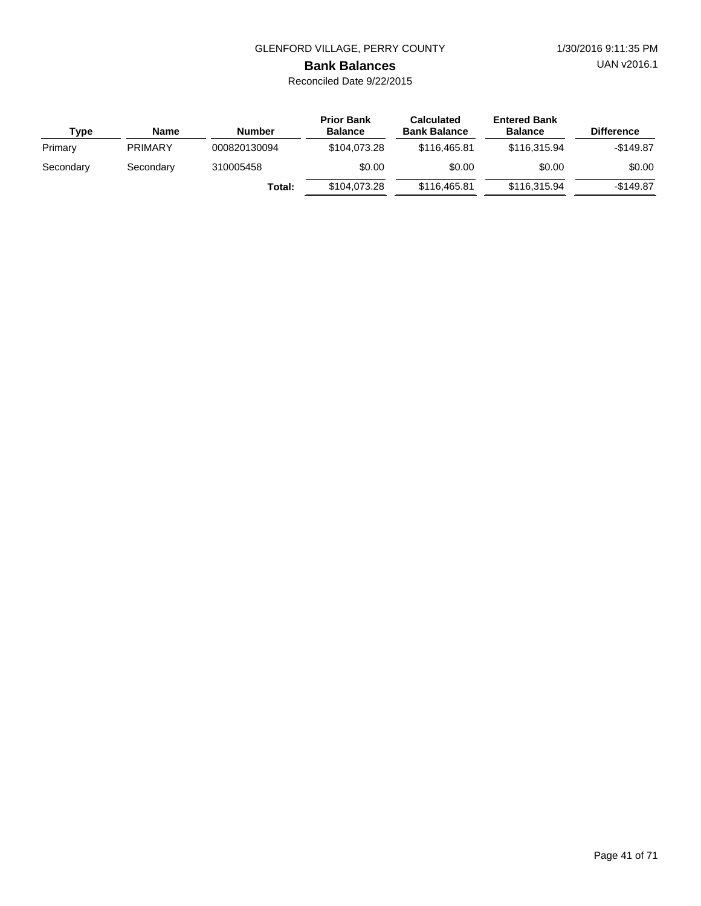GLENFORD VILLAGE, PERRY COUNTY

1/30/2016 9:11:35 PM

UAN v2016.1

## Bank Balances

Reconciled Date 9/22/2015

| Type | Name | Number | Prior Bank Balance | Calculated Bank Balance | Entered Bank Balance | Difference |
|---|---|---|---|---|---|---|
| Primary | PRIMARY | 000820130094 | $104,073.28 | $116,465.81 | $116,315.94 | -$149.87 |
| Secondary | Secondary | 310005458 | $0.00 | $0.00 | $0.00 | $0.00 |
| | | **Total:** | $104,073.28 | $116,465.81 | $116,315.94 | -$149.87 |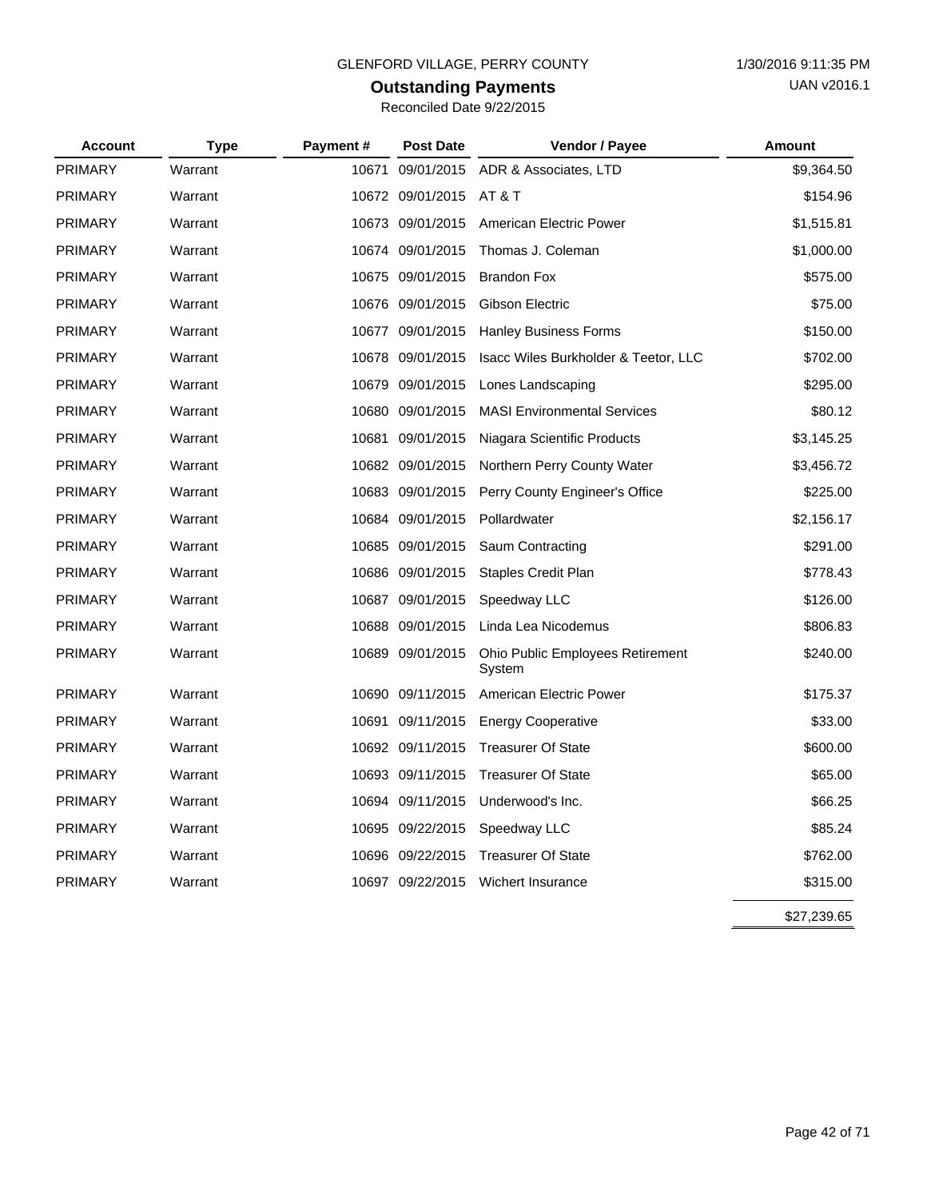GLENFORD VILLAGE, PERRY COUNTY

1/30/2016 9:11:35 PM

UAN v2016.1

# Outstanding Payments

Reconciled Date 9/22/2015

| Account | Type | Payment # | Post Date | Vendor / Payee | Amount |
|---|---|---|---|---|---|
| PRIMARY | Warrant | 10671 | 09/01/2015 | ADR & Associates, LTD | $9,364.50 |
| PRIMARY | Warrant | 10672 | 09/01/2015 | AT & T | $154.96 |
| PRIMARY | Warrant | 10673 | 09/01/2015 | American Electric Power | $1,515.81 |
| PRIMARY | Warrant | 10674 | 09/01/2015 | Thomas J. Coleman | $1,000.00 |
| PRIMARY | Warrant | 10675 | 09/01/2015 | Brandon Fox | $575.00 |
| PRIMARY | Warrant | 10676 | 09/01/2015 | Gibson Electric | $75.00 |
| PRIMARY | Warrant | 10677 | 09/01/2015 | Hanley Business Forms | $150.00 |
| PRIMARY | Warrant | 10678 | 09/01/2015 | Isacc Wiles Burkholder & Teetor, LLC | $702.00 |
| PRIMARY | Warrant | 10679 | 09/01/2015 | Lones Landscaping | $295.00 |
| PRIMARY | Warrant | 10680 | 09/01/2015 | MASI Environmental Services | $80.12 |
| PRIMARY | Warrant | 10681 | 09/01/2015 | Niagara Scientific Products | $3,145.25 |
| PRIMARY | Warrant | 10682 | 09/01/2015 | Northern Perry County Water | $3,456.72 |
| PRIMARY | Warrant | 10683 | 09/01/2015 | Perry County Engineer's Office | $225.00 |
| PRIMARY | Warrant | 10684 | 09/01/2015 | Pollardwater | $2,156.17 |
| PRIMARY | Warrant | 10685 | 09/01/2015 | Saum Contracting | $291.00 |
| PRIMARY | Warrant | 10686 | 09/01/2015 | Staples Credit Plan | $778.43 |
| PRIMARY | Warrant | 10687 | 09/01/2015 | Speedway LLC | $126.00 |
| PRIMARY | Warrant | 10688 | 09/01/2015 | Linda Lea Nicodemus | $806.83 |
| PRIMARY | Warrant | 10689 | 09/01/2015 | Ohio Public Employees Retirement System | $240.00 |
| PRIMARY | Warrant | 10690 | 09/11/2015 | American Electric Power | $175.37 |
| PRIMARY | Warrant | 10691 | 09/11/2015 | Energy Cooperative | $33.00 |
| PRIMARY | Warrant | 10692 | 09/11/2015 | Treasurer Of State | $600.00 |
| PRIMARY | Warrant | 10693 | 09/11/2015 | Treasurer Of State | $65.00 |
| PRIMARY | Warrant | 10694 | 09/11/2015 | Underwood's Inc. | $66.25 |
| PRIMARY | Warrant | 10695 | 09/22/2015 | Speedway LLC | $85.24 |
| PRIMARY | Warrant | 10696 | 09/22/2015 | Treasurer Of State | $762.00 |
| PRIMARY | Warrant | 10697 | 09/22/2015 | Wichert Insurance | $315.00 |
| | | | | | $27,239.65 |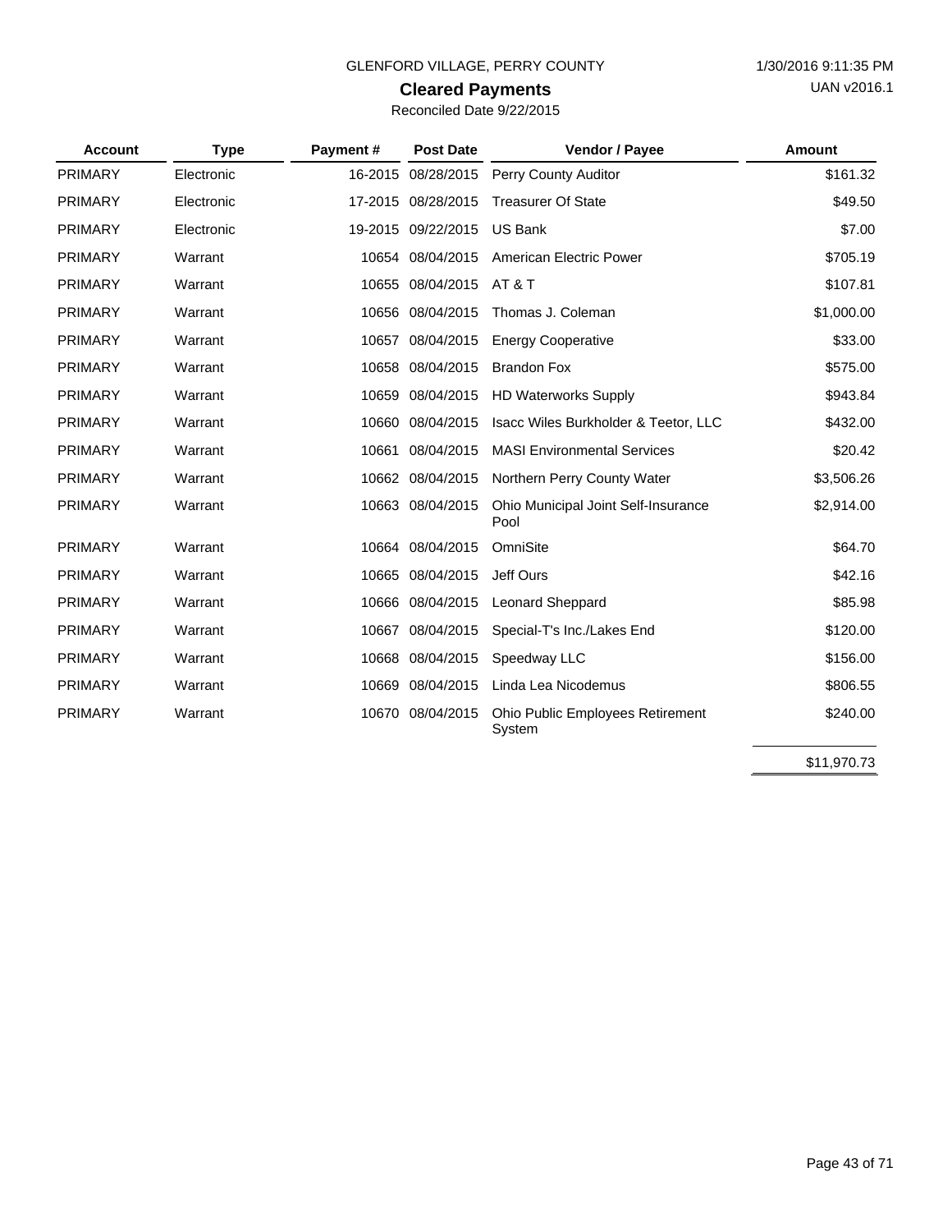GLENFORD VILLAGE, PERRY COUNTY

1/30/2016 9:11:35 PM

UAN v2016.1

## Cleared Payments

Reconciled Date 9/22/2015

| Account | Type | Payment # | Post Date | Vendor / Payee | Amount |
|---|---|---|---|---|---|
| PRIMARY | Electronic | 16-2015 | 08/28/2015 | Perry County Auditor | $161.32 |
| PRIMARY | Electronic | 17-2015 | 08/28/2015 | Treasurer Of State | $49.50 |
| PRIMARY | Electronic | 19-2015 | 09/22/2015 | US Bank | $7.00 |
| PRIMARY | Warrant | 10654 | 08/04/2015 | American Electric Power | $705.19 |
| PRIMARY | Warrant | 10655 | 08/04/2015 | AT & T | $107.81 |
| PRIMARY | Warrant | 10656 | 08/04/2015 | Thomas J. Coleman | $1,000.00 |
| PRIMARY | Warrant | 10657 | 08/04/2015 | Energy Cooperative | $33.00 |
| PRIMARY | Warrant | 10658 | 08/04/2015 | Brandon Fox | $575.00 |
| PRIMARY | Warrant | 10659 | 08/04/2015 | HD Waterworks Supply | $943.84 |
| PRIMARY | Warrant | 10660 | 08/04/2015 | Isacc Wiles Burkholder & Teetor, LLC | $432.00 |
| PRIMARY | Warrant | 10661 | 08/04/2015 | MASI Environmental Services | $20.42 |
| PRIMARY | Warrant | 10662 | 08/04/2015 | Northern Perry County Water | $3,506.26 |
| PRIMARY | Warrant | 10663 | 08/04/2015 | Ohio Municipal Joint Self-Insurance Pool | $2,914.00 |
| PRIMARY | Warrant | 10664 | 08/04/2015 | OmniSite | $64.70 |
| PRIMARY | Warrant | 10665 | 08/04/2015 | Jeff Ours | $42.16 |
| PRIMARY | Warrant | 10666 | 08/04/2015 | Leonard Sheppard | $85.98 |
| PRIMARY | Warrant | 10667 | 08/04/2015 | Special-T's Inc./Lakes End | $120.00 |
| PRIMARY | Warrant | 10668 | 08/04/2015 | Speedway LLC | $156.00 |
| PRIMARY | Warrant | 10669 | 08/04/2015 | Linda Lea Nicodemus | $806.55 |
| PRIMARY | Warrant | 10670 | 08/04/2015 | Ohio Public Employees Retirement System | $240.00 |
| | | | | | $11,970.73 |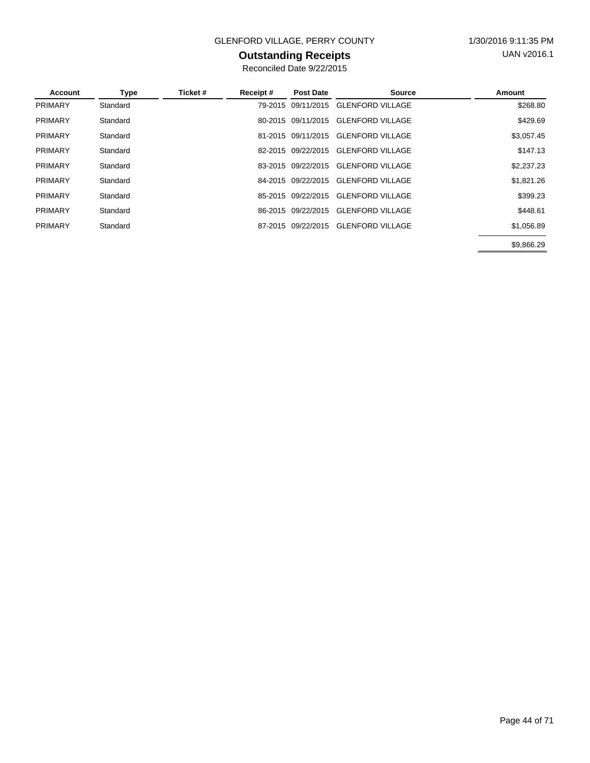GLENFORD VILLAGE, PERRY COUNTY

1/30/2016 9:11:35 PM

UAN v2016.1

# Outstanding Receipts

Reconciled Date 9/22/2015

| Account | Type | Ticket # | Receipt # | Post Date | Source | Amount |
|---|---|---|---|---|---|---|
| PRIMARY | Standard | | 79-2015 | 09/11/2015 | GLENFORD VILLAGE | $268.80 |
| PRIMARY | Standard | | 80-2015 | 09/11/2015 | GLENFORD VILLAGE | $429.69 |
| PRIMARY | Standard | | 81-2015 | 09/11/2015 | GLENFORD VILLAGE | $3,057.45 |
| PRIMARY | Standard | | 82-2015 | 09/22/2015 | GLENFORD VILLAGE | $147.13 |
| PRIMARY | Standard | | 83-2015 | 09/22/2015 | GLENFORD VILLAGE | $2,237.23 |
| PRIMARY | Standard | | 84-2015 | 09/22/2015 | GLENFORD VILLAGE | $1,821.26 |
| PRIMARY | Standard | | 85-2015 | 09/22/2015 | GLENFORD VILLAGE | $399.23 |
| PRIMARY | Standard | | 86-2015 | 09/22/2015 | GLENFORD VILLAGE | $448.61 |
| PRIMARY | Standard | | 87-2015 | 09/22/2015 | GLENFORD VILLAGE | $1,056.89 |
| | | | | | | $9,866.29 |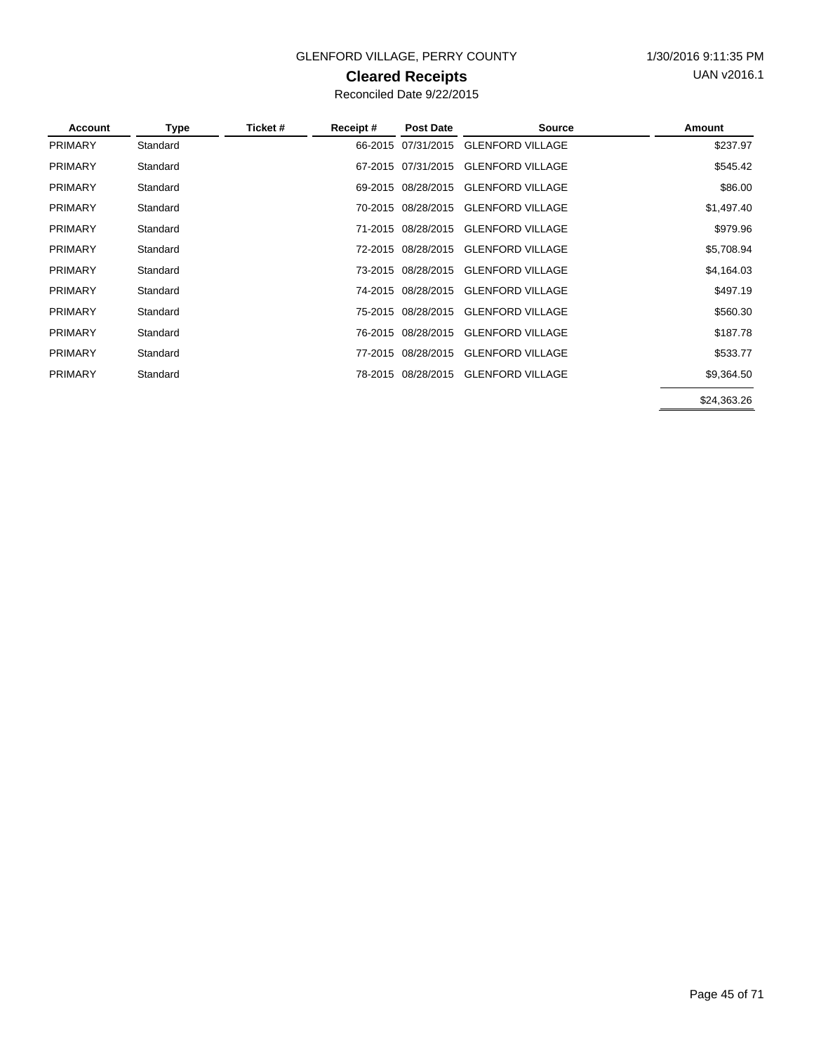GLENFORD VILLAGE, PERRY COUNTY

1/30/2016 9:11:35 PM

UAN v2016.1

# Cleared Receipts

Reconciled Date 9/22/2015

| Account | Type | Ticket # | Receipt # | Post Date | Source | Amount |
|---|---|---|---|---|---|---|
| PRIMARY | Standard | | 66-2015 | 07/31/2015 | GLENFORD VILLAGE | $237.97 |
| PRIMARY | Standard | | 67-2015 | 07/31/2015 | GLENFORD VILLAGE | $545.42 |
| PRIMARY | Standard | | 69-2015 | 08/28/2015 | GLENFORD VILLAGE | $86.00 |
| PRIMARY | Standard | | 70-2015 | 08/28/2015 | GLENFORD VILLAGE | $1,497.40 |
| PRIMARY | Standard | | 71-2015 | 08/28/2015 | GLENFORD VILLAGE | $979.96 |
| PRIMARY | Standard | | 72-2015 | 08/28/2015 | GLENFORD VILLAGE | $5,708.94 |
| PRIMARY | Standard | | 73-2015 | 08/28/2015 | GLENFORD VILLAGE | $4,164.03 |
| PRIMARY | Standard | | 74-2015 | 08/28/2015 | GLENFORD VILLAGE | $497.19 |
| PRIMARY | Standard | | 75-2015 | 08/28/2015 | GLENFORD VILLAGE | $560.30 |
| PRIMARY | Standard | | 76-2015 | 08/28/2015 | GLENFORD VILLAGE | $187.78 |
| PRIMARY | Standard | | 77-2015 | 08/28/2015 | GLENFORD VILLAGE | $533.77 |
| PRIMARY | Standard | | 78-2015 | 08/28/2015 | GLENFORD VILLAGE | $9,364.50 |
| | | | | | | $24,363.26 |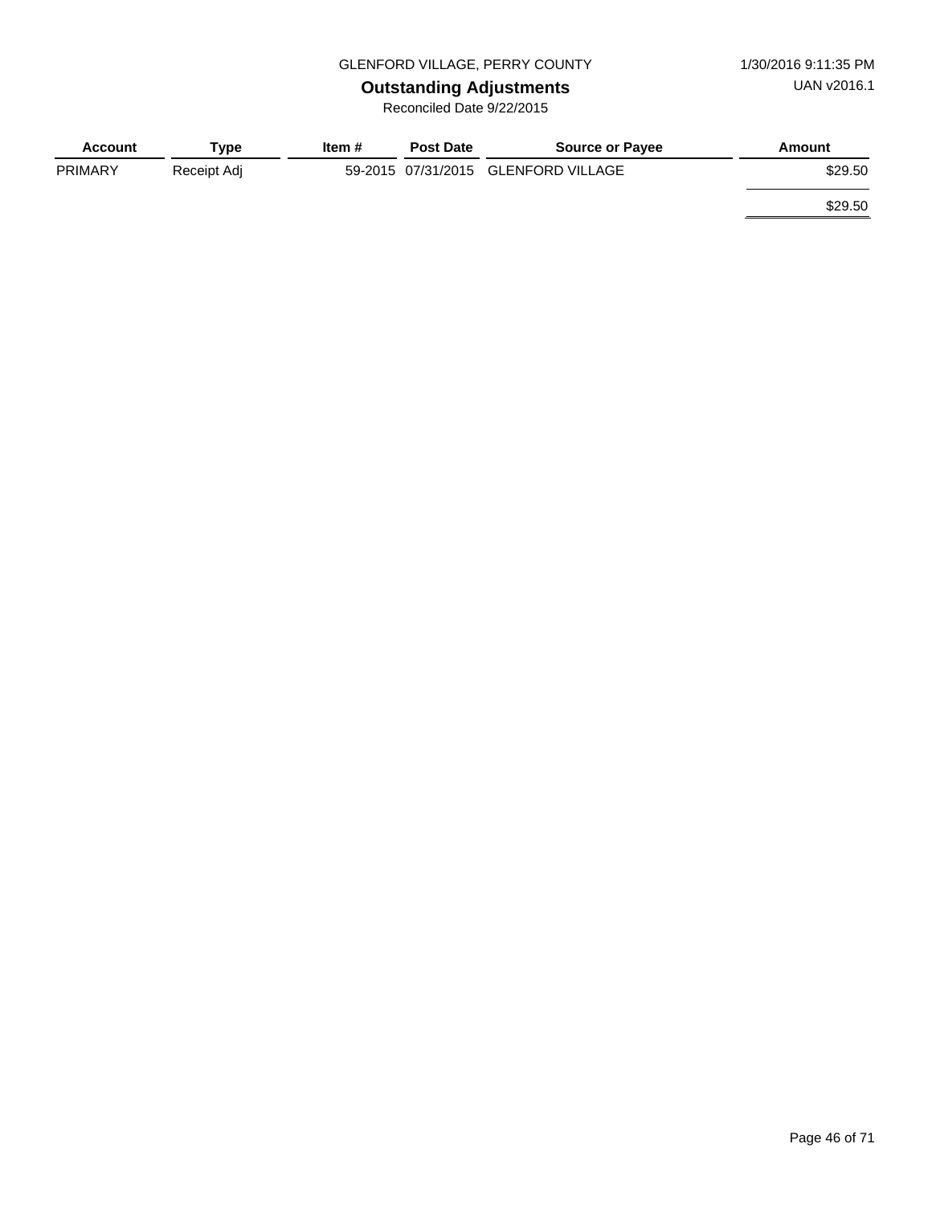GLENFORD VILLAGE, PERRY COUNTY

1/30/2016 9:11:35 PM

UAN v2016.1

## Outstanding Adjustments

Reconciled Date 9/22/2015

| Account | Type | Item # | Post Date | Source or Payee | Amount |
|---|---|---|---|---|---|
| PRIMARY | Receipt Adj | 59-2015 | 07/31/2015 | GLENFORD VILLAGE | $29.50 |
| | | | | | $29.50 |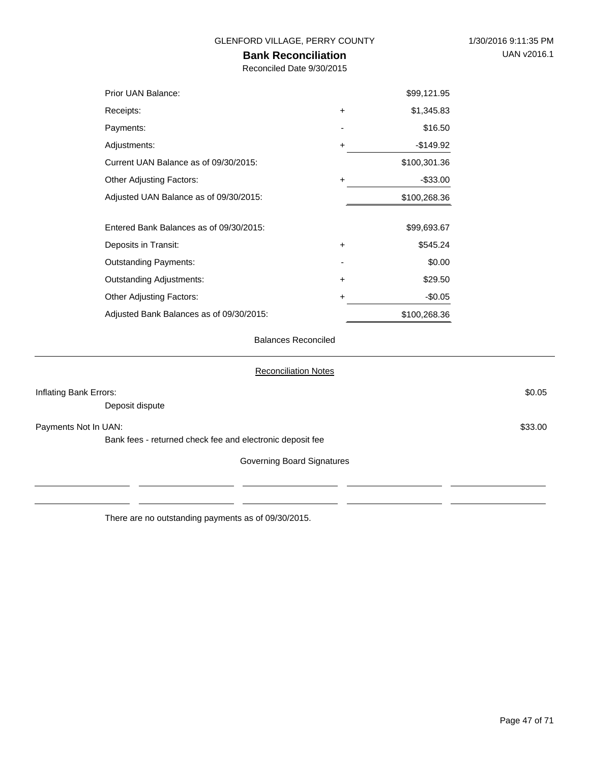GLENFORD VILLAGE, PERRY COUNTY

1/30/2016 9:11:35 PM

UAN v2016.1

## Bank Reconciliation

Reconciled Date 9/30/2015

| | | |
|---|---|---|
| Prior UAN Balance: | | $99,121.95 |
| Receipts: | + | $1,345.83 |
| Payments: | - | $16.50 |
| Adjustments: | + | -$149.92 |
| Current UAN Balance as of 09/30/2015: | | $100,301.36 |
| Other Adjusting Factors: | + | -$33.00 |
| Adjusted UAN Balance as of 09/30/2015: | | $100,268.36 |
| | | |
| Entered Bank Balances as of 09/30/2015: | | $99,693.67 |
| Deposits in Transit: | + | $545.24 |
| Outstanding Payments: | - | $0.00 |
| Outstanding Adjustments: | + | $29.50 |
| Other Adjusting Factors: | + | -$0.05 |
| Adjusted Bank Balances as of 09/30/2015: | | $100,268.36 |

Balances Reconciled

### Reconciliation Notes

Inflating Bank Errors: $0.05

Deposit dispute

Payments Not In UAN: $33.00

Bank fees - returned check fee and electronic deposit fee

Governing Board Signatures

\_\_\_\_\_\_\_\_\_\_\_\_\_\_\_\_ \_\_\_\_\_\_\_\_\_\_\_\_\_\_\_\_ \_\_\_\_\_\_\_\_\_\_\_\_\_\_\_\_ \_\_\_\_\_\_\_\_\_\_\_\_\_\_\_\_ \_\_\_\_\_\_\_\_\_\_\_\_\_\_\_\_

\_\_\_\_\_\_\_\_\_\_\_\_\_\_\_\_ \_\_\_\_\_\_\_\_\_\_\_\_\_\_\_\_ \_\_\_\_\_\_\_\_\_\_\_\_\_\_\_\_ \_\_\_\_\_\_\_\_\_\_\_\_\_\_\_\_ \_\_\_\_\_\_\_\_\_\_\_\_\_\_\_\_

There are no outstanding payments as of 09/30/2015.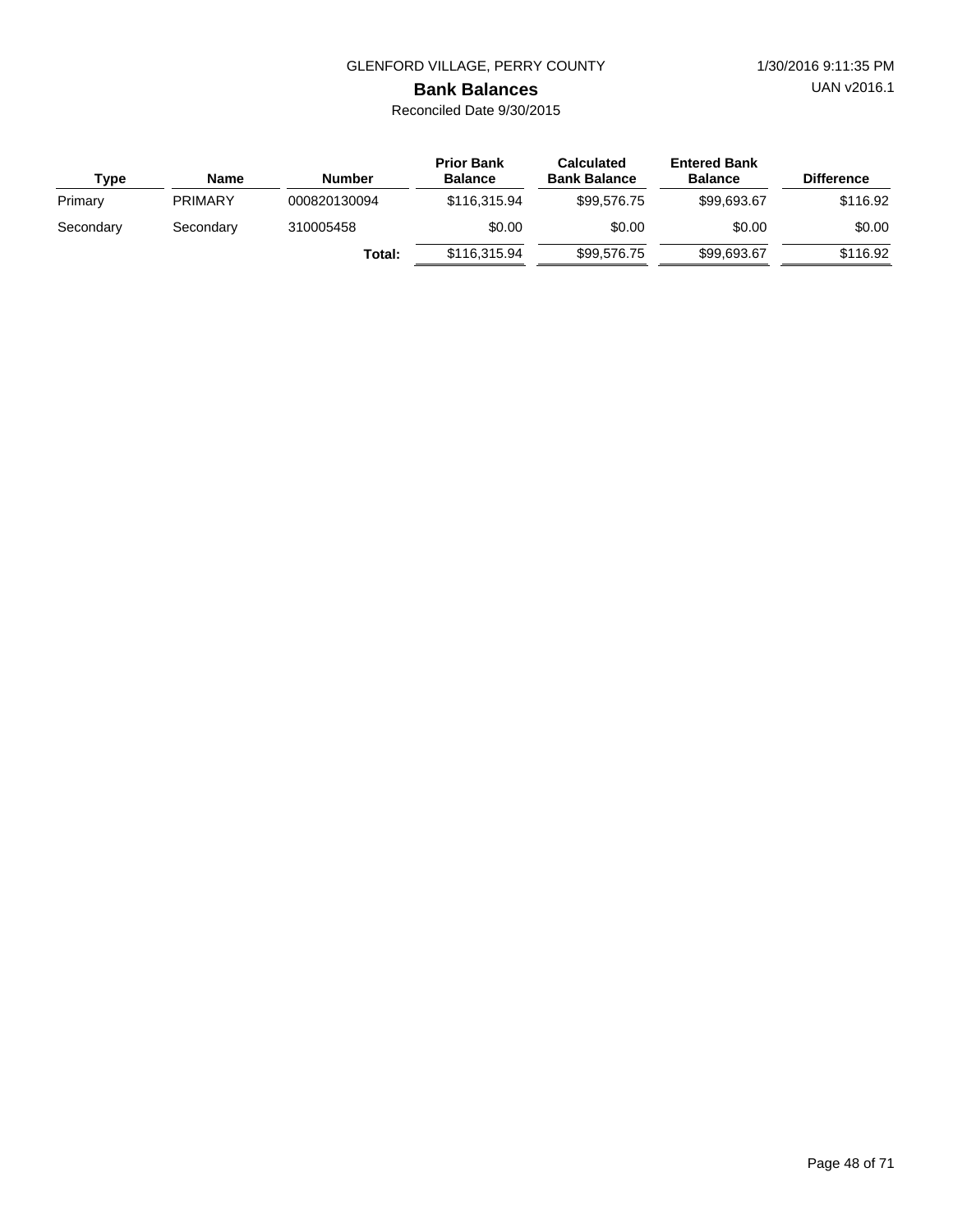GLENFORD VILLAGE, PERRY COUNTY

## Bank Balances

Reconciled Date 9/30/2015

| Type | Name | Number | Prior Bank Balance | Calculated Bank Balance | Entered Bank Balance | Difference |
|---|---|---|---|---|---|---|
| Primary | PRIMARY | 000820130094 | $116,315.94 | $99,576.75 | $99,693.67 | $116.92 |
| Secondary | Secondary | 310005458 | $0.00 | $0.00 | $0.00 | $0.00 |
| | | **Total:** | $116,315.94 | $99,576.75 | $99,693.67 | $116.92 |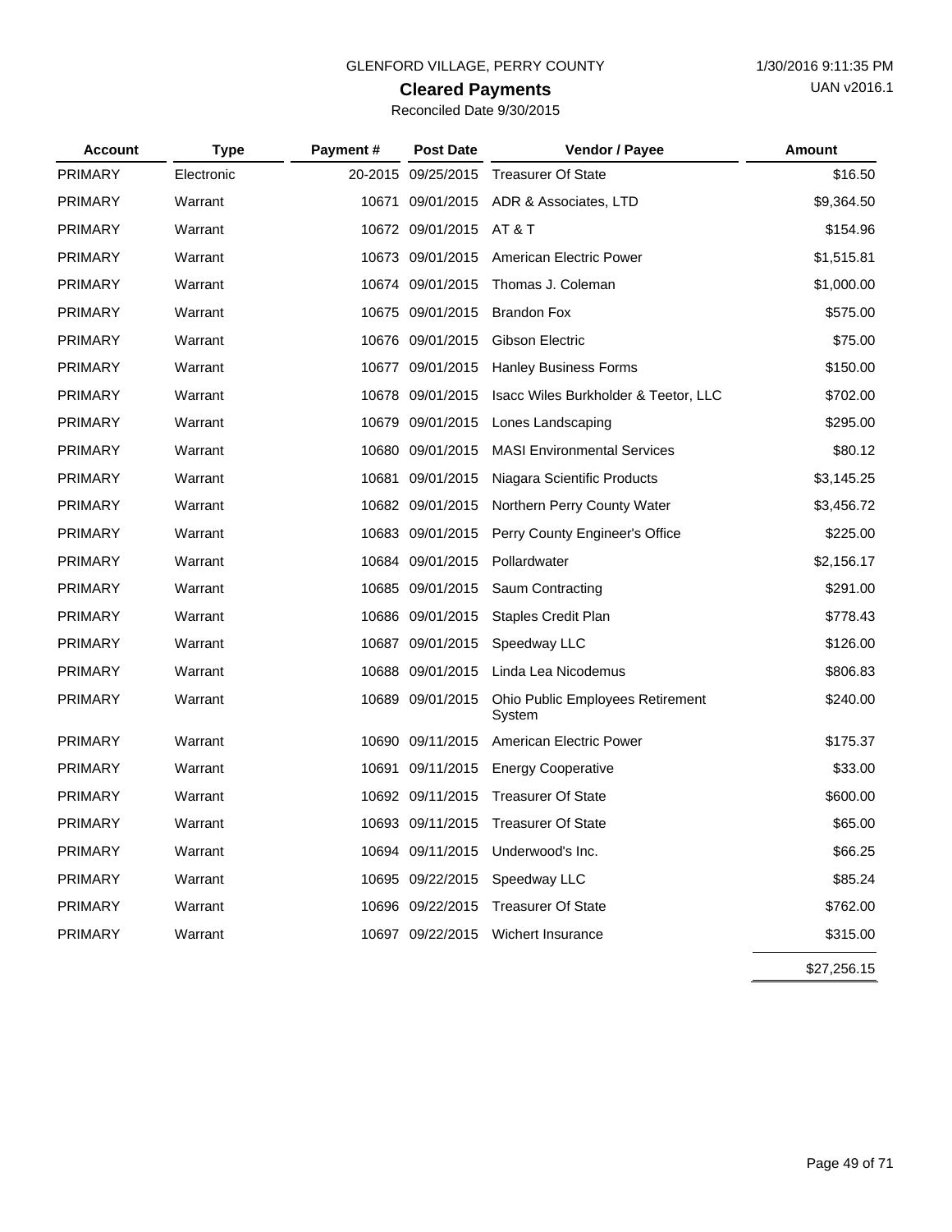GLENFORD VILLAGE, PERRY COUNTY

1/30/2016 9:11:35 PM

UAN v2016.1

## Cleared Payments

Reconciled Date 9/30/2015

| Account | Type | Payment # | Post Date | Vendor / Payee | Amount |
|---|---|---|---|---|---|
| PRIMARY | Electronic | 20-2015 | 09/25/2015 | Treasurer Of State | $16.50 |
| PRIMARY | Warrant | 10671 | 09/01/2015 | ADR & Associates, LTD | $9,364.50 |
| PRIMARY | Warrant | 10672 | 09/01/2015 | AT & T | $154.96 |
| PRIMARY | Warrant | 10673 | 09/01/2015 | American Electric Power | $1,515.81 |
| PRIMARY | Warrant | 10674 | 09/01/2015 | Thomas J. Coleman | $1,000.00 |
| PRIMARY | Warrant | 10675 | 09/01/2015 | Brandon Fox | $575.00 |
| PRIMARY | Warrant | 10676 | 09/01/2015 | Gibson Electric | $75.00 |
| PRIMARY | Warrant | 10677 | 09/01/2015 | Hanley Business Forms | $150.00 |
| PRIMARY | Warrant | 10678 | 09/01/2015 | Isacc Wiles Burkholder & Teetor, LLC | $702.00 |
| PRIMARY | Warrant | 10679 | 09/01/2015 | Lones Landscaping | $295.00 |
| PRIMARY | Warrant | 10680 | 09/01/2015 | MASI Environmental Services | $80.12 |
| PRIMARY | Warrant | 10681 | 09/01/2015 | Niagara Scientific Products | $3,145.25 |
| PRIMARY | Warrant | 10682 | 09/01/2015 | Northern Perry County Water | $3,456.72 |
| PRIMARY | Warrant | 10683 | 09/01/2015 | Perry County Engineer's Office | $225.00 |
| PRIMARY | Warrant | 10684 | 09/01/2015 | Pollardwater | $2,156.17 |
| PRIMARY | Warrant | 10685 | 09/01/2015 | Saum Contracting | $291.00 |
| PRIMARY | Warrant | 10686 | 09/01/2015 | Staples Credit Plan | $778.43 |
| PRIMARY | Warrant | 10687 | 09/01/2015 | Speedway LLC | $126.00 |
| PRIMARY | Warrant | 10688 | 09/01/2015 | Linda Lea Nicodemus | $806.83 |
| PRIMARY | Warrant | 10689 | 09/01/2015 | Ohio Public Employees Retirement System | $240.00 |
| PRIMARY | Warrant | 10690 | 09/11/2015 | American Electric Power | $175.37 |
| PRIMARY | Warrant | 10691 | 09/11/2015 | Energy Cooperative | $33.00 |
| PRIMARY | Warrant | 10692 | 09/11/2015 | Treasurer Of State | $600.00 |
| PRIMARY | Warrant | 10693 | 09/11/2015 | Treasurer Of State | $65.00 |
| PRIMARY | Warrant | 10694 | 09/11/2015 | Underwood's Inc. | $66.25 |
| PRIMARY | Warrant | 10695 | 09/22/2015 | Speedway LLC | $85.24 |
| PRIMARY | Warrant | 10696 | 09/22/2015 | Treasurer Of State | $762.00 |
| PRIMARY | Warrant | 10697 | 09/22/2015 | Wichert Insurance | $315.00 |
| | | | | | $27,256.15 |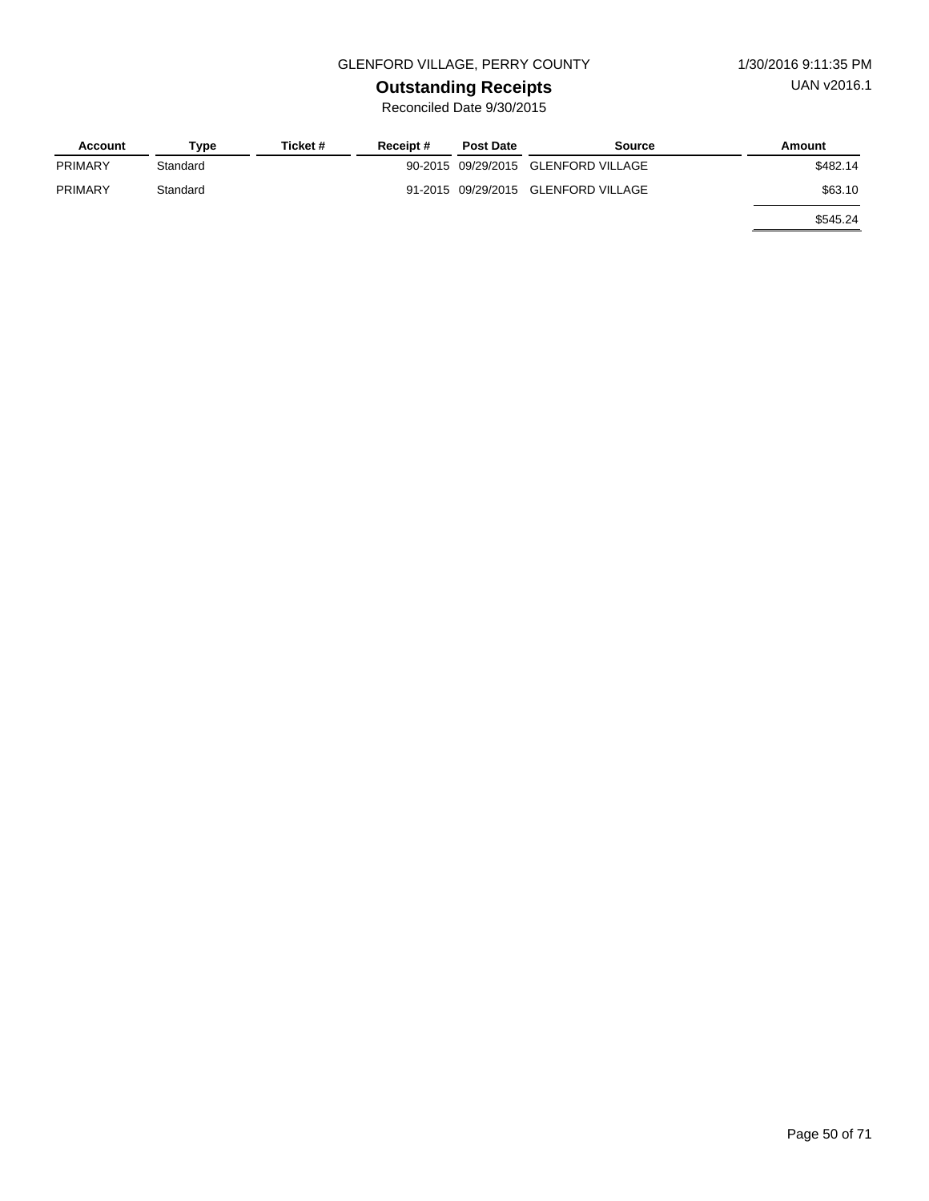GLENFORD VILLAGE, PERRY COUNTY

1/30/2016 9:11:35 PM

UAN v2016.1

# Outstanding Receipts

Reconciled Date 9/30/2015

| Account | Type | Ticket # | Receipt # | Post Date | Source | Amount |
|---|---|---|---|---|---|---|
| PRIMARY | Standard | | 90-2015 | 09/29/2015 | GLENFORD VILLAGE | $482.14 |
| PRIMARY | Standard | | 91-2015 | 09/29/2015 | GLENFORD VILLAGE | $63.10 |
| | | | | | | $545.24 |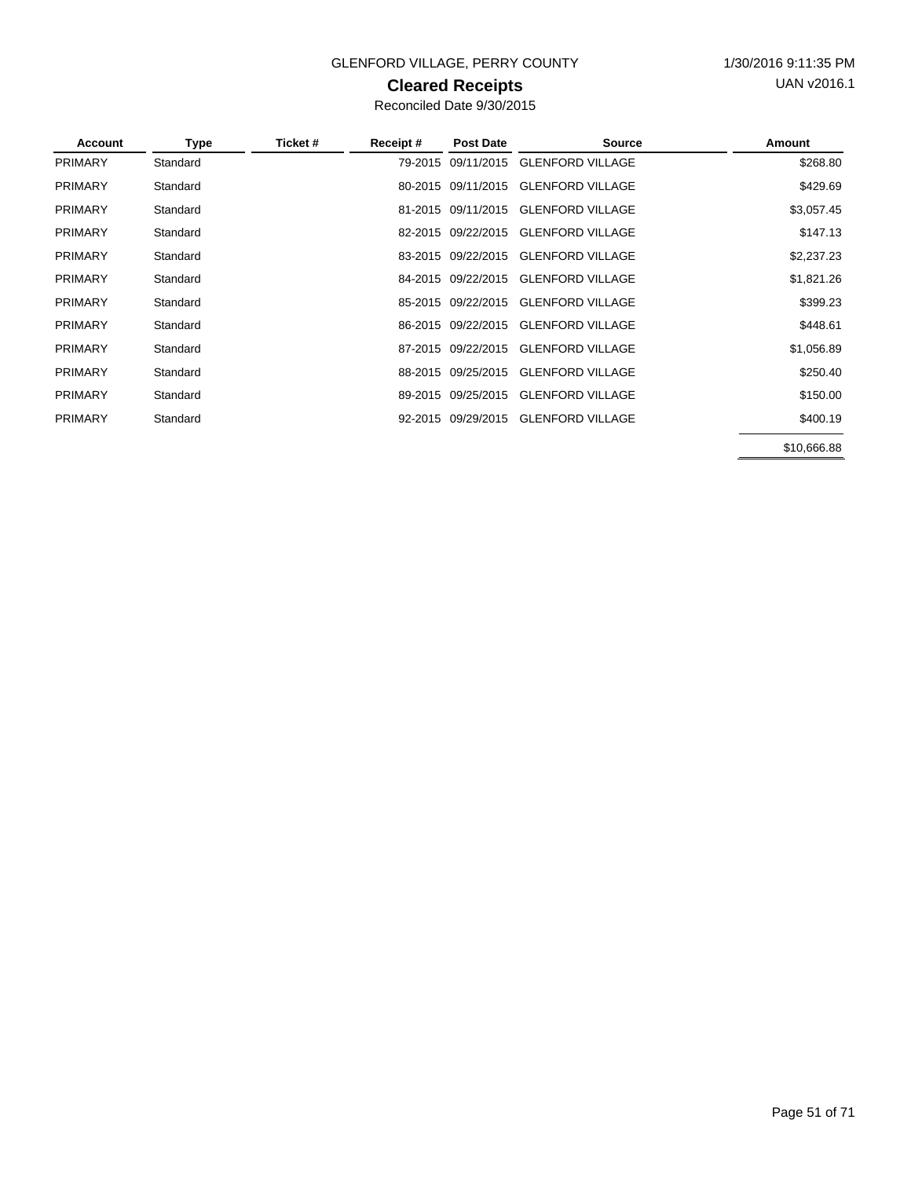GLENFORD VILLAGE, PERRY COUNTY

1/30/2016 9:11:35 PM

# Cleared Receipts

UAN v2016.1

Reconciled Date 9/30/2015

| Account | Type | Ticket # | Receipt # | Post Date | Source | Amount |
|---|---|---|---|---|---|---|
| PRIMARY | Standard | | 79-2015 | 09/11/2015 | GLENFORD VILLAGE | $268.80 |
| PRIMARY | Standard | | 80-2015 | 09/11/2015 | GLENFORD VILLAGE | $429.69 |
| PRIMARY | Standard | | 81-2015 | 09/11/2015 | GLENFORD VILLAGE | $3,057.45 |
| PRIMARY | Standard | | 82-2015 | 09/22/2015 | GLENFORD VILLAGE | $147.13 |
| PRIMARY | Standard | | 83-2015 | 09/22/2015 | GLENFORD VILLAGE | $2,237.23 |
| PRIMARY | Standard | | 84-2015 | 09/22/2015 | GLENFORD VILLAGE | $1,821.26 |
| PRIMARY | Standard | | 85-2015 | 09/22/2015 | GLENFORD VILLAGE | $399.23 |
| PRIMARY | Standard | | 86-2015 | 09/22/2015 | GLENFORD VILLAGE | $448.61 |
| PRIMARY | Standard | | 87-2015 | 09/22/2015 | GLENFORD VILLAGE | $1,056.89 |
| PRIMARY | Standard | | 88-2015 | 09/25/2015 | GLENFORD VILLAGE | $250.40 |
| PRIMARY | Standard | | 89-2015 | 09/25/2015 | GLENFORD VILLAGE | $150.00 |
| PRIMARY | Standard | | 92-2015 | 09/29/2015 | GLENFORD VILLAGE | $400.19 |
| | | | | | | $10,666.88 |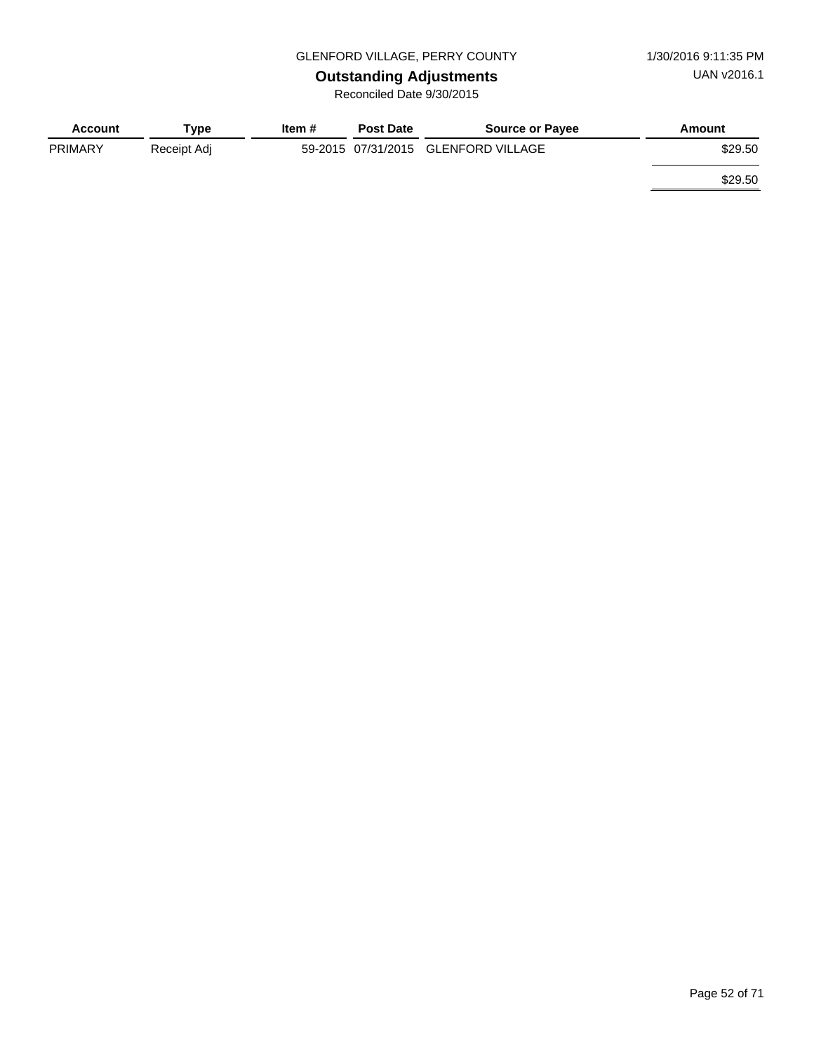GLENFORD VILLAGE, PERRY COUNTY

1/30/2016 9:11:35 PM

UAN v2016.1

# Outstanding Adjustments

Reconciled Date 9/30/2015

| Account | Type | Item # | Post Date | Source or Payee | Amount |
|---|---|---|---|---|---|
| PRIMARY | Receipt Adj | 59-2015 | 07/31/2015 | GLENFORD VILLAGE | $29.50 |
| | | | | | $29.50 |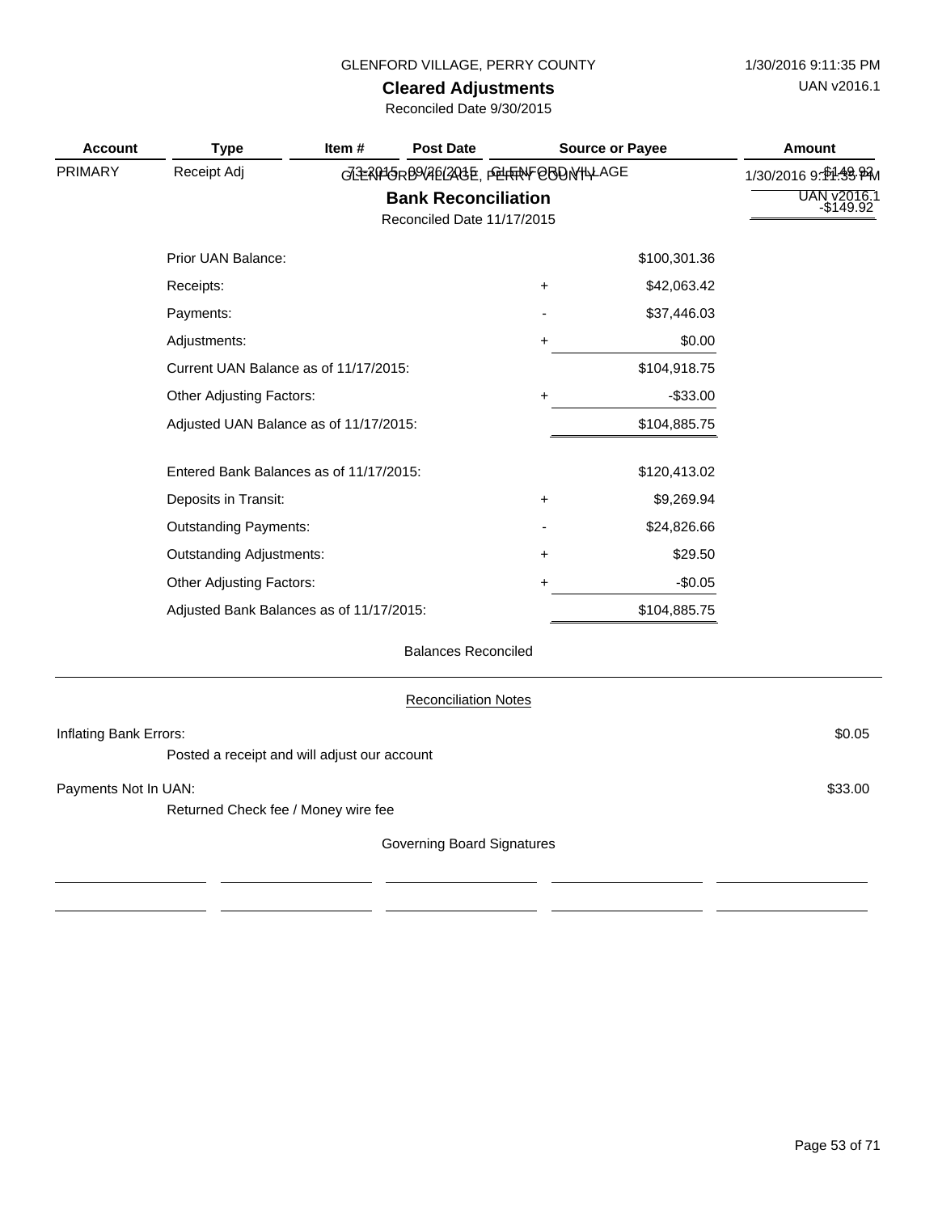## Cleared Adjustments

Reconciled Date 9/30/2015

| Account | Type | Item # | Post Date | Source or Payee | Amount |
|---|---|---|---|---|---|
| PRIMARY | Receipt Adj | 73-2015 | 09/26/2015 | GLENFORD VILLAGE | -$149.92 |
| | | | | | -$149.92 |

## Bank Reconciliation

Reconciled Date 11/17/2015

| | | |
|---|---|---|
| Prior UAN Balance: | | $100,301.36 |
| Receipts: | + | $42,063.42 |
| Payments: | - | $37,446.03 |
| Adjustments: | + | $0.00 |
| Current UAN Balance as of 11/17/2015: | | $104,918.75 |
| Other Adjusting Factors: | + | -$33.00 |
| Adjusted UAN Balance as of 11/17/2015: | | $104,885.75 |
| | | |
| Entered Bank Balances as of 11/17/2015: | | $120,413.02 |
| Deposits in Transit: | + | $9,269.94 |
| Outstanding Payments: | - | $24,826.66 |
| Outstanding Adjustments: | + | $29.50 |
| Other Adjusting Factors: | + | -$0.05 |
| Adjusted Bank Balances as of 11/17/2015: | | $104,885.75 |

Balances Reconciled

### Reconciliation Notes

Inflating Bank Errors: $0.05

Posted a receipt and will adjust our account

Payments Not In UAN: $33.00

Returned Check fee / Money wire fee

Governing Board Signatures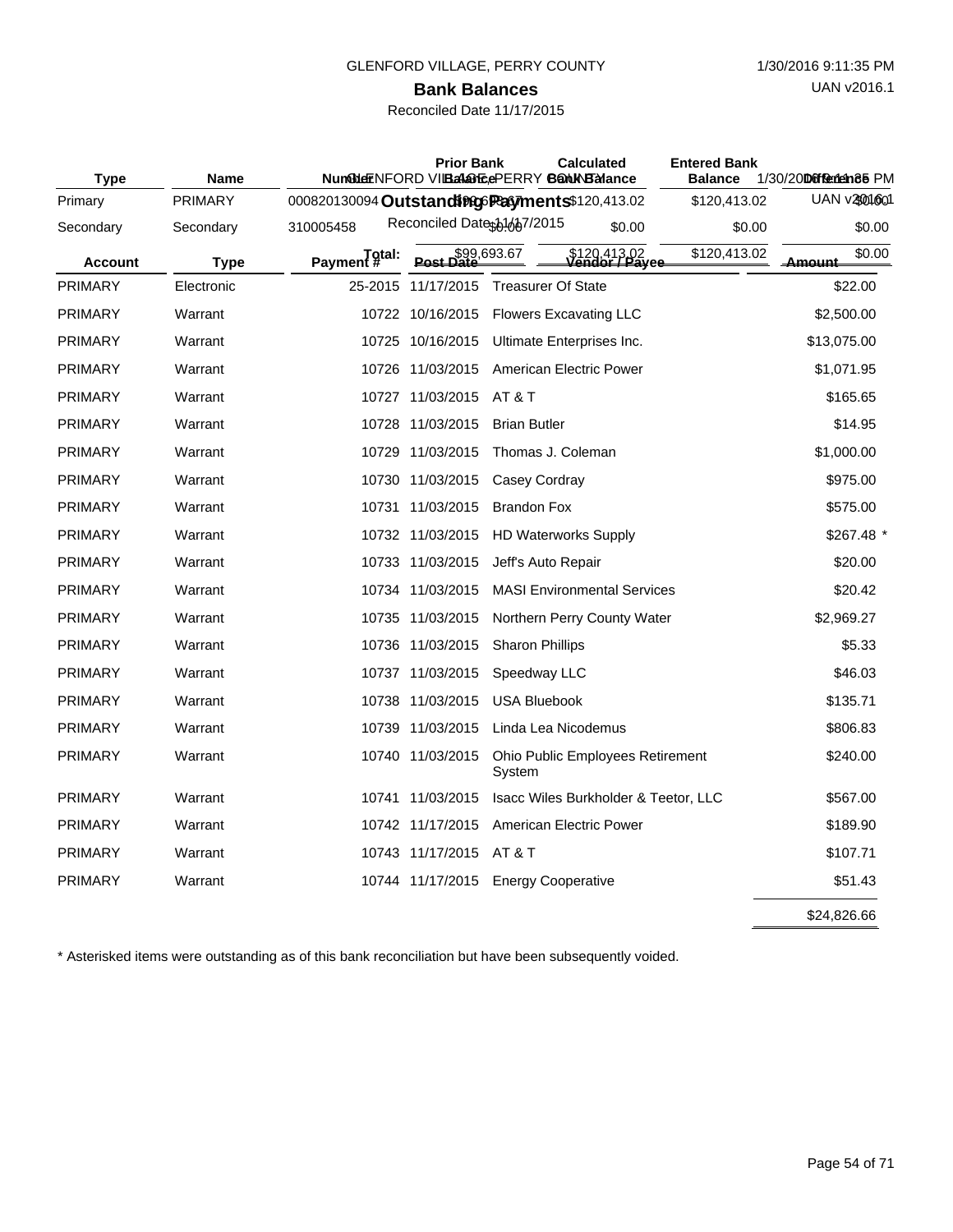GLENFORD VILLAGE, PERRY COUNTY

## Bank Balances

Reconciled Date 11/17/2015

| Type | Name | Number | Prior Bank Balance | Calculated Bank Balance | Entered Bank Balance | Difference |
|---|---|---|---|---|---|---|
| Primary | PRIMARY | 000820130094 | $99,693.67 | $120,413.02 | $120,413.02 | $0.00 |
| Secondary | Secondary | 310005458 | $0.00 | $0.00 | $0.00 | $0.00 |
| | | Total: | $99,693.67 | $120,413.02 | $120,413.02 | $0.00 |

## Outstanding Payments

Reconciled Date 11/17/2015

| Account | Type | Payment # | Post Date | Vendor / Payee | Amount |
|---|---|---|---|---|---|
| PRIMARY | Electronic | 25-2015 | 11/17/2015 | Treasurer Of State | $22.00 |
| PRIMARY | Warrant | 10722 | 10/16/2015 | Flowers Excavating LLC | $2,500.00 |
| PRIMARY | Warrant | 10725 | 10/16/2015 | Ultimate Enterprises Inc. | $13,075.00 |
| PRIMARY | Warrant | 10726 | 11/03/2015 | American Electric Power | $1,071.95 |
| PRIMARY | Warrant | 10727 | 11/03/2015 | AT & T | $165.65 |
| PRIMARY | Warrant | 10728 | 11/03/2015 | Brian Butler | $14.95 |
| PRIMARY | Warrant | 10729 | 11/03/2015 | Thomas J. Coleman | $1,000.00 |
| PRIMARY | Warrant | 10730 | 11/03/2015 | Casey Cordray | $975.00 |
| PRIMARY | Warrant | 10731 | 11/03/2015 | Brandon Fox | $575.00 |
| PRIMARY | Warrant | 10732 | 11/03/2015 | HD Waterworks Supply | $267.48 * |
| PRIMARY | Warrant | 10733 | 11/03/2015 | Jeff's Auto Repair | $20.00 |
| PRIMARY | Warrant | 10734 | 11/03/2015 | MASI Environmental Services | $20.42 |
| PRIMARY | Warrant | 10735 | 11/03/2015 | Northern Perry County Water | $2,969.27 |
| PRIMARY | Warrant | 10736 | 11/03/2015 | Sharon Phillips | $5.33 |
| PRIMARY | Warrant | 10737 | 11/03/2015 | Speedway LLC | $46.03 |
| PRIMARY | Warrant | 10738 | 11/03/2015 | USA Bluebook | $135.71 |
| PRIMARY | Warrant | 10739 | 11/03/2015 | Linda Lea Nicodemus | $806.83 |
| PRIMARY | Warrant | 10740 | 11/03/2015 | Ohio Public Employees Retirement System | $240.00 |
| PRIMARY | Warrant | 10741 | 11/03/2015 | Isacc Wiles Burkholder & Teetor, LLC | $567.00 |
| PRIMARY | Warrant | 10742 | 11/17/2015 | American Electric Power | $189.90 |
| PRIMARY | Warrant | 10743 | 11/17/2015 | AT & T | $107.71 |
| PRIMARY | Warrant | 10744 | 11/17/2015 | Energy Cooperative | $51.43 |
| | | | | | $24,826.66 |

* Asterisked items were outstanding as of this bank reconciliation but have been subsequently voided.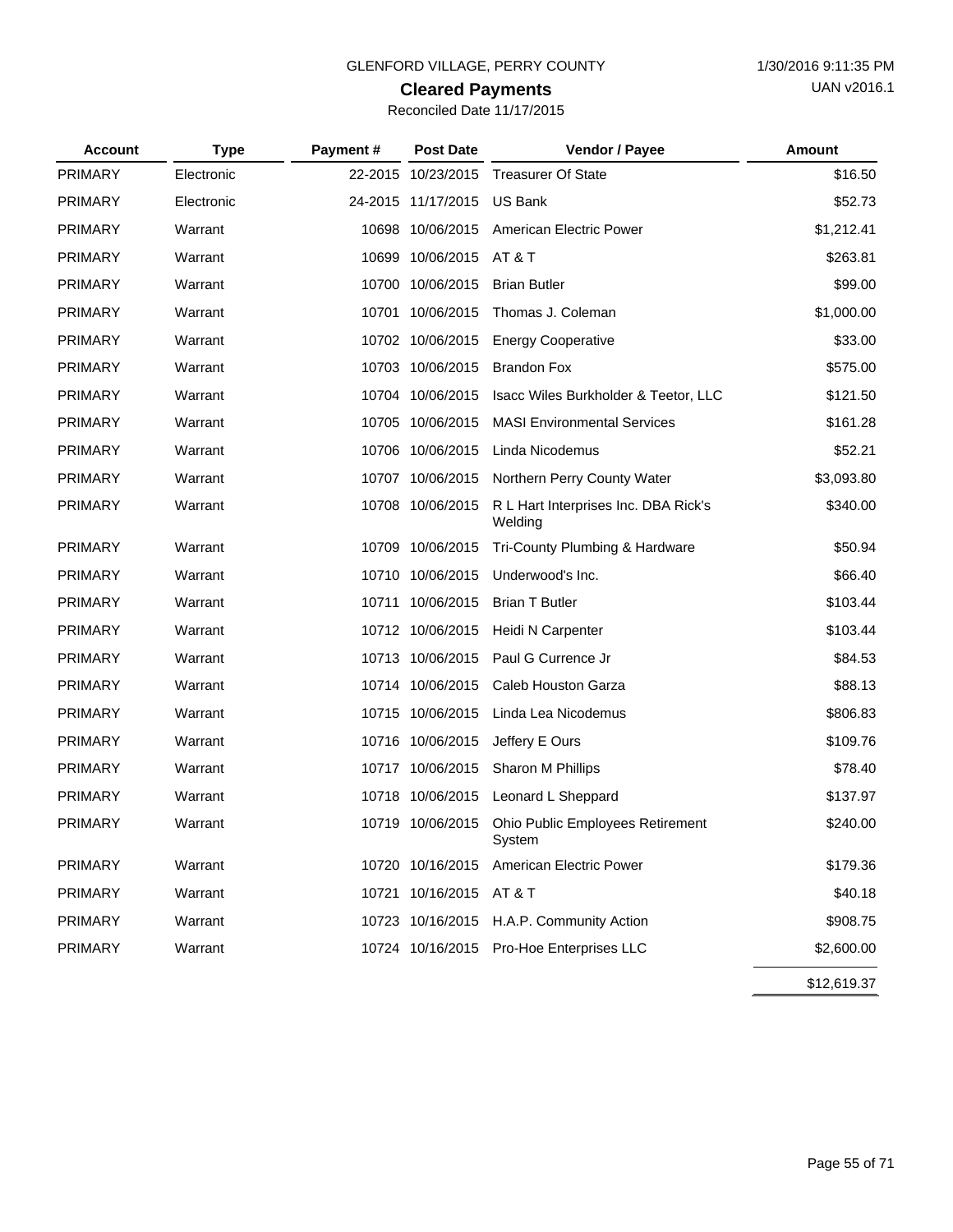GLENFORD VILLAGE, PERRY COUNTY

1/30/2016 9:11:35 PM

UAN v2016.1

# Cleared Payments

Reconciled Date 11/17/2015

| Account | Type | Payment # | Post Date | Vendor / Payee | Amount |
|---|---|---|---|---|---|
| PRIMARY | Electronic | 22-2015 | 10/23/2015 | Treasurer Of State | $16.50 |
| PRIMARY | Electronic | 24-2015 | 11/17/2015 | US Bank | $52.73 |
| PRIMARY | Warrant | 10698 | 10/06/2015 | American Electric Power | $1,212.41 |
| PRIMARY | Warrant | 10699 | 10/06/2015 | AT & T | $263.81 |
| PRIMARY | Warrant | 10700 | 10/06/2015 | Brian Butler | $99.00 |
| PRIMARY | Warrant | 10701 | 10/06/2015 | Thomas J. Coleman | $1,000.00 |
| PRIMARY | Warrant | 10702 | 10/06/2015 | Energy Cooperative | $33.00 |
| PRIMARY | Warrant | 10703 | 10/06/2015 | Brandon Fox | $575.00 |
| PRIMARY | Warrant | 10704 | 10/06/2015 | Isacc Wiles Burkholder & Teetor, LLC | $121.50 |
| PRIMARY | Warrant | 10705 | 10/06/2015 | MASI Environmental Services | $161.28 |
| PRIMARY | Warrant | 10706 | 10/06/2015 | Linda Nicodemus | $52.21 |
| PRIMARY | Warrant | 10707 | 10/06/2015 | Northern Perry County Water | $3,093.80 |
| PRIMARY | Warrant | 10708 | 10/06/2015 | R L Hart Interprises Inc. DBA Rick's Welding | $340.00 |
| PRIMARY | Warrant | 10709 | 10/06/2015 | Tri-County Plumbing & Hardware | $50.94 |
| PRIMARY | Warrant | 10710 | 10/06/2015 | Underwood's Inc. | $66.40 |
| PRIMARY | Warrant | 10711 | 10/06/2015 | Brian T Butler | $103.44 |
| PRIMARY | Warrant | 10712 | 10/06/2015 | Heidi N Carpenter | $103.44 |
| PRIMARY | Warrant | 10713 | 10/06/2015 | Paul G Currence Jr | $84.53 |
| PRIMARY | Warrant | 10714 | 10/06/2015 | Caleb Houston Garza | $88.13 |
| PRIMARY | Warrant | 10715 | 10/06/2015 | Linda Lea Nicodemus | $806.83 |
| PRIMARY | Warrant | 10716 | 10/06/2015 | Jeffery E Ours | $109.76 |
| PRIMARY | Warrant | 10717 | 10/06/2015 | Sharon M Phillips | $78.40 |
| PRIMARY | Warrant | 10718 | 10/06/2015 | Leonard L Sheppard | $137.97 |
| PRIMARY | Warrant | 10719 | 10/06/2015 | Ohio Public Employees Retirement System | $240.00 |
| PRIMARY | Warrant | 10720 | 10/16/2015 | American Electric Power | $179.36 |
| PRIMARY | Warrant | 10721 | 10/16/2015 | AT & T | $40.18 |
| PRIMARY | Warrant | 10723 | 10/16/2015 | H.A.P. Community Action | $908.75 |
| PRIMARY | Warrant | 10724 | 10/16/2015 | Pro-Hoe Enterprises LLC | $2,600.00 |
| | | | | | $12,619.37 |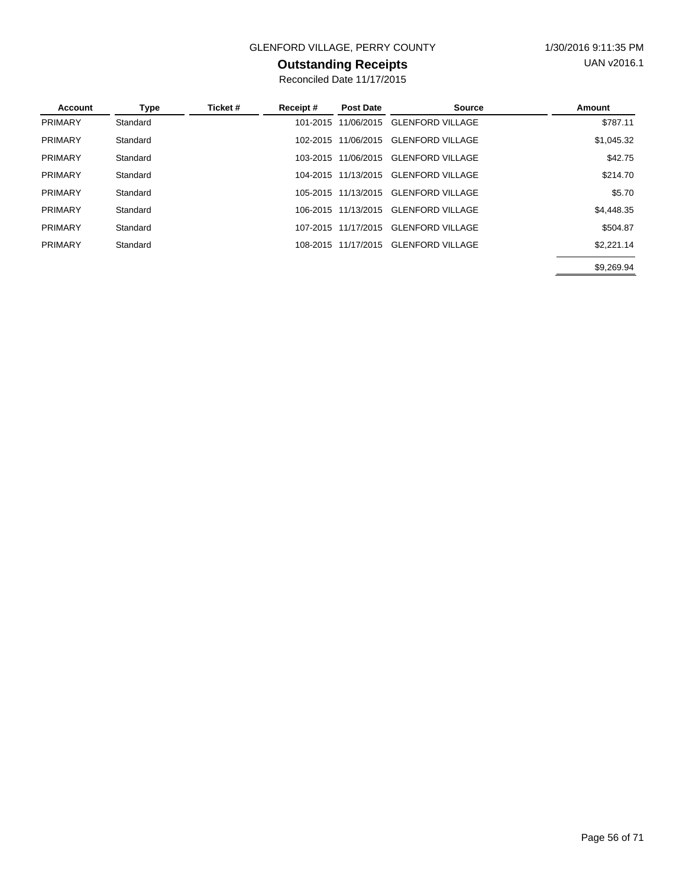GLENFORD VILLAGE, PERRY COUNTY

1/30/2016 9:11:35 PM

UAN v2016.1

# Outstanding Receipts

Reconciled Date 11/17/2015

| Account | Type | Ticket # | Receipt # | Post Date | Source | Amount |
|---|---|---|---|---|---|---|
| PRIMARY | Standard | | 101-2015 | 11/06/2015 | GLENFORD VILLAGE | $787.11 |
| PRIMARY | Standard | | 102-2015 | 11/06/2015 | GLENFORD VILLAGE | $1,045.32 |
| PRIMARY | Standard | | 103-2015 | 11/06/2015 | GLENFORD VILLAGE | $42.75 |
| PRIMARY | Standard | | 104-2015 | 11/13/2015 | GLENFORD VILLAGE | $214.70 |
| PRIMARY | Standard | | 105-2015 | 11/13/2015 | GLENFORD VILLAGE | $5.70 |
| PRIMARY | Standard | | 106-2015 | 11/13/2015 | GLENFORD VILLAGE | $4,448.35 |
| PRIMARY | Standard | | 107-2015 | 11/17/2015 | GLENFORD VILLAGE | $504.87 |
| PRIMARY | Standard | | 108-2015 | 11/17/2015 | GLENFORD VILLAGE | $2,221.14 |
| | | | | | | $9,269.94 |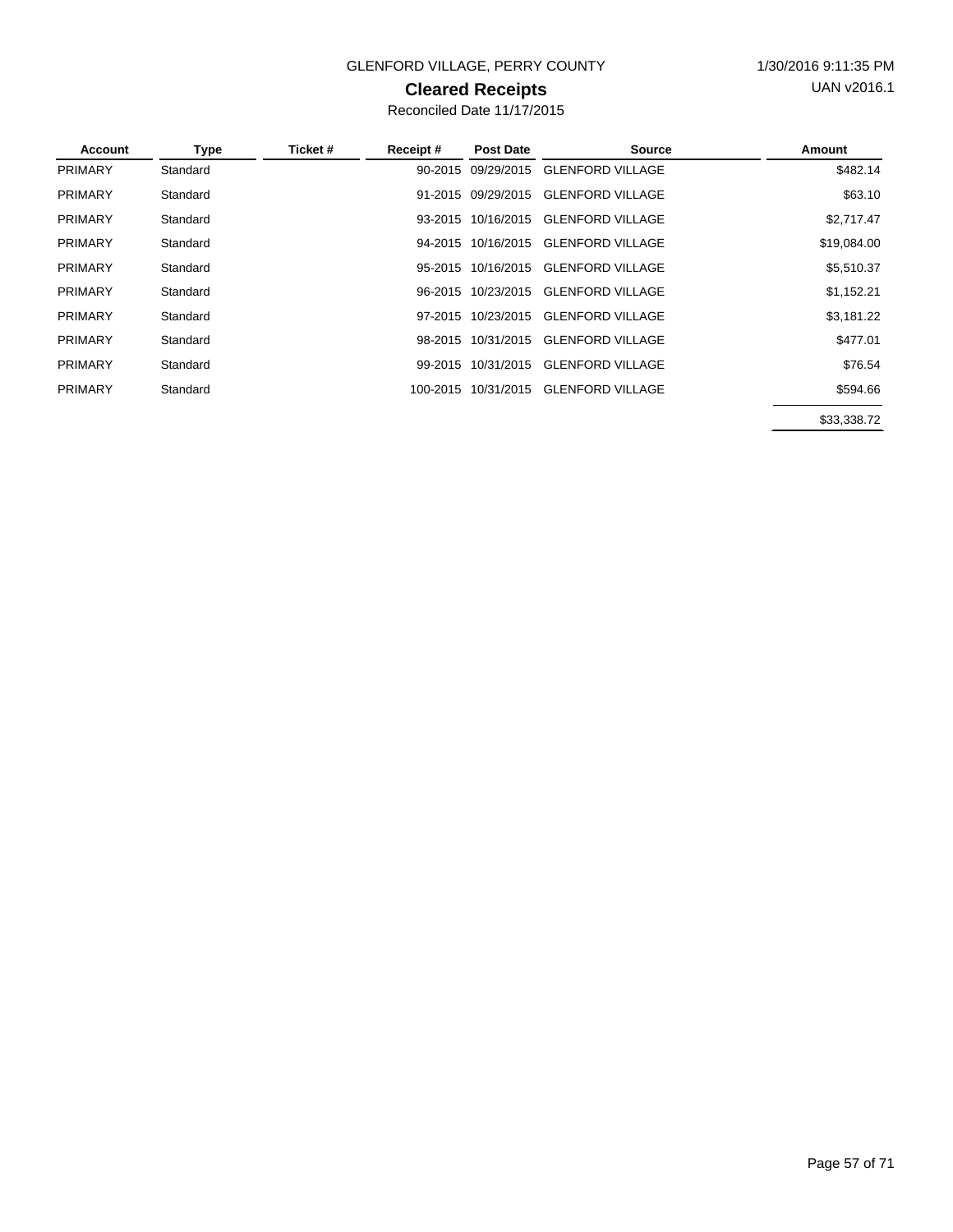GLENFORD VILLAGE, PERRY COUNTY

1/30/2016 9:11:35 PM

UAN v2016.1

# Cleared Receipts

Reconciled Date 11/17/2015

| Account | Type | Ticket # | Receipt # | Post Date | Source | Amount |
|---|---|---|---|---|---|---|
| PRIMARY | Standard | | 90-2015 | 09/29/2015 | GLENFORD VILLAGE | $482.14 |
| PRIMARY | Standard | | 91-2015 | 09/29/2015 | GLENFORD VILLAGE | $63.10 |
| PRIMARY | Standard | | 93-2015 | 10/16/2015 | GLENFORD VILLAGE | $2,717.47 |
| PRIMARY | Standard | | 94-2015 | 10/16/2015 | GLENFORD VILLAGE | $19,084.00 |
| PRIMARY | Standard | | 95-2015 | 10/16/2015 | GLENFORD VILLAGE | $5,510.37 |
| PRIMARY | Standard | | 96-2015 | 10/23/2015 | GLENFORD VILLAGE | $1,152.21 |
| PRIMARY | Standard | | 97-2015 | 10/23/2015 | GLENFORD VILLAGE | $3,181.22 |
| PRIMARY | Standard | | 98-2015 | 10/31/2015 | GLENFORD VILLAGE | $477.01 |
| PRIMARY | Standard | | 99-2015 | 10/31/2015 | GLENFORD VILLAGE | $76.54 |
| PRIMARY | Standard | | 100-2015 | 10/31/2015 | GLENFORD VILLAGE | $594.66 |
| | | | | | | $33,338.72 |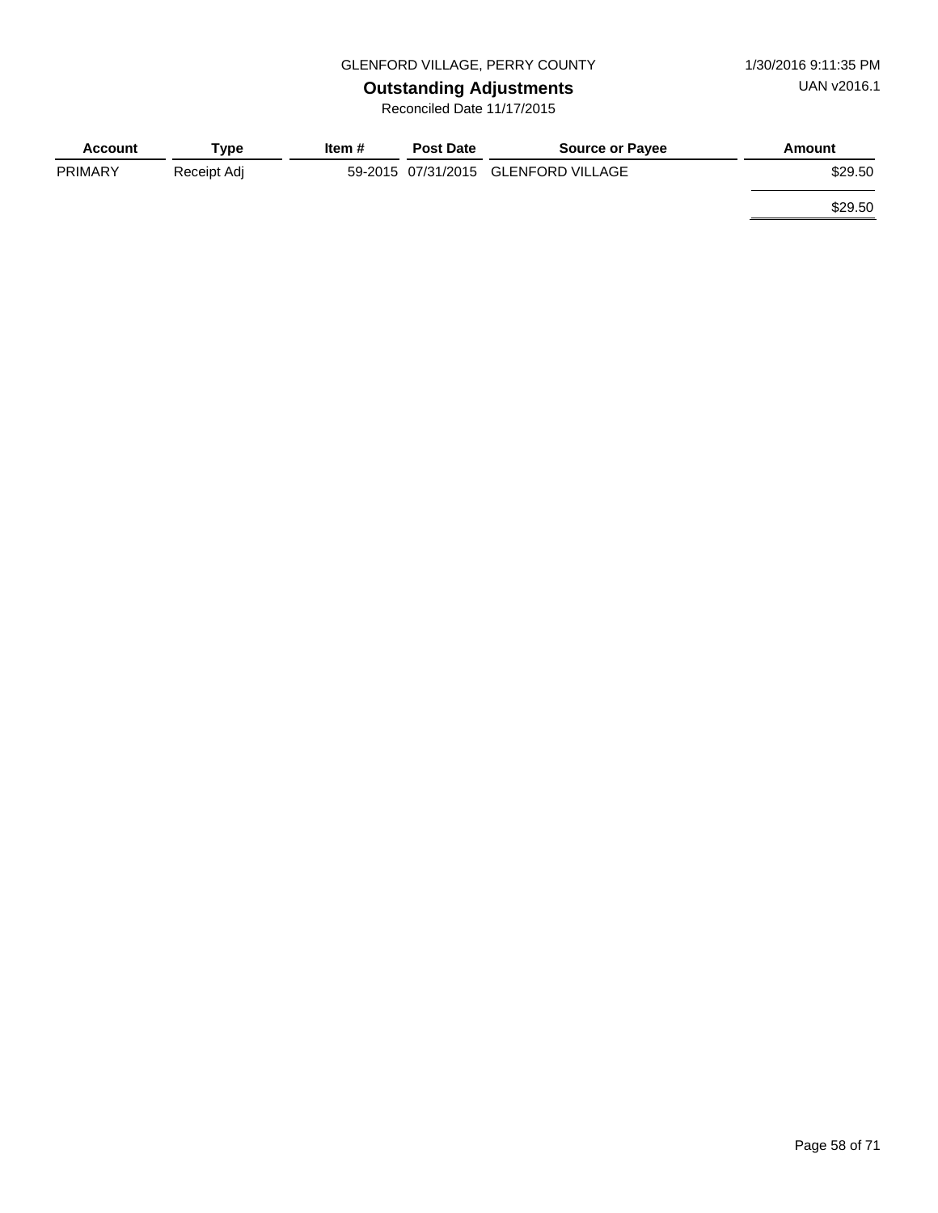GLENFORD VILLAGE, PERRY COUNTY

1/30/2016 9:11:35 PM

UAN v2016.1

# Outstanding Adjustments

Reconciled Date 11/17/2015

| Account | Type | Item # | Post Date | Source or Payee | Amount |
|---|---|---|---|---|---|
| PRIMARY | Receipt Adj | 59-2015 | 07/31/2015 | GLENFORD VILLAGE | $29.50 |
| | | | | | $29.50 |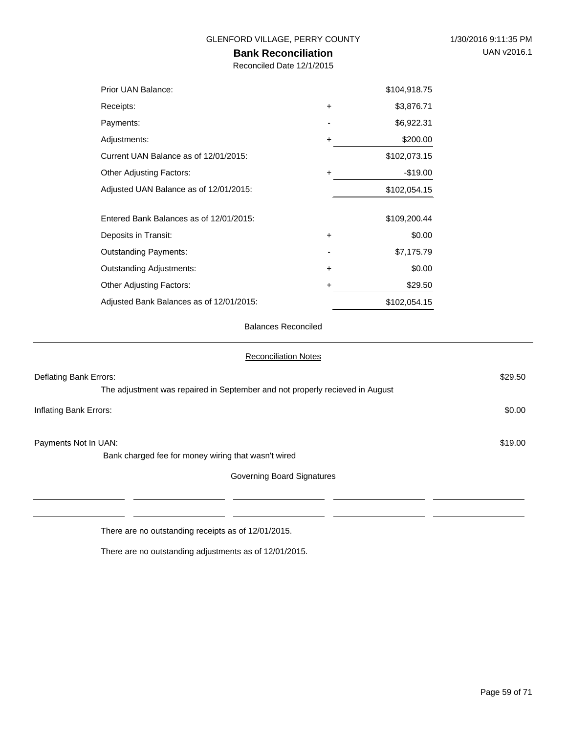GLENFORD VILLAGE, PERRY COUNTY

1/30/2016 9:11:35 PM

UAN v2016.1

# Bank Reconciliation

Reconciled Date 12/1/2015

| | | |
|---|---|---|
| Prior UAN Balance: | | $104,918.75 |
| Receipts: | + | $3,876.71 |
| Payments: | - | $6,922.31 |
| Adjustments: | + | $200.00 |
| Current UAN Balance as of 12/01/2015: | | $102,073.15 |
| Other Adjusting Factors: | + | -$19.00 |
| Adjusted UAN Balance as of 12/01/2015: | | $102,054.15 |
| | | |
| Entered Bank Balances as of 12/01/2015: | | $109,200.44 |
| Deposits in Transit: | + | $0.00 |
| Outstanding Payments: | - | $7,175.79 |
| Outstanding Adjustments: | + | $0.00 |
| Other Adjusting Factors: | + | $29.50 |
| Adjusted Bank Balances as of 12/01/2015: | | $102,054.15 |

Balances Reconciled

## Reconciliation Notes

Deflating Bank Errors: $29.50

The adjustment was repaired in September and not properly recieved in August

Inflating Bank Errors: $0.00

Payments Not In UAN: $19.00

Bank charged fee for money wiring that wasn't wired

Governing Board Signatures

\_\_\_\_\_\_\_\_\_\_\_\_\_\_\_\_ \_\_\_\_\_\_\_\_\_\_\_\_\_\_\_\_ \_\_\_\_\_\_\_\_\_\_\_\_\_\_\_\_ \_\_\_\_\_\_\_\_\_\_\_\_\_\_\_\_ \_\_\_\_\_\_\_\_\_\_\_\_\_\_\_\_

\_\_\_\_\_\_\_\_\_\_\_\_\_\_\_\_ \_\_\_\_\_\_\_\_\_\_\_\_\_\_\_\_ \_\_\_\_\_\_\_\_\_\_\_\_\_\_\_\_ \_\_\_\_\_\_\_\_\_\_\_\_\_\_\_\_ \_\_\_\_\_\_\_\_\_\_\_\_\_\_\_\_

There are no outstanding receipts as of 12/01/2015.

There are no outstanding adjustments as of 12/01/2015.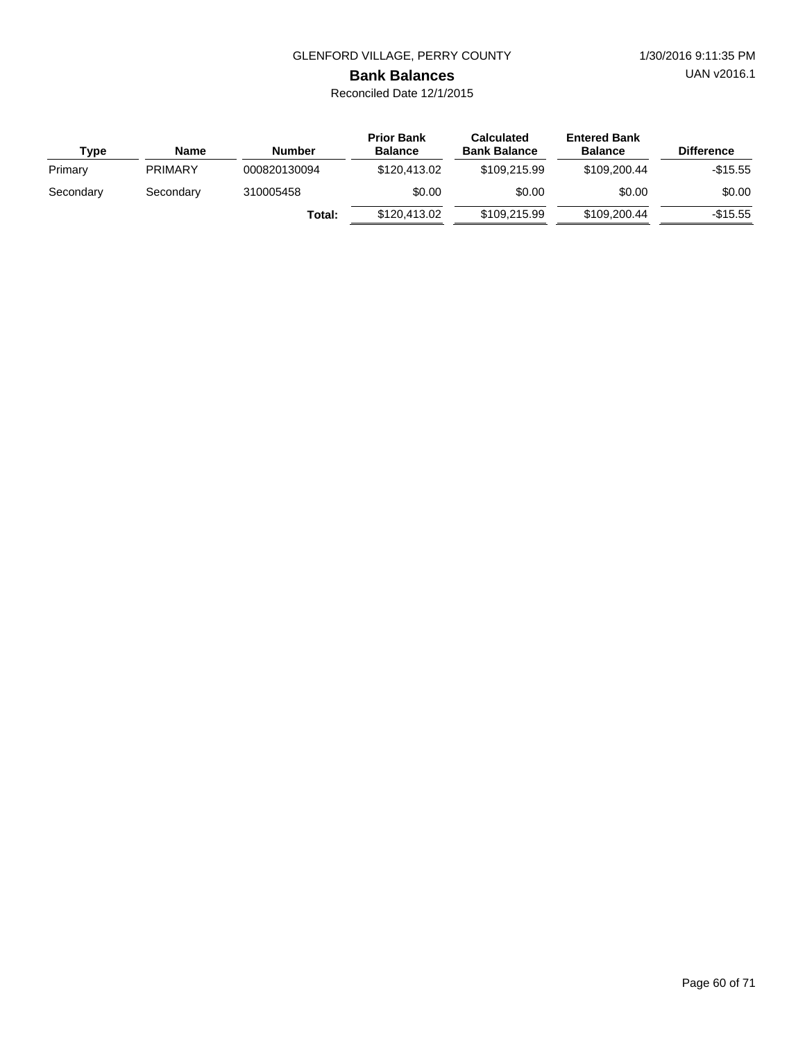GLENFORD VILLAGE, PERRY COUNTY

# Bank Balances

Reconciled Date 12/1/2015

| Type | Name | Number | Prior Bank Balance | Calculated Bank Balance | Entered Bank Balance | Difference |
|---|---|---|---|---|---|---|
| Primary | PRIMARY | 000820130094 | $120,413.02 | $109,215.99 | $109,200.44 | -$15.55 |
| Secondary | Secondary | 310005458 | $0.00 | $0.00 | $0.00 | $0.00 |
| | | **Total:** | $120,413.02 | $109,215.99 | $109,200.44 | -$15.55 |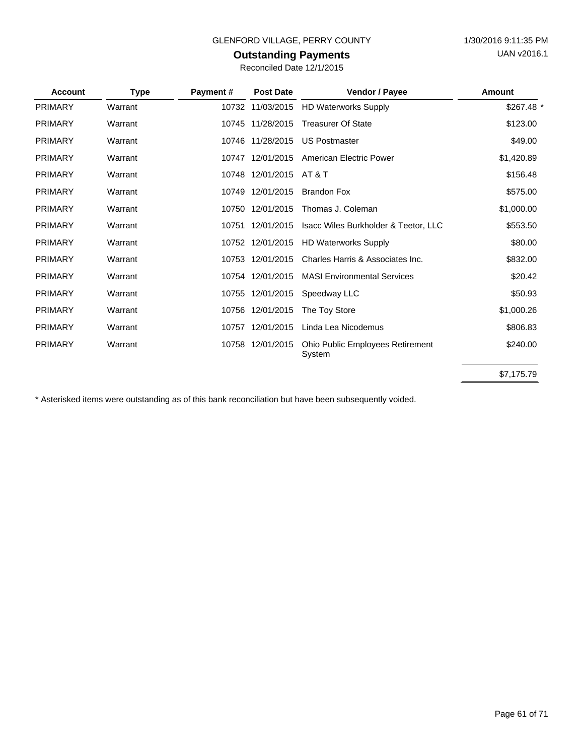GLENFORD VILLAGE, PERRY COUNTY

1/30/2016 9:11:35 PM

UAN v2016.1

## Outstanding Payments

Reconciled Date 12/1/2015

| Account | Type | Payment # | Post Date | Vendor / Payee | Amount |
|---|---|---|---|---|---|
| PRIMARY | Warrant | 10732 | 11/03/2015 | HD Waterworks Supply | $267.48 * |
| PRIMARY | Warrant | 10745 | 11/28/2015 | Treasurer Of State | $123.00 |
| PRIMARY | Warrant | 10746 | 11/28/2015 | US Postmaster | $49.00 |
| PRIMARY | Warrant | 10747 | 12/01/2015 | American Electric Power | $1,420.89 |
| PRIMARY | Warrant | 10748 | 12/01/2015 | AT & T | $156.48 |
| PRIMARY | Warrant | 10749 | 12/01/2015 | Brandon Fox | $575.00 |
| PRIMARY | Warrant | 10750 | 12/01/2015 | Thomas J. Coleman | $1,000.00 |
| PRIMARY | Warrant | 10751 | 12/01/2015 | Isacc Wiles Burkholder & Teetor, LLC | $553.50 |
| PRIMARY | Warrant | 10752 | 12/01/2015 | HD Waterworks Supply | $80.00 |
| PRIMARY | Warrant | 10753 | 12/01/2015 | Charles Harris & Associates Inc. | $832.00 |
| PRIMARY | Warrant | 10754 | 12/01/2015 | MASI Environmental Services | $20.42 |
| PRIMARY | Warrant | 10755 | 12/01/2015 | Speedway LLC | $50.93 |
| PRIMARY | Warrant | 10756 | 12/01/2015 | The Toy Store | $1,000.26 |
| PRIMARY | Warrant | 10757 | 12/01/2015 | Linda Lea Nicodemus | $806.83 |
| PRIMARY | Warrant | 10758 | 12/01/2015 | Ohio Public Employees Retirement System | $240.00 |
| | | | | | $7,175.79 |

* Asterisked items were outstanding as of this bank reconciliation but have been subsequently voided.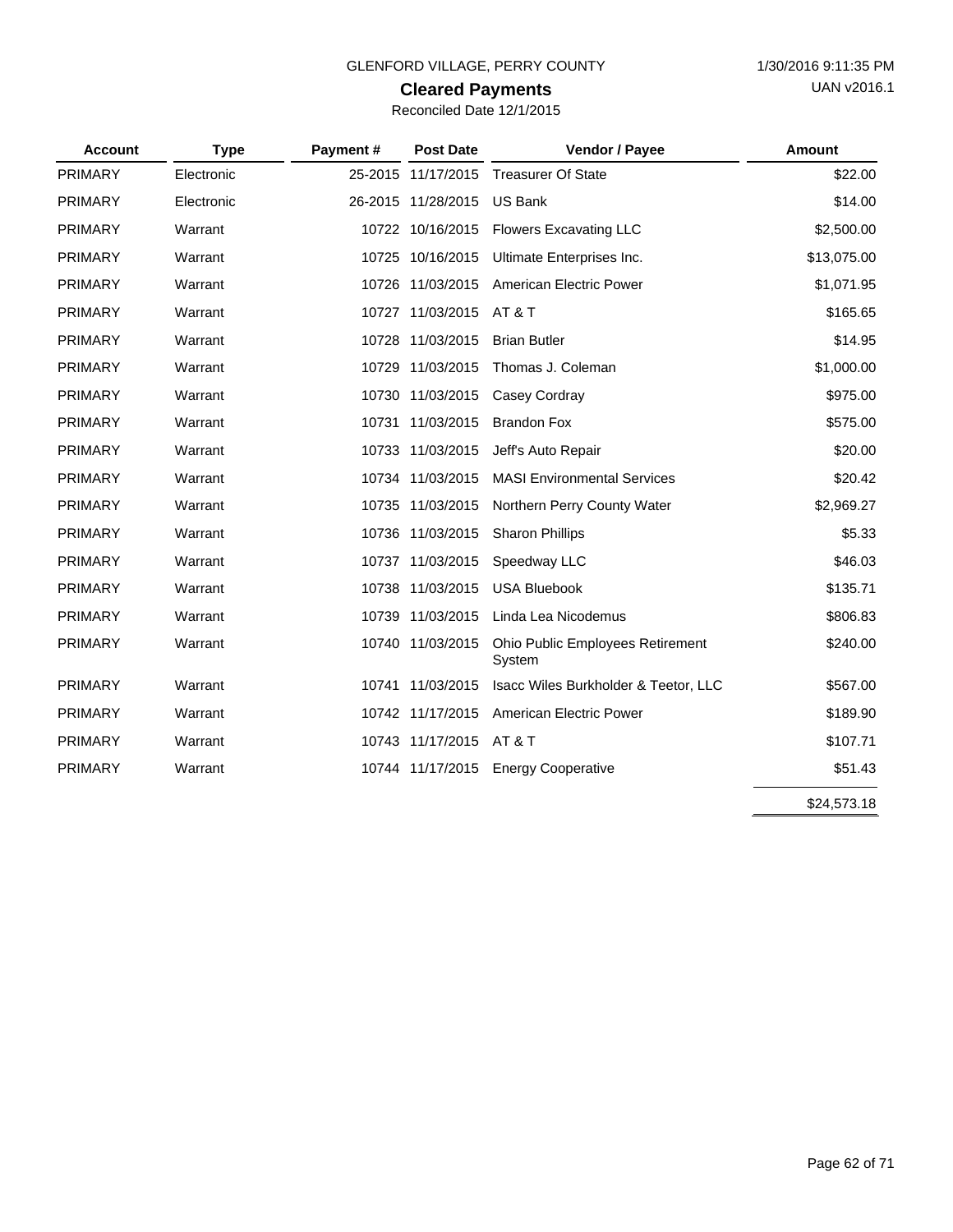GLENFORD VILLAGE, PERRY COUNTY

1/30/2016 9:11:35 PM

UAN v2016.1

# Cleared Payments

Reconciled Date 12/1/2015

| Account | Type | Payment # | Post Date | Vendor / Payee | Amount |
|---|---|---|---|---|---|
| PRIMARY | Electronic | 25-2015 | 11/17/2015 | Treasurer Of State | $22.00 |
| PRIMARY | Electronic | 26-2015 | 11/28/2015 | US Bank | $14.00 |
| PRIMARY | Warrant | 10722 | 10/16/2015 | Flowers Excavating LLC | $2,500.00 |
| PRIMARY | Warrant | 10725 | 10/16/2015 | Ultimate Enterprises Inc. | $13,075.00 |
| PRIMARY | Warrant | 10726 | 11/03/2015 | American Electric Power | $1,071.95 |
| PRIMARY | Warrant | 10727 | 11/03/2015 | AT & T | $165.65 |
| PRIMARY | Warrant | 10728 | 11/03/2015 | Brian Butler | $14.95 |
| PRIMARY | Warrant | 10729 | 11/03/2015 | Thomas J. Coleman | $1,000.00 |
| PRIMARY | Warrant | 10730 | 11/03/2015 | Casey Cordray | $975.00 |
| PRIMARY | Warrant | 10731 | 11/03/2015 | Brandon Fox | $575.00 |
| PRIMARY | Warrant | 10733 | 11/03/2015 | Jeff's Auto Repair | $20.00 |
| PRIMARY | Warrant | 10734 | 11/03/2015 | MASI Environmental Services | $20.42 |
| PRIMARY | Warrant | 10735 | 11/03/2015 | Northern Perry County Water | $2,969.27 |
| PRIMARY | Warrant | 10736 | 11/03/2015 | Sharon Phillips | $5.33 |
| PRIMARY | Warrant | 10737 | 11/03/2015 | Speedway LLC | $46.03 |
| PRIMARY | Warrant | 10738 | 11/03/2015 | USA Bluebook | $135.71 |
| PRIMARY | Warrant | 10739 | 11/03/2015 | Linda Lea Nicodemus | $806.83 |
| PRIMARY | Warrant | 10740 | 11/03/2015 | Ohio Public Employees Retirement System | $240.00 |
| PRIMARY | Warrant | 10741 | 11/03/2015 | Isacc Wiles Burkholder & Teetor, LLC | $567.00 |
| PRIMARY | Warrant | 10742 | 11/17/2015 | American Electric Power | $189.90 |
| PRIMARY | Warrant | 10743 | 11/17/2015 | AT & T | $107.71 |
| PRIMARY | Warrant | 10744 | 11/17/2015 | Energy Cooperative | $51.43 |
| | | | | | $24,573.18 |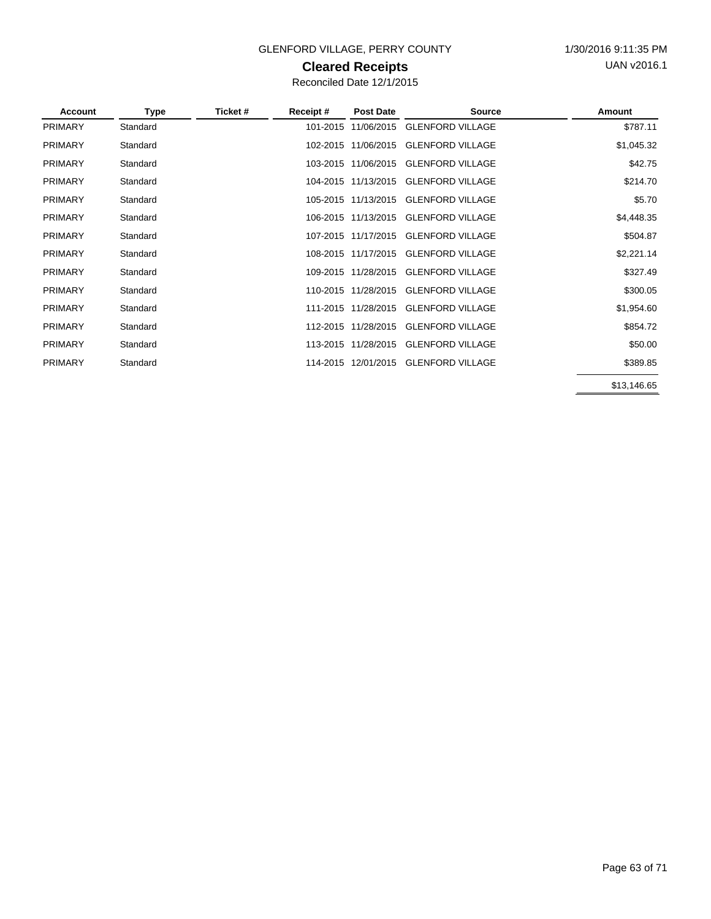GLENFORD VILLAGE, PERRY COUNTY

1/30/2016 9:11:35 PM

UAN v2016.1

## Cleared Receipts

Reconciled Date 12/1/2015

| Account | Type | Ticket # | Receipt # | Post Date | Source | Amount |
|---|---|---|---|---|---|---|
| PRIMARY | Standard | | 101-2015 | 11/06/2015 | GLENFORD VILLAGE | $787.11 |
| PRIMARY | Standard | | 102-2015 | 11/06/2015 | GLENFORD VILLAGE | $1,045.32 |
| PRIMARY | Standard | | 103-2015 | 11/06/2015 | GLENFORD VILLAGE | $42.75 |
| PRIMARY | Standard | | 104-2015 | 11/13/2015 | GLENFORD VILLAGE | $214.70 |
| PRIMARY | Standard | | 105-2015 | 11/13/2015 | GLENFORD VILLAGE | $5.70 |
| PRIMARY | Standard | | 106-2015 | 11/13/2015 | GLENFORD VILLAGE | $4,448.35 |
| PRIMARY | Standard | | 107-2015 | 11/17/2015 | GLENFORD VILLAGE | $504.87 |
| PRIMARY | Standard | | 108-2015 | 11/17/2015 | GLENFORD VILLAGE | $2,221.14 |
| PRIMARY | Standard | | 109-2015 | 11/28/2015 | GLENFORD VILLAGE | $327.49 |
| PRIMARY | Standard | | 110-2015 | 11/28/2015 | GLENFORD VILLAGE | $300.05 |
| PRIMARY | Standard | | 111-2015 | 11/28/2015 | GLENFORD VILLAGE | $1,954.60 |
| PRIMARY | Standard | | 112-2015 | 11/28/2015 | GLENFORD VILLAGE | $854.72 |
| PRIMARY | Standard | | 113-2015 | 11/28/2015 | GLENFORD VILLAGE | $50.00 |
| PRIMARY | Standard | | 114-2015 | 12/01/2015 | GLENFORD VILLAGE | $389.85 |
| | | | | | | $13,146.65 |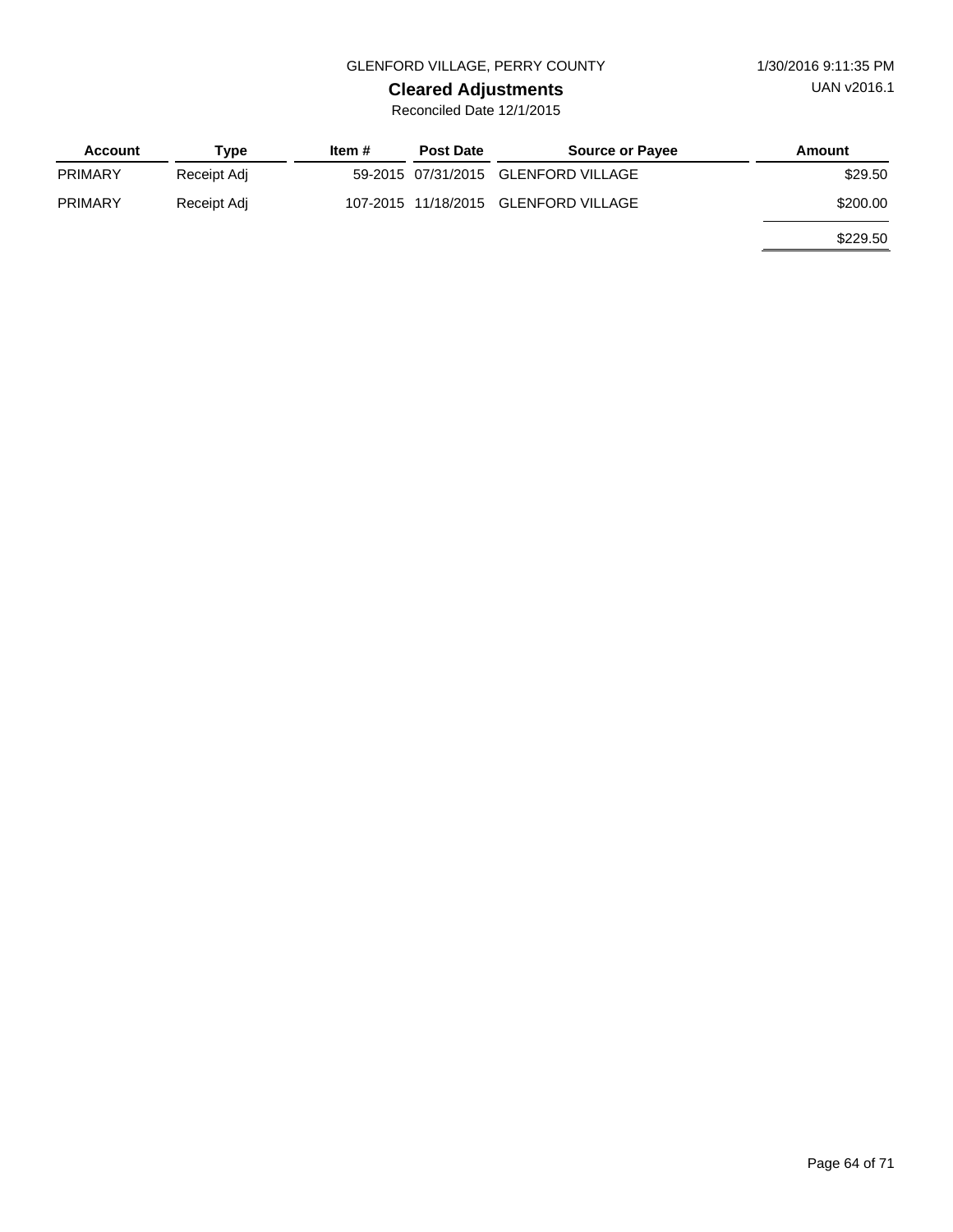GLENFORD VILLAGE, PERRY COUNTY

1/30/2016 9:11:35 PM

UAN v2016.1

# Cleared Adjustments

Reconciled Date 12/1/2015

| Account | Type | Item # | Post Date | Source or Payee | Amount |
|---|---|---|---|---|---|
| PRIMARY | Receipt Adj | 59-2015 | 07/31/2015 | GLENFORD VILLAGE | $29.50 |
| PRIMARY | Receipt Adj | 107-2015 | 11/18/2015 | GLENFORD VILLAGE | $200.00 |
| | | | | | $229.50 |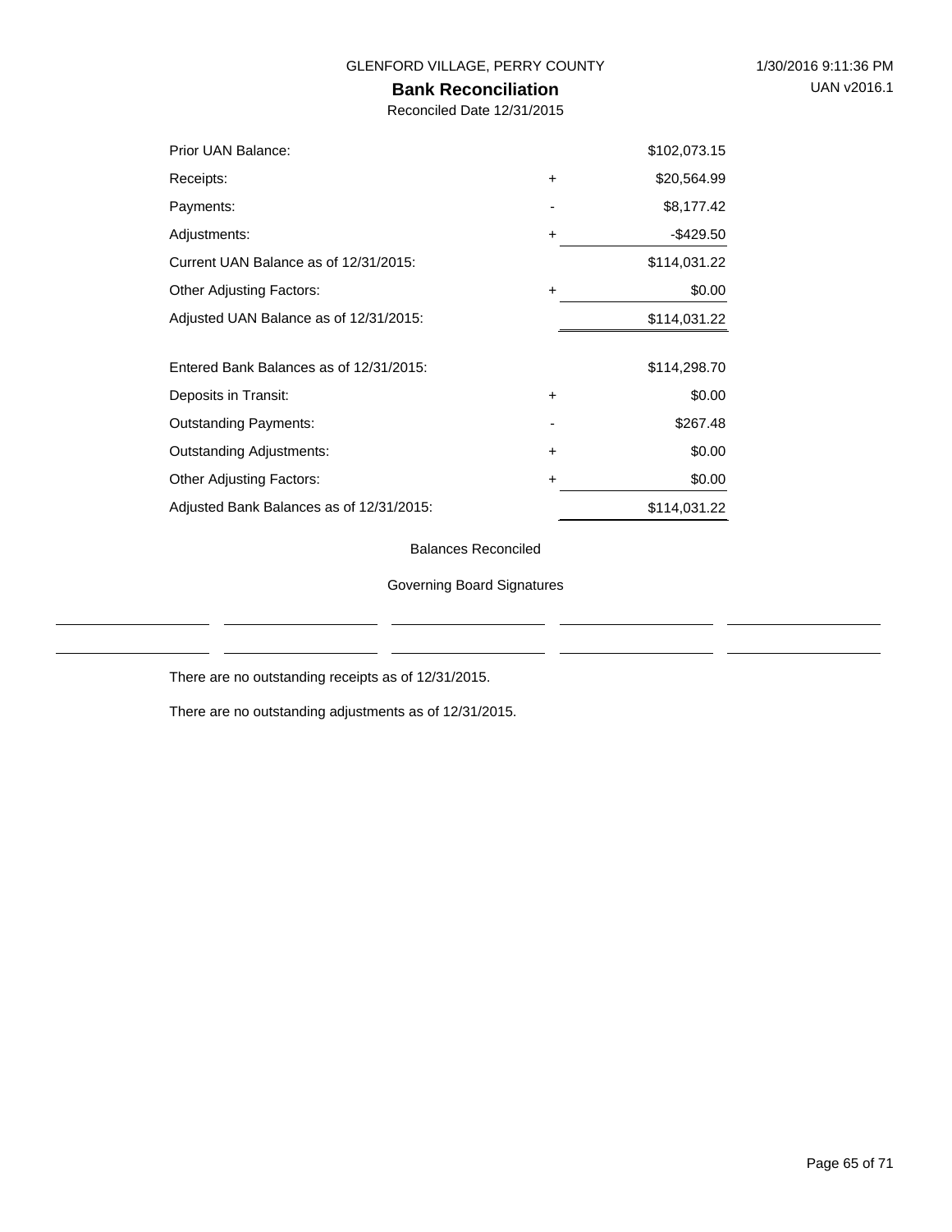GLENFORD VILLAGE, PERRY COUNTY

1/30/2016 9:11:36 PM

UAN v2016.1

# Bank Reconciliation

Reconciled Date 12/31/2015

| | | |
|---|---|---|
| Prior UAN Balance: | | $102,073.15 |
| Receipts: | + | $20,564.99 |
| Payments: | - | $8,177.42 |
| Adjustments: | + | -$429.50 |
| Current UAN Balance as of 12/31/2015: | | $114,031.22 |
| Other Adjusting Factors: | + | $0.00 |
| Adjusted UAN Balance as of 12/31/2015: | | $114,031.22 |
| | | |
| Entered Bank Balances as of 12/31/2015: | | $114,298.70 |
| Deposits in Transit: | + | $0.00 |
| Outstanding Payments: | - | $267.48 |
| Outstanding Adjustments: | + | $0.00 |
| Other Adjusting Factors: | + | $0.00 |
| Adjusted Bank Balances as of 12/31/2015: | | $114,031.22 |

Balances Reconciled

Governing Board Signatures

There are no outstanding receipts as of 12/31/2015.

There are no outstanding adjustments as of 12/31/2015.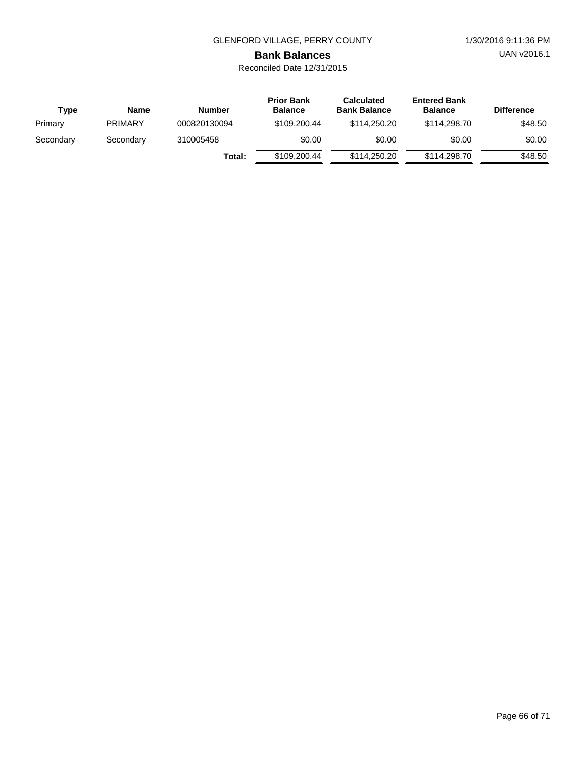GLENFORD VILLAGE, PERRY COUNTY

## Bank Balances

Reconciled Date 12/31/2015

| Type | Name | Number | Prior Bank Balance | Calculated Bank Balance | Entered Bank Balance | Difference |
|---|---|---|---|---|---|---|
| Primary | PRIMARY | 000820130094 | $109,200.44 | $114,250.20 | $114,298.70 | $48.50 |
| Secondary | Secondary | 310005458 | $0.00 | $0.00 | $0.00 | $0.00 |
| | | **Total:** | $109,200.44 | $114,250.20 | $114,298.70 | $48.50 |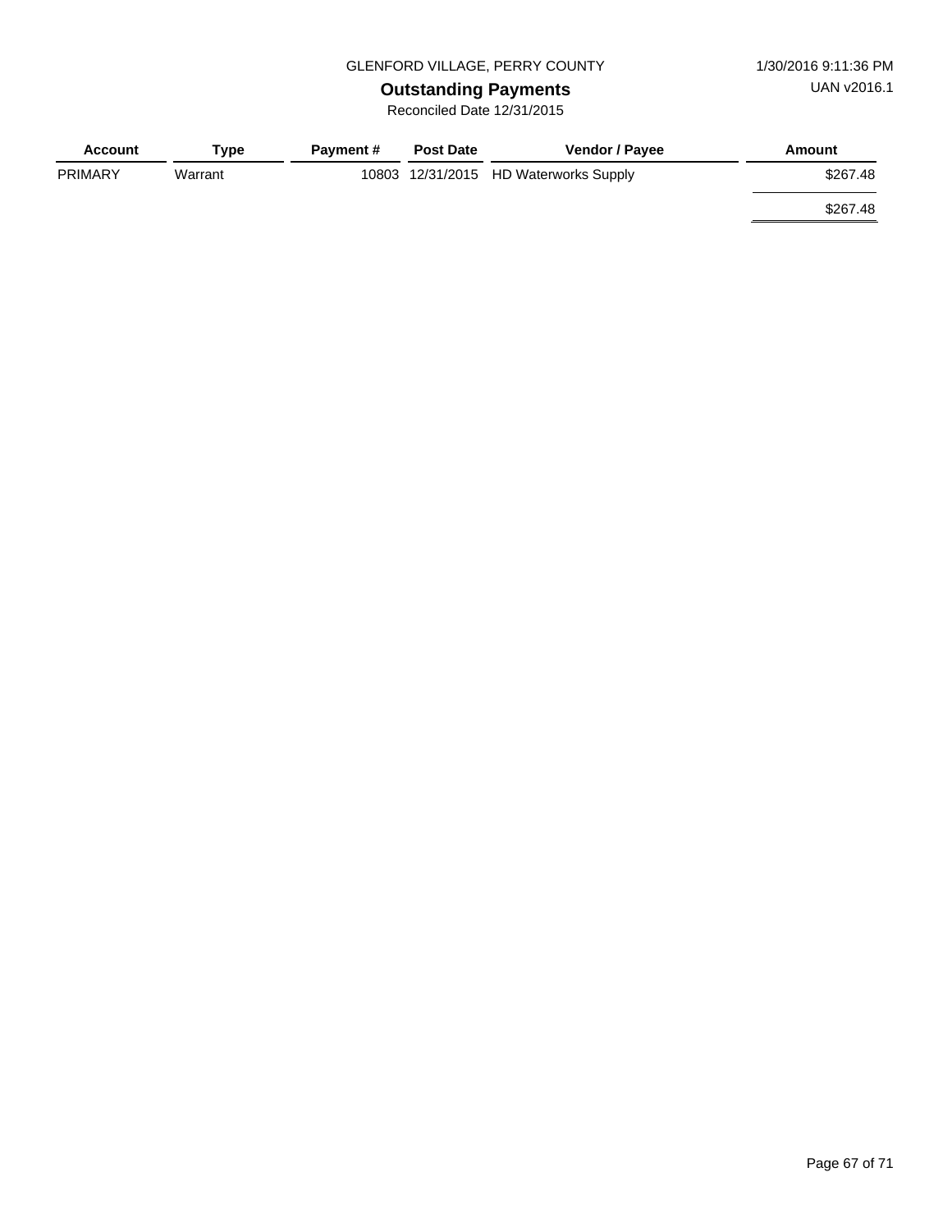GLENFORD VILLAGE, PERRY COUNTY

1/30/2016 9:11:36 PM

UAN v2016.1

# Outstanding Payments

Reconciled Date 12/31/2015

| Account | Type | Payment # | Post Date | Vendor / Payee | Amount |
|---|---|---|---|---|---|
| PRIMARY | Warrant | 10803 | 12/31/2015 | HD Waterworks Supply | $267.48 |
| | | | | | $267.48 |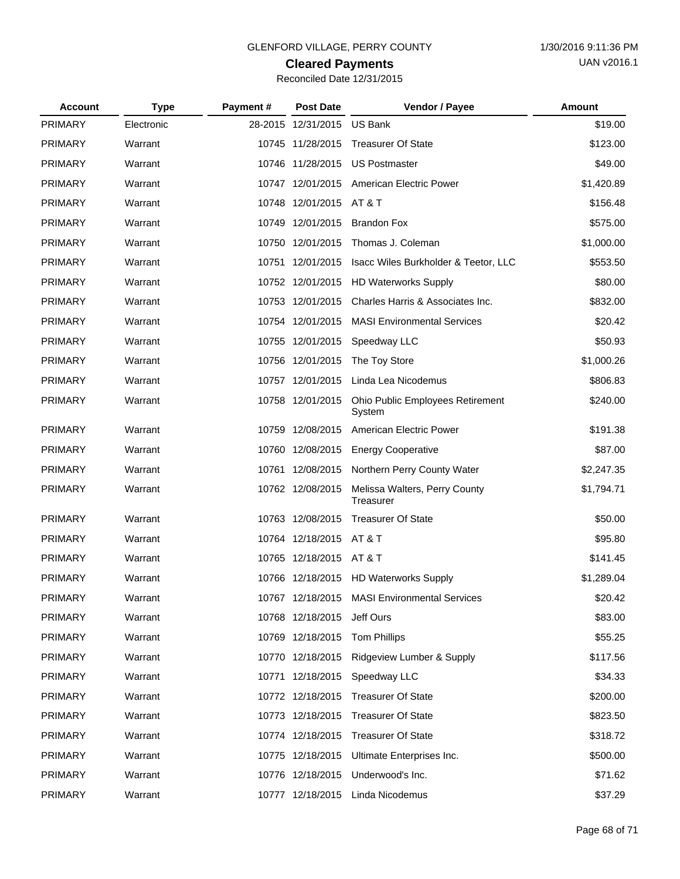GLENFORD VILLAGE, PERRY COUNTY

1/30/2016 9:11:36 PM

## Cleared Payments

UAN v2016.1

Reconciled Date 12/31/2015

| Account | Type | Payment # | Post Date | Vendor / Payee | Amount |
|---|---|---|---|---|---|
| PRIMARY | Electronic | 28-2015 | 12/31/2015 | US Bank | $19.00 |
| PRIMARY | Warrant | 10745 | 11/28/2015 | Treasurer Of State | $123.00 |
| PRIMARY | Warrant | 10746 | 11/28/2015 | US Postmaster | $49.00 |
| PRIMARY | Warrant | 10747 | 12/01/2015 | American Electric Power | $1,420.89 |
| PRIMARY | Warrant | 10748 | 12/01/2015 | AT & T | $156.48 |
| PRIMARY | Warrant | 10749 | 12/01/2015 | Brandon Fox | $575.00 |
| PRIMARY | Warrant | 10750 | 12/01/2015 | Thomas J. Coleman | $1,000.00 |
| PRIMARY | Warrant | 10751 | 12/01/2015 | Isacc Wiles Burkholder & Teetor, LLC | $553.50 |
| PRIMARY | Warrant | 10752 | 12/01/2015 | HD Waterworks Supply | $80.00 |
| PRIMARY | Warrant | 10753 | 12/01/2015 | Charles Harris & Associates Inc. | $832.00 |
| PRIMARY | Warrant | 10754 | 12/01/2015 | MASI Environmental Services | $20.42 |
| PRIMARY | Warrant | 10755 | 12/01/2015 | Speedway LLC | $50.93 |
| PRIMARY | Warrant | 10756 | 12/01/2015 | The Toy Store | $1,000.26 |
| PRIMARY | Warrant | 10757 | 12/01/2015 | Linda Lea Nicodemus | $806.83 |
| PRIMARY | Warrant | 10758 | 12/01/2015 | Ohio Public Employees Retirement System | $240.00 |
| PRIMARY | Warrant | 10759 | 12/08/2015 | American Electric Power | $191.38 |
| PRIMARY | Warrant | 10760 | 12/08/2015 | Energy Cooperative | $87.00 |
| PRIMARY | Warrant | 10761 | 12/08/2015 | Northern Perry County Water | $2,247.35 |
| PRIMARY | Warrant | 10762 | 12/08/2015 | Melissa Walters, Perry County Treasurer | $1,794.71 |
| PRIMARY | Warrant | 10763 | 12/08/2015 | Treasurer Of State | $50.00 |
| PRIMARY | Warrant | 10764 | 12/18/2015 | AT & T | $95.80 |
| PRIMARY | Warrant | 10765 | 12/18/2015 | AT & T | $141.45 |
| PRIMARY | Warrant | 10766 | 12/18/2015 | HD Waterworks Supply | $1,289.04 |
| PRIMARY | Warrant | 10767 | 12/18/2015 | MASI Environmental Services | $20.42 |
| PRIMARY | Warrant | 10768 | 12/18/2015 | Jeff Ours | $83.00 |
| PRIMARY | Warrant | 10769 | 12/18/2015 | Tom Phillips | $55.25 |
| PRIMARY | Warrant | 10770 | 12/18/2015 | Ridgeview Lumber & Supply | $117.56 |
| PRIMARY | Warrant | 10771 | 12/18/2015 | Speedway LLC | $34.33 |
| PRIMARY | Warrant | 10772 | 12/18/2015 | Treasurer Of State | $200.00 |
| PRIMARY | Warrant | 10773 | 12/18/2015 | Treasurer Of State | $823.50 |
| PRIMARY | Warrant | 10774 | 12/18/2015 | Treasurer Of State | $318.72 |
| PRIMARY | Warrant | 10775 | 12/18/2015 | Ultimate Enterprises Inc. | $500.00 |
| PRIMARY | Warrant | 10776 | 12/18/2015 | Underwood's Inc. | $71.62 |
| PRIMARY | Warrant | 10777 | 12/18/2015 | Linda Nicodemus | $37.29 |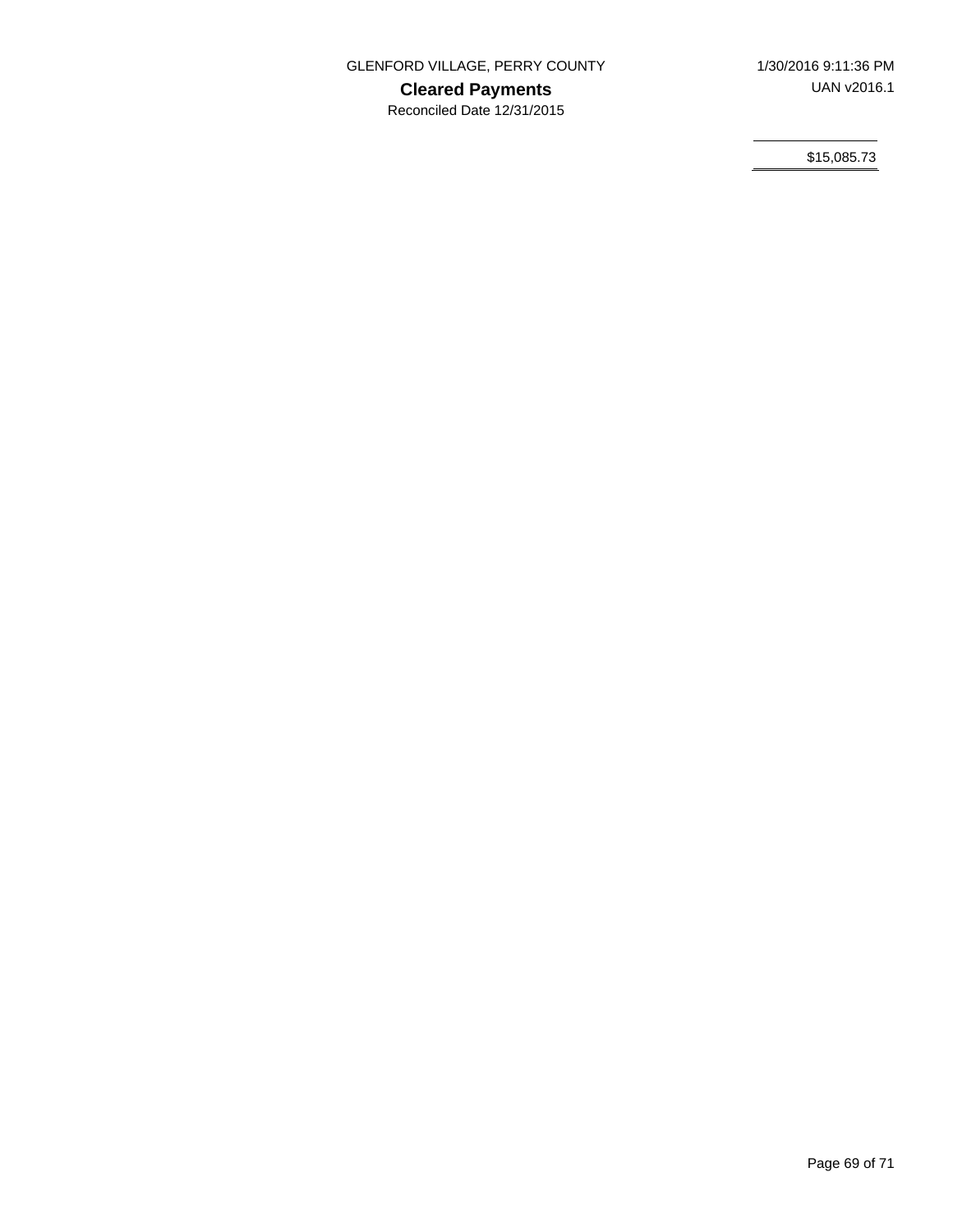GLENFORD VILLAGE, PERRY COUNTY

**Cleared Payments**

Reconciled Date 12/31/2015

1/30/2016 9:11:36 PM

UAN v2016.1

$15,085.73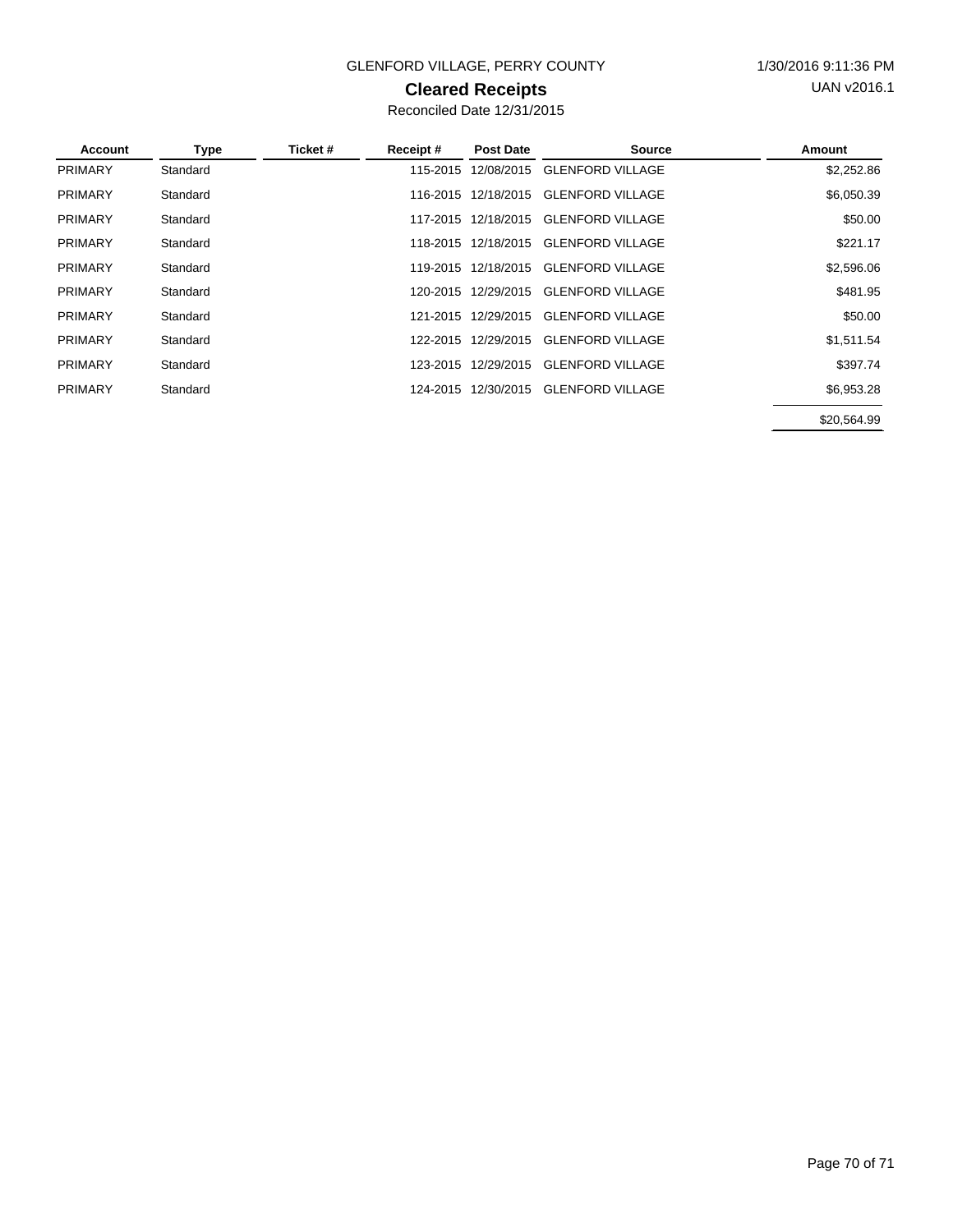GLENFORD VILLAGE, PERRY COUNTY

1/30/2016 9:11:36 PM

# Cleared Receipts

UAN v2016.1

Reconciled Date 12/31/2015

| Account | Type | Ticket # | Receipt # | Post Date | Source | Amount |
|---|---|---|---|---|---|---|
| PRIMARY | Standard | | 115-2015 | 12/08/2015 | GLENFORD VILLAGE | $2,252.86 |
| PRIMARY | Standard | | 116-2015 | 12/18/2015 | GLENFORD VILLAGE | $6,050.39 |
| PRIMARY | Standard | | 117-2015 | 12/18/2015 | GLENFORD VILLAGE | $50.00 |
| PRIMARY | Standard | | 118-2015 | 12/18/2015 | GLENFORD VILLAGE | $221.17 |
| PRIMARY | Standard | | 119-2015 | 12/18/2015 | GLENFORD VILLAGE | $2,596.06 |
| PRIMARY | Standard | | 120-2015 | 12/29/2015 | GLENFORD VILLAGE | $481.95 |
| PRIMARY | Standard | | 121-2015 | 12/29/2015 | GLENFORD VILLAGE | $50.00 |
| PRIMARY | Standard | | 122-2015 | 12/29/2015 | GLENFORD VILLAGE | $1,511.54 |
| PRIMARY | Standard | | 123-2015 | 12/29/2015 | GLENFORD VILLAGE | $397.74 |
| PRIMARY | Standard | | 124-2015 | 12/30/2015 | GLENFORD VILLAGE | $6,953.28 |
| | | | | | | $20,564.99 |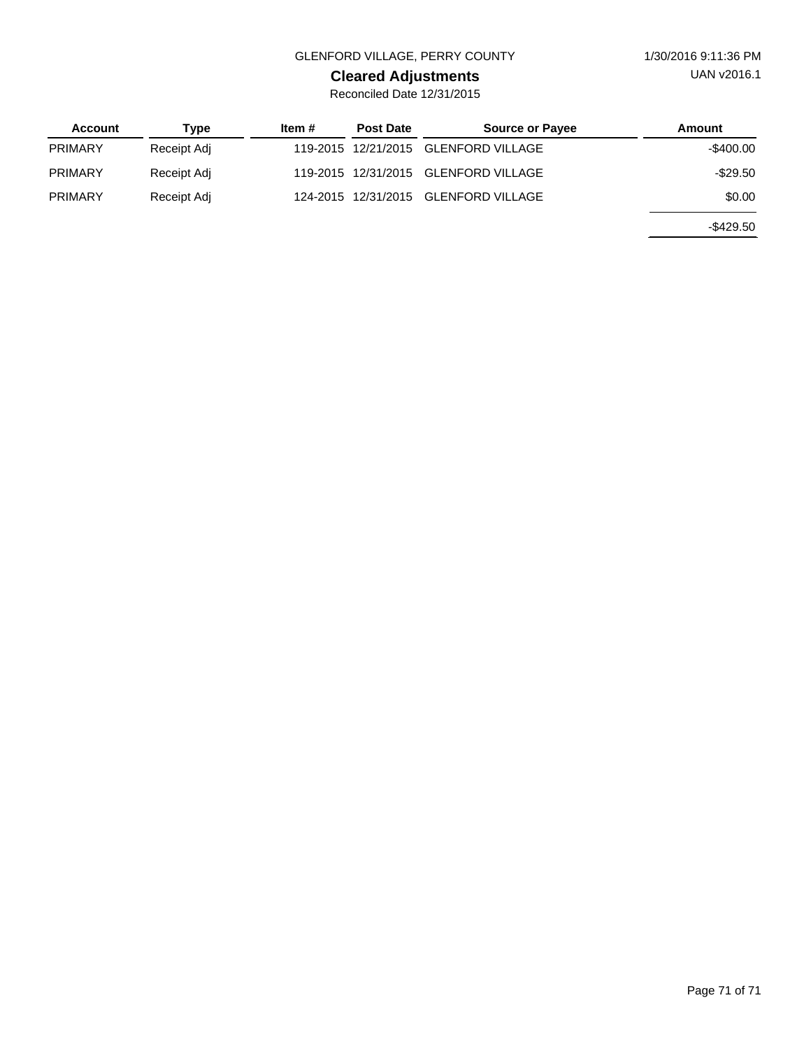GLENFORD VILLAGE, PERRY COUNTY

1/30/2016 9:11:36 PM

UAN v2016.1

# Cleared Adjustments

Reconciled Date 12/31/2015

| Account | Type | Item # | Post Date | Source or Payee | Amount |
|---|---|---|---|---|---|
| PRIMARY | Receipt Adj | 119-2015 | 12/21/2015 | GLENFORD VILLAGE | -$400.00 |
| PRIMARY | Receipt Adj | 119-2015 | 12/31/2015 | GLENFORD VILLAGE | -$29.50 |
| PRIMARY | Receipt Adj | 124-2015 | 12/31/2015 | GLENFORD VILLAGE | $0.00 |
| | | | | | -$429.50 |